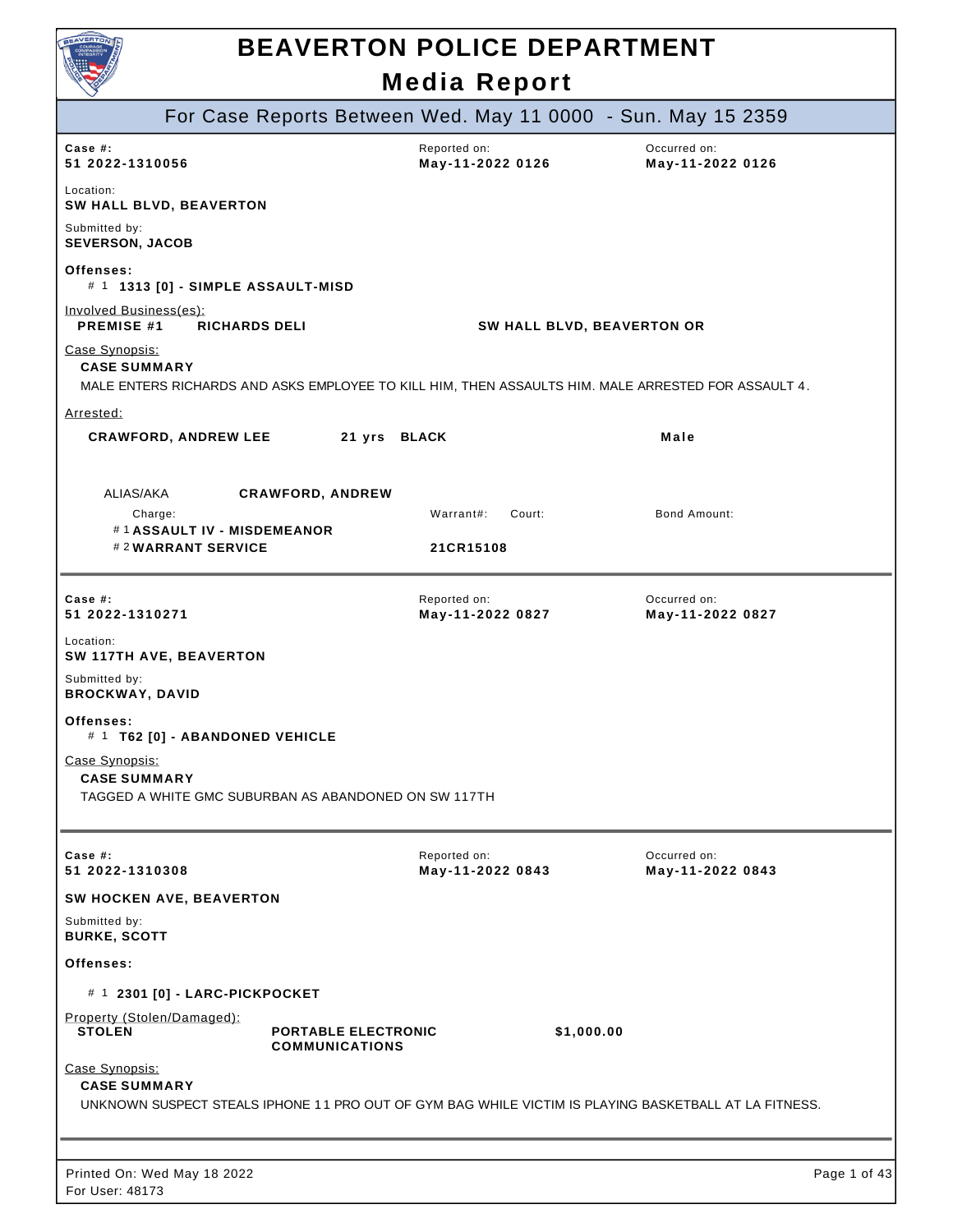# BEAVERTON POLICE DEPARTMENT

## Media Report

### For Case Reports Between Wed. May 11 0000 - Sun. May 15 2359

---

**Case #:** 51 2022-1310056
**Reported on:** May-11-2022 0126
**Occurred on:** May-11-2022 0126

Location:
**SW HALL BLVD, BEAVERTON**

Submitted by:
**SEVERSON, JACOB**

**Offenses:**
- \# 1 **1313 [0] - SIMPLE ASSAULT-MISD**

Involved Business(es):

| | | |
|---|---|---|
| **PREMISE #1** | **RICHARDS DELI** | **SW HALL BLVD, BEAVERTON OR** |

Case Synopsis:
**CASE SUMMARY**
MALE ENTERS RICHARDS AND ASKS EMPLOYEE TO KILL HIM, THEN ASSAULTS HIM. MALE ARRESTED FOR ASSAULT 4.

Arrested:

**CRAWFORD, ANDREW LEE** 21 yrs **BLACK** **Male**

ALIAS/AKA **CRAWFORD, ANDREW**

| Charge: | Warrant#: | Court: | Bond Amount: |
|---|---|---|---|
| # 1 **ASSAULT IV - MISDEMEANOR** | | | |
| # 2 **WARRANT SERVICE** | **21CR15108** | | |

---

**Case #:** 51 2022-1310271
**Reported on:** May-11-2022 0827
**Occurred on:** May-11-2022 0827

Location:
**SW 117TH AVE, BEAVERTON**

Submitted by:
**BROCKWAY, DAVID**

**Offenses:**
- \# 1 **T62 [0] - ABANDONED VEHICLE**

Case Synopsis:
**CASE SUMMARY**
TAGGED A WHITE GMC SUBURBAN AS ABANDONED ON SW 117TH

---

**Case #:** 51 2022-1310308
**Reported on:** May-11-2022 0843
**Occurred on:** May-11-2022 0843

**SW HOCKEN AVE, BEAVERTON**

Submitted by:
**BURKE, SCOTT**

**Offenses:**
- \# 1 **2301 [0] - LARC-PICKPOCKET**

Property (Stolen/Damaged):

| | | |
|---|---|---|
| **STOLEN** | **PORTABLE ELECTRONIC COMMUNICATIONS** | **$1,000.00** |

Case Synopsis:
**CASE SUMMARY**
UNKNOWN SUSPECT STEALS IPHONE 11 PRO OUT OF GYM BAG WHILE VICTIM IS PLAYING BASKETBALL AT LA FITNESS.

---

Printed On: Wed May 18 2022
For User: 48173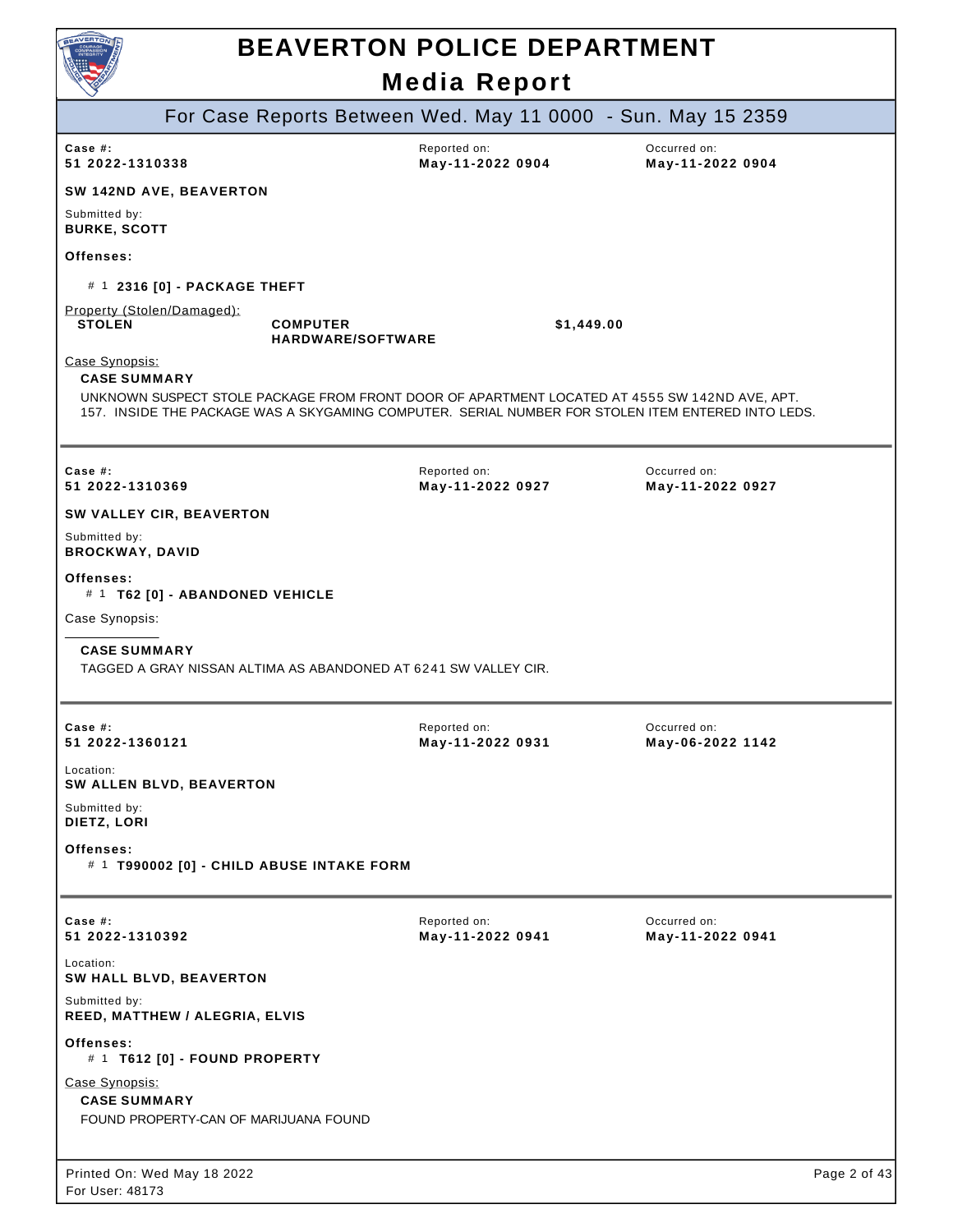# BEAVERTON POLICE DEPARTMENT

## Media Report

### For Case Reports Between Wed. May 11 0000 - Sun. May 15 2359

| Case #: | Reported on: | Occurred on: |
|---|---|---|
| **51 2022-1310338** | **May-11-2022 0904** | **May-11-2022 0904** |

**SW 142ND AVE, BEAVERTON**

Submitted by:
**BURKE, SCOTT**

**Offenses:**

# 1 **2316 [0] - PACKAGE THEFT**

Property (Stolen/Damaged):

| | | |
|---|---|---|
| **STOLEN** | **COMPUTER HARDWARE/SOFTWARE** | **$1,449.00** |

Case Synopsis:

**CASE SUMMARY**

UNKNOWN SUSPECT STOLE PACKAGE FROM FRONT DOOR OF APARTMENT LOCATED AT 4555 SW 142ND AVE, APT. 157. INSIDE THE PACKAGE WAS A SKYGAMING COMPUTER. SERIAL NUMBER FOR STOLEN ITEM ENTERED INTO LEDS.

---

| Case #: | Reported on: | Occurred on: |
|---|---|---|
| **51 2022-1310369** | **May-11-2022 0927** | **May-11-2022 0927** |

**SW VALLEY CIR, BEAVERTON**

Submitted by:
**BROCKWAY, DAVID**

**Offenses:**

# 1 **T62 [0] - ABANDONED VEHICLE**

Case Synopsis:

**CASE SUMMARY**

TAGGED A GRAY NISSAN ALTIMA AS ABANDONED AT 6241 SW VALLEY CIR.

---

| Case #: | Reported on: | Occurred on: |
|---|---|---|
| **51 2022-1360121** | **May-11-2022 0931** | **May-06-2022 1142** |

Location:
**SW ALLEN BLVD, BEAVERTON**

Submitted by:
**DIETZ, LORI**

**Offenses:**

# 1 **T990002 [0] - CHILD ABUSE INTAKE FORM**

---

| Case #: | Reported on: | Occurred on: |
|---|---|---|
| **51 2022-1310392** | **May-11-2022 0941** | **May-11-2022 0941** |

Location:
**SW HALL BLVD, BEAVERTON**

Submitted by:
**REED, MATTHEW / ALEGRIA, ELVIS**

**Offenses:**

# 1 **T612 [0] - FOUND PROPERTY**

Case Synopsis:

**CASE SUMMARY**

FOUND PROPERTY-CAN OF MARIJUANA FOUND

Printed On: Wed May 18 2022
For User: 48173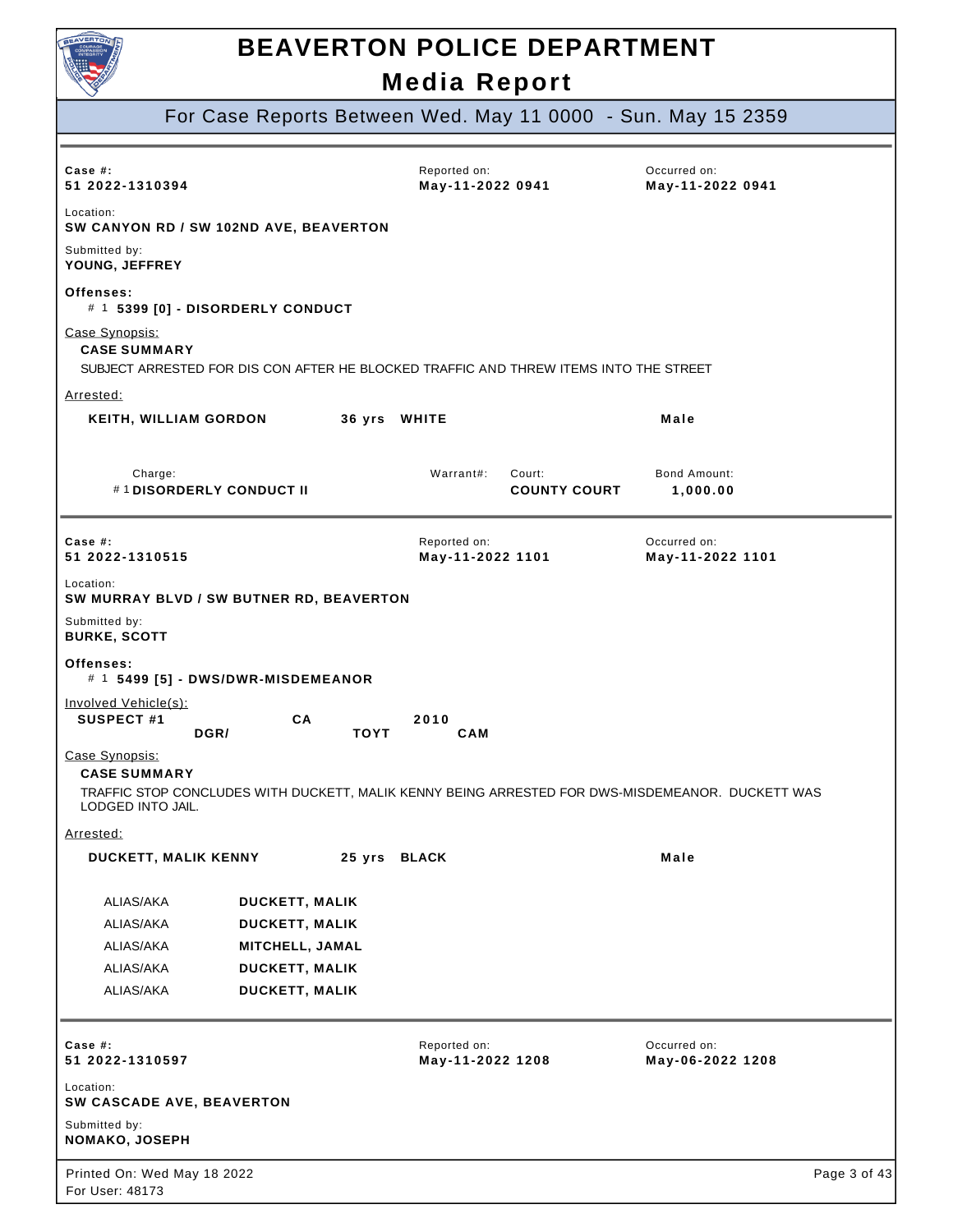# BEAVERTON POLICE DEPARTMENT

## Media Report

### For Case Reports Between Wed. May 11 0000 - Sun. May 15 2359

---

**Case #:** 51 2022-1310394
**Reported on:** May-11-2022 0941
**Occurred on:** May-11-2022 0941

**Location:** SW CANYON RD / SW 102ND AVE, BEAVERTON

**Submitted by:** YOUNG, JEFFREY

**Offenses:**
- # 1 **5399 [0] - DISORDERLY CONDUCT**

Case Synopsis:

**CASE SUMMARY**

SUBJECT ARRESTED FOR DIS CON AFTER HE BLOCKED TRAFFIC AND THREW ITEMS INTO THE STREET

Arrested:

**KEITH, WILLIAM GORDON** 36 yrs WHITE Male

| Charge | Warrant# | Court | Bond Amount |
|---|---|---|---|
| # 1 DISORDERLY CONDUCT II | | COUNTY COURT | 1,000.00 |

---

**Case #:** 51 2022-1310515
**Reported on:** May-11-2022 1101
**Occurred on:** May-11-2022 1101

**Location:** SW MURRAY BLVD / SW BUTNER RD, BEAVERTON

**Submitted by:** BURKE, SCOTT

**Offenses:**
- # 1 **5499 [5] - DWS/DWR-MISDEMEANOR**

Involved Vehicle(s):

**SUSPECT #1** DGR/ CA TOYT 2010 CAM

Case Synopsis:

**CASE SUMMARY**

TRAFFIC STOP CONCLUDES WITH DUCKETT, MALIK KENNY BEING ARRESTED FOR DWS-MISDEMEANOR. DUCKETT WAS LODGED INTO JAIL.

Arrested:

**DUCKETT, MALIK KENNY** 25 yrs BLACK Male

| | |
|---|---|
| ALIAS/AKA | DUCKETT, MALIK |
| ALIAS/AKA | DUCKETT, MALIK |
| ALIAS/AKA | MITCHELL, JAMAL |
| ALIAS/AKA | DUCKETT, MALIK |
| ALIAS/AKA | DUCKETT, MALIK |

---

**Case #:** 51 2022-1310597
**Reported on:** May-11-2022 1208
**Occurred on:** May-06-2022 1208

**Location:** SW CASCADE AVE, BEAVERTON

**Submitted by:** NOMAKO, JOSEPH

Printed On: Wed May 18 2022
For User: 48173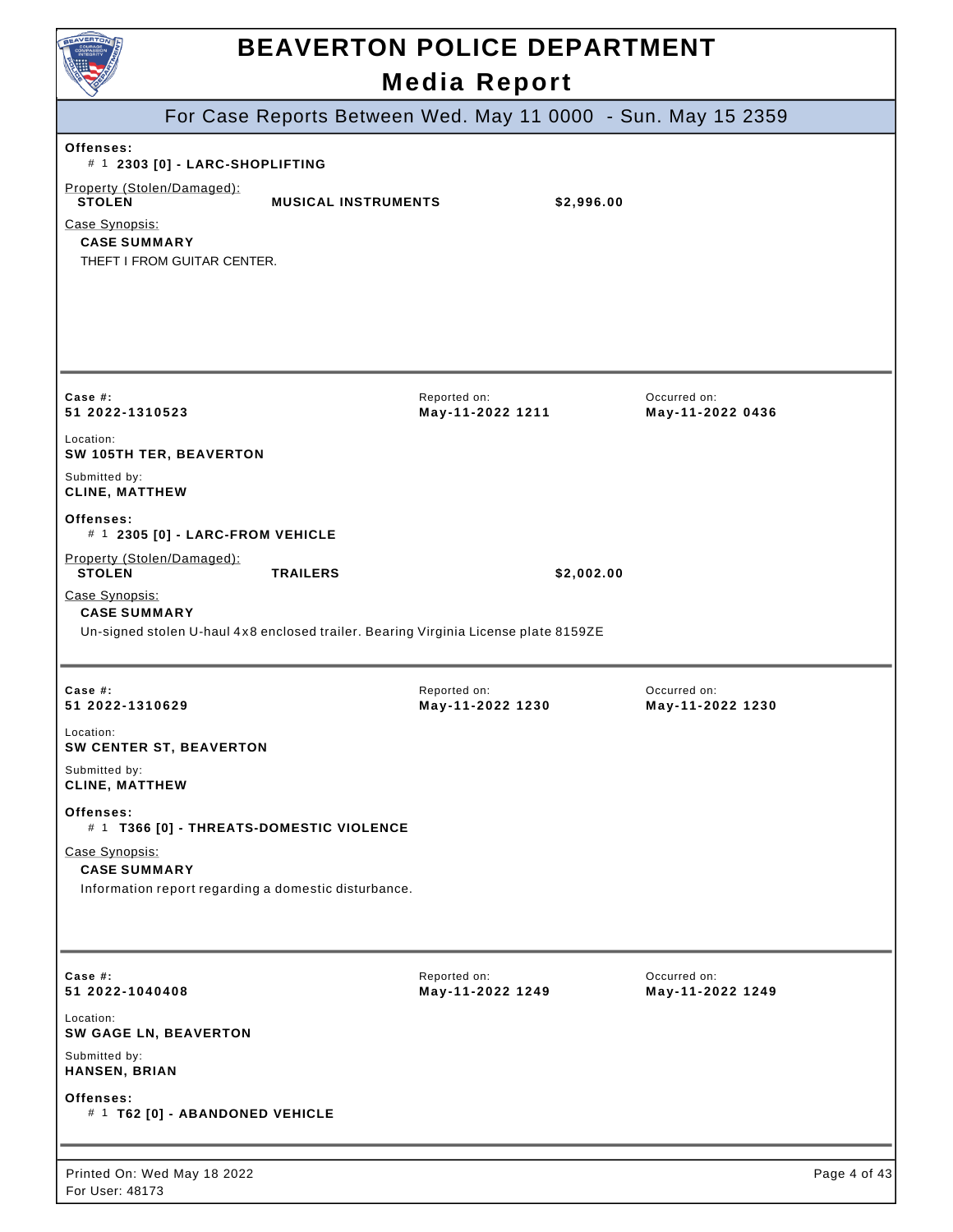# BEAVERTON POLICE DEPARTMENT

## Media Report

For Case Reports Between Wed. May 11 0000 - Sun. May 15 2359

**Offenses:**

\# 1 **2303 [0] - LARC-SHOPLIFTING**

Property (Stolen/Damaged):

| | | |
|---|---|---|
| **STOLEN** | **MUSICAL INSTRUMENTS** | **$2,996.00** |

Case Synopsis:

**CASE SUMMARY**

THEFT I FROM GUITAR CENTER.

---

| Case #: | Reported on: | Occurred on: |
|---|---|---|
| **51 2022-1310523** | **May-11-2022 1211** | **May-11-2022 0436** |

Location:
**SW 105TH TER, BEAVERTON**

Submitted by:
**CLINE, MATTHEW**

**Offenses:**

\# 1 **2305 [0] - LARC-FROM VEHICLE**

Property (Stolen/Damaged):

| | | |
|---|---|---|
| **STOLEN** | **TRAILERS** | **$2,002.00** |

Case Synopsis:

**CASE SUMMARY**

Un-signed stolen U-haul 4x8 enclosed trailer. Bearing Virginia License plate 8159ZE

---

| Case #: | Reported on: | Occurred on: |
|---|---|---|
| **51 2022-1310629** | **May-11-2022 1230** | **May-11-2022 1230** |

Location:
**SW CENTER ST, BEAVERTON**

Submitted by:
**CLINE, MATTHEW**

**Offenses:**

\# 1 **T366 [0] - THREATS-DOMESTIC VIOLENCE**

Case Synopsis:

**CASE SUMMARY**

Information report regarding a domestic disturbance.

---

| Case #: | Reported on: | Occurred on: |
|---|---|---|
| **51 2022-1040408** | **May-11-2022 1249** | **May-11-2022 1249** |

Location:
**SW GAGE LN, BEAVERTON**

Submitted by:
**HANSEN, BRIAN**

**Offenses:**

\# 1 **T62 [0] - ABANDONED VEHICLE**

---

Printed On: Wed May 18 2022
For User: 48173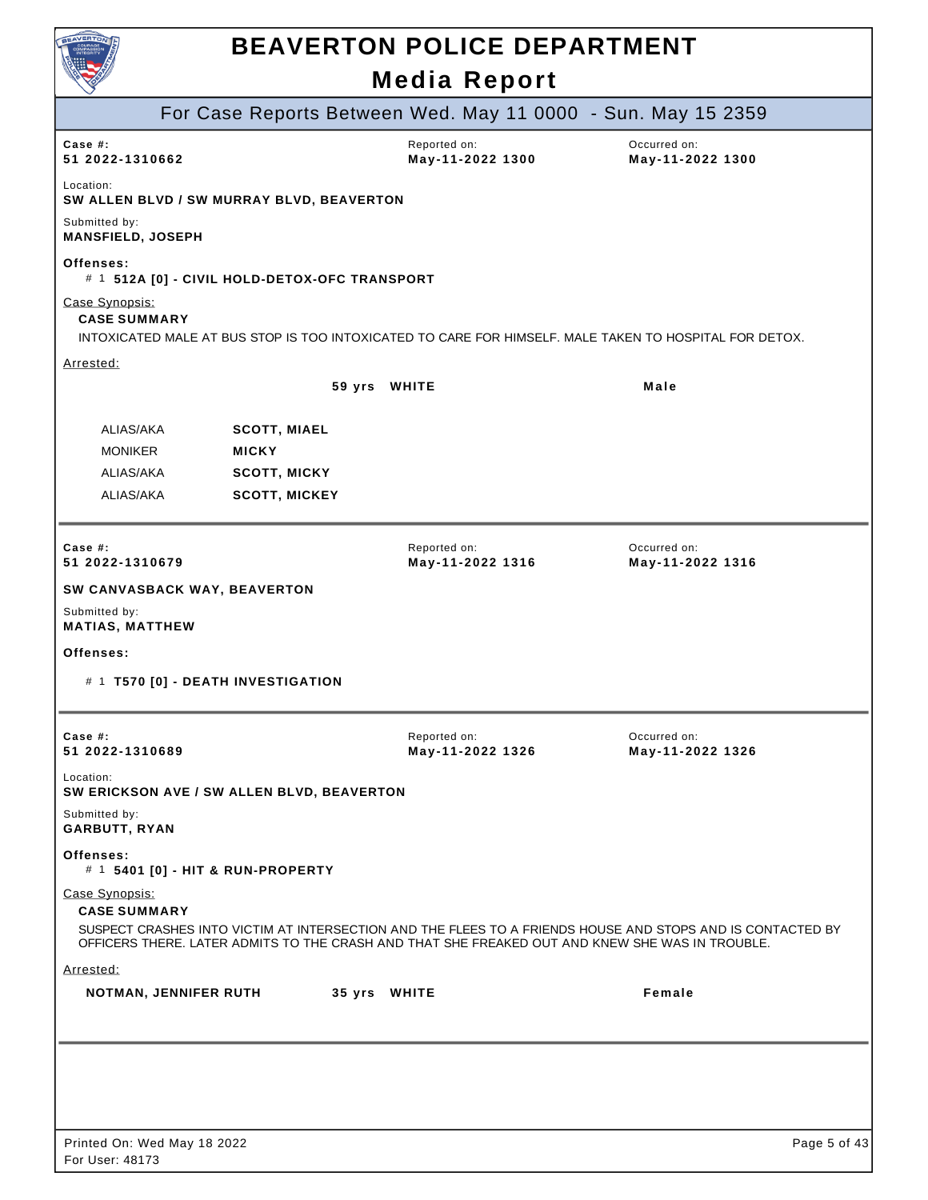# BEAVERTON POLICE DEPARTMENT

## Media Report

### For Case Reports Between Wed. May 11 0000 - Sun. May 15 2359

**Case #:** 51 2022-1310662
Reported on: **May-11-2022 1300**
Occurred on: **May-11-2022 1300**

Location:
**SW ALLEN BLVD / SW MURRAY BLVD, BEAVERTON**

Submitted by:
**MANSFIELD, JOSEPH**

**Offenses:**
- # 1 **512A [0] - CIVIL HOLD-DETOX-OFC TRANSPORT**

Case Synopsis:
**CASE SUMMARY**
INTOXICATED MALE AT BUS STOP IS TOO INTOXICATED TO CARE FOR HIMSELF. MALE TAKEN TO HOSPITAL FOR DETOX.

Arrested:

| | Age | Race | Sex |
|---|---|---|---|
| | 59 yrs | WHITE | Male |

| | |
|---|---|
| ALIAS/AKA | **SCOTT, MIAEL** |
| MONIKER | **MICKY** |
| ALIAS/AKA | **SCOTT, MICKY** |
| ALIAS/AKA | **SCOTT, MICKEY** |

---

**Case #:** 51 2022-1310679
Reported on: **May-11-2022 1316**
Occurred on: **May-11-2022 1316**

**SW CANVASBACK WAY, BEAVERTON**

Submitted by:
**MATIAS, MATTHEW**

**Offenses:**
- # 1 **T570 [0] - DEATH INVESTIGATION**

---

**Case #:** 51 2022-1310689
Reported on: **May-11-2022 1326**
Occurred on: **May-11-2022 1326**

Location:
**SW ERICKSON AVE / SW ALLEN BLVD, BEAVERTON**

Submitted by:
**GARBUTT, RYAN**

**Offenses:**
- # 1 **5401 [0] - HIT & RUN-PROPERTY**

Case Synopsis:
**CASE SUMMARY**
SUSPECT CRASHES INTO VICTIM AT INTERSECTION AND THE FLEES TO A FRIENDS HOUSE AND STOPS AND IS CONTACTED BY OFFICERS THERE. LATER ADMITS TO THE CRASH AND THAT SHE FREAKED OUT AND KNEW SHE WAS IN TROUBLE.

Arrested:

| Name | Age | Race | Sex |
|---|---|---|---|
| NOTMAN, JENNIFER RUTH | 35 yrs | WHITE | Female |

Printed On: Wed May 18 2022
For User: 48173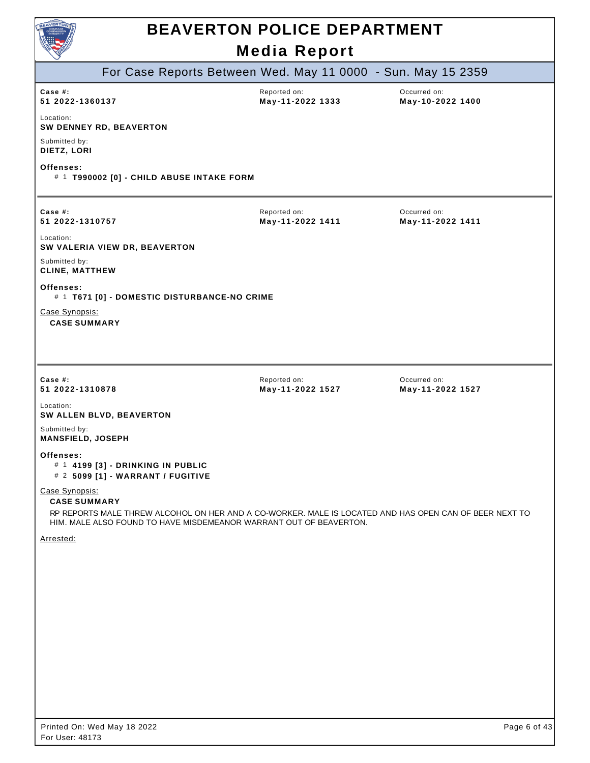# BEAVERTON POLICE DEPARTMENT

## Media Report

### For Case Reports Between Wed. May 11 0000 - Sun. May 15 2359

| Case #: | Reported on: | Occurred on: |
|---|---|---|
| **51 2022-1360137** | **May-11-2022 1333** | **May-10-2022 1400** |

Location:
**SW DENNEY RD, BEAVERTON**

Submitted by:
**DIETZ, LORI**

**Offenses:**

\# 1 **T990002 [0] - CHILD ABUSE INTAKE FORM**

---

| Case #: | Reported on: | Occurred on: |
|---|---|---|
| **51 2022-1310757** | **May-11-2022 1411** | **May-11-2022 1411** |

Location:
**SW VALERIA VIEW DR, BEAVERTON**

Submitted by:
**CLINE, MATTHEW**

**Offenses:**

\# 1 **T671 [0] - DOMESTIC DISTURBANCE-NO CRIME**

Case Synopsis:

**CASE SUMMARY**

---

| Case #: | Reported on: | Occurred on: |
|---|---|---|
| **51 2022-1310878** | **May-11-2022 1527** | **May-11-2022 1527** |

Location:
**SW ALLEN BLVD, BEAVERTON**

Submitted by:
**MANSFIELD, JOSEPH**

**Offenses:**

\# 1 **4199 [3] - DRINKING IN PUBLIC**

\# 2 **5099 [1] - WARRANT / FUGITIVE**

Case Synopsis:

**CASE SUMMARY**

RP REPORTS MALE THREW ALCOHOL ON HER AND A CO-WORKER. MALE IS LOCATED AND HAS OPEN CAN OF BEER NEXT TO HIM. MALE ALSO FOUND TO HAVE MISDEMEANOR WARRANT OUT OF BEAVERTON.

Arrested:

Printed On: Wed May 18 2022
For User: 48173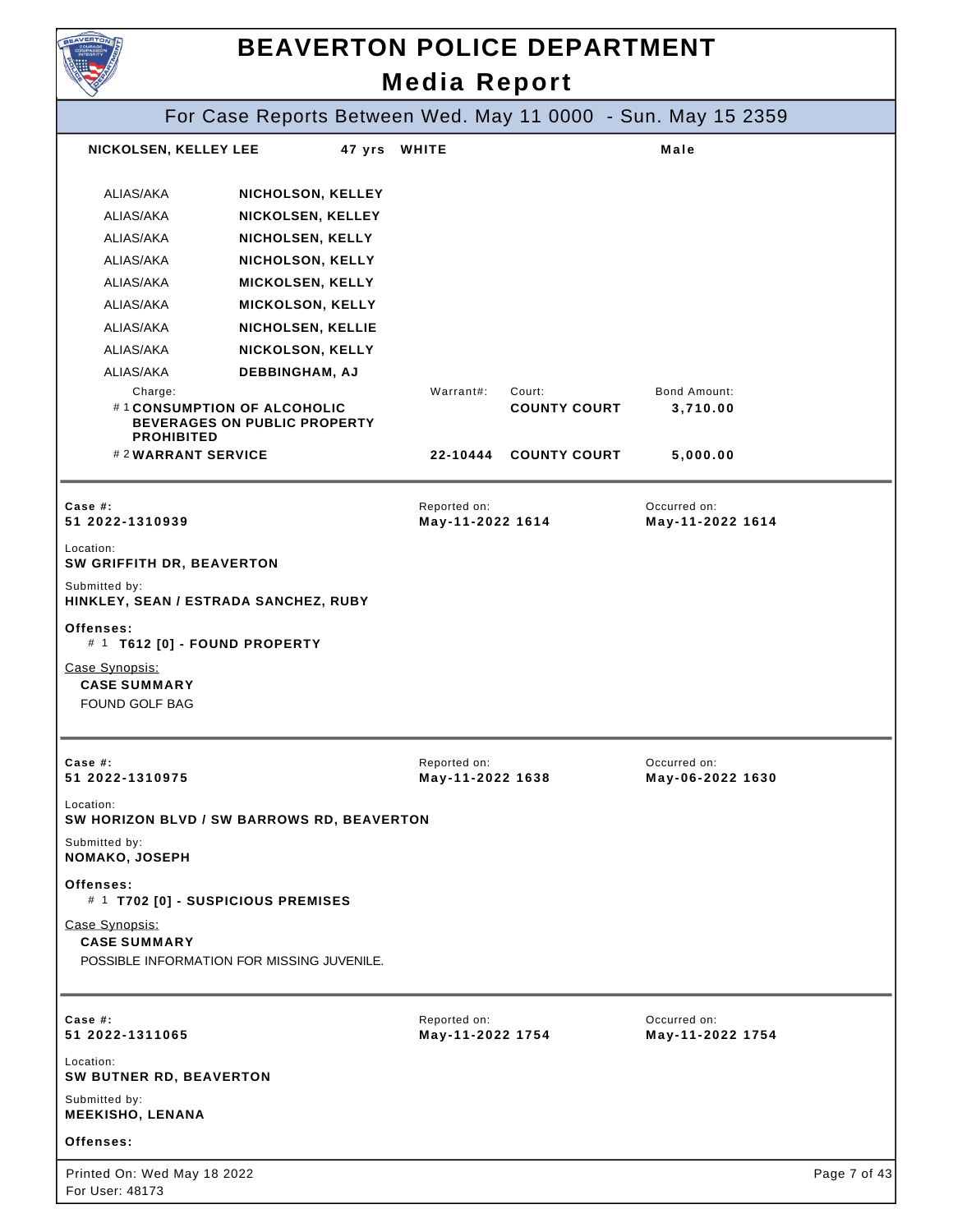# BEAVERTON POLICE DEPARTMENT

## Media Report

### For Case Reports Between Wed. May 11 0000 - Sun. May 15 2359

**NICKOLSEN, KELLEY LEE** | **47 yrs** | **WHITE** | **Male**

| | |
|---|---|
| ALIAS/AKA | **NICHOLSON, KELLEY** |
| ALIAS/AKA | **NICKOLSEN, KELLEY** |
| ALIAS/AKA | **NICHOLSEN, KELLY** |
| ALIAS/AKA | **NICHOLSON, KELLY** |
| ALIAS/AKA | **MICKOLSEN, KELLY** |
| ALIAS/AKA | **MICKOLSON, KELLY** |
| ALIAS/AKA | **NICHOLSEN, KELLIE** |
| ALIAS/AKA | **NICKOLSON, KELLY** |
| ALIAS/AKA | **DEBBINGHAM, AJ** |

| Charge: | Warrant#: | Court: | Bond Amount: |
|---|---|---|---|
| # 1 **CONSUMPTION OF ALCOHOLIC BEVERAGES ON PUBLIC PROPERTY PROHIBITED** | | **COUNTY COURT** | **3,710.00** |
| # 2 **WARRANT SERVICE** | **22-10444** | **COUNTY COURT** | **5,000.00** |

---

**Case #:** **51 2022-1310939**
Reported on: **May-11-2022 1614**
Occurred on: **May-11-2022 1614**

Location:
**SW GRIFFITH DR, BEAVERTON**

Submitted by:
**HINKLEY, SEAN / ESTRADA SANCHEZ, RUBY**

**Offenses:**
# 1 **T612 [0] - FOUND PROPERTY**

Case Synopsis:
**CASE SUMMARY**
FOUND GOLF BAG

---

**Case #:** **51 2022-1310975**
Reported on: **May-11-2022 1638**
Occurred on: **May-06-2022 1630**

Location:
**SW HORIZON BLVD / SW BARROWS RD, BEAVERTON**

Submitted by:
**NOMAKO, JOSEPH**

**Offenses:**
# 1 **T702 [0] - SUSPICIOUS PREMISES**

Case Synopsis:
**CASE SUMMARY**
POSSIBLE INFORMATION FOR MISSING JUVENILE.

---

**Case #:** **51 2022-1311065**
Reported on: **May-11-2022 1754**
Occurred on: **May-11-2022 1754**

Location:
**SW BUTNER RD, BEAVERTON**

Submitted by:
**MEEKISHO, LENANA**

**Offenses:**

Printed On: Wed May 18 2022
For User: 48173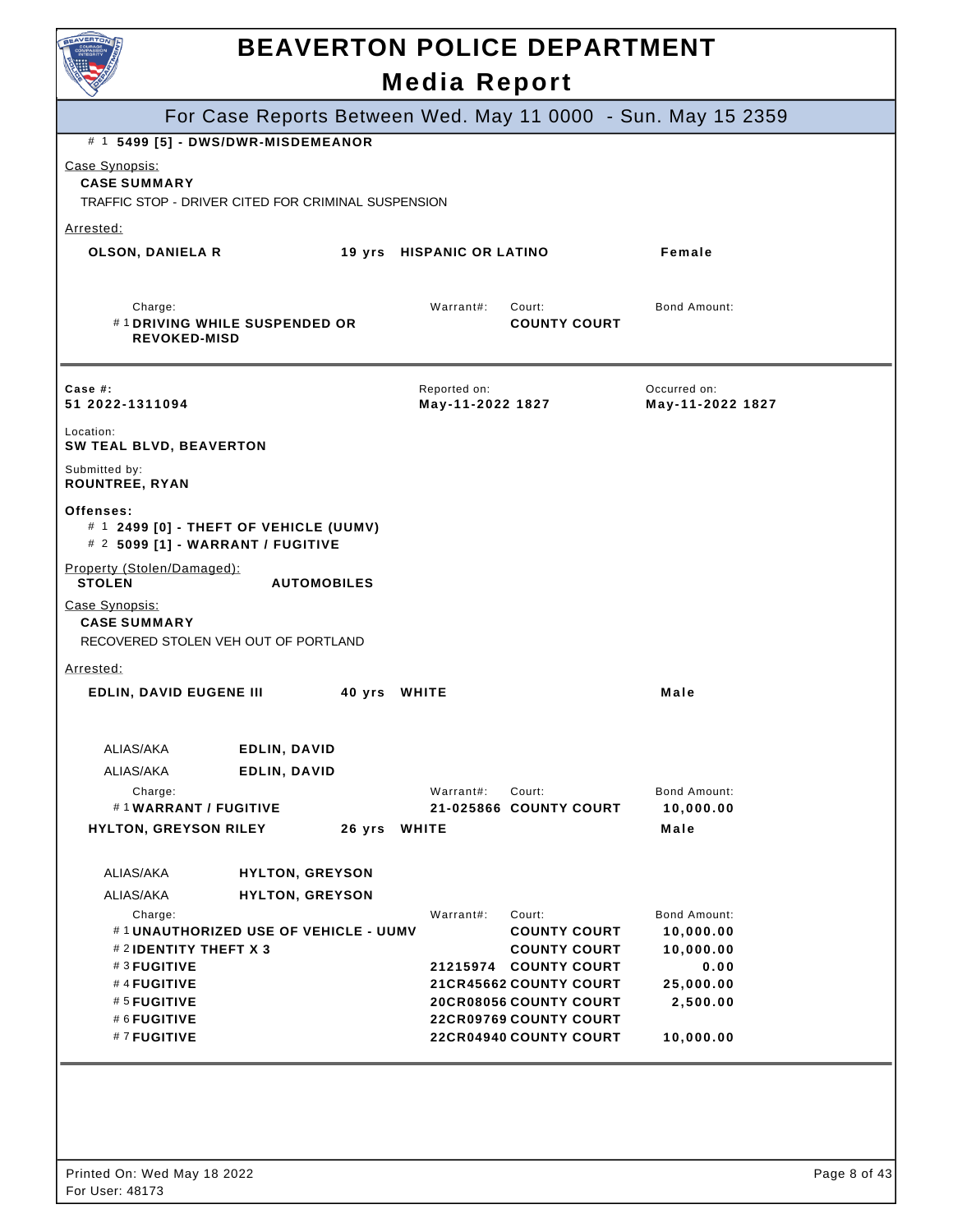# BEAVERTON POLICE DEPARTMENT

## Media Report

### For Case Reports Between Wed. May 11 0000 - Sun. May 15 2359

# 1 **5499 [5] - DWS/DWR-MISDEMEANOR**

Case Synopsis:

**CASE SUMMARY**

TRAFFIC STOP - DRIVER CITED FOR CRIMINAL SUSPENSION

Arrested:

| Name | Age | Race | Sex |
|---|---|---|---|
| **OLSON, DANIELA R** | **19 yrs** | **HISPANIC OR LATINO** | **Female** |

| Charge: | Warrant#: | Court: | Bond Amount: |
|---|---|---|---|
| # 1 **DRIVING WHILE SUSPENDED OR REVOKED-MISD** | | **COUNTY COURT** | |

---

**Case #:** **51 2022-1311094**

Reported on: **May-11-2022 1827**

Occurred on: **May-11-2022 1827**

Location:
**SW TEAL BLVD, BEAVERTON**

Submitted by:
**ROUNTREE, RYAN**

**Offenses:**

# 1 **2499 [0] - THEFT OF VEHICLE (UUMV)**
# 2 **5099 [1] - WARRANT / FUGITIVE**

Property (Stolen/Damaged):

**STOLEN** **AUTOMOBILES**

Case Synopsis:

**CASE SUMMARY**

RECOVERED STOLEN VEH OUT OF PORTLAND

Arrested:

| Name | Age | Race | Sex |
|---|---|---|---|
| **EDLIN, DAVID EUGENE III** | **40 yrs** | **WHITE** | **Male** |

ALIAS/AKA **EDLIN, DAVID**
ALIAS/AKA **EDLIN, DAVID**

| Charge: | Warrant#: | Court: | Bond Amount: |
|---|---|---|---|
| # 1 **WARRANT / FUGITIVE** | **21-025866** | **COUNTY COURT** | **10,000.00** |

| Name | Age | Race | Sex |
|---|---|---|---|
| **HYLTON, GREYSON RILEY** | **26 yrs** | **WHITE** | **Male** |

ALIAS/AKA **HYLTON, GREYSON**
ALIAS/AKA **HYLTON, GREYSON**

| Charge: | Warrant#: | Court: | Bond Amount: |
|---|---|---|---|
| # 1 **UNAUTHORIZED USE OF VEHICLE - UUMV** | | **COUNTY COURT** | **10,000.00** |
| # 2 **IDENTITY THEFT X 3** | | **COUNTY COURT** | **10,000.00** |
| # 3 **FUGITIVE** | **21215974** | **COUNTY COURT** | **0.00** |
| # 4 **FUGITIVE** | **21CR45662** | **COUNTY COURT** | **25,000.00** |
| # 5 **FUGITIVE** | **20CR08056** | **COUNTY COURT** | **2,500.00** |
| # 6 **FUGITIVE** | **22CR09769** | **COUNTY COURT** | |
| # 7 **FUGITIVE** | **22CR04940** | **COUNTY COURT** | **10,000.00** |

Printed On: Wed May 18 2022
For User: 48173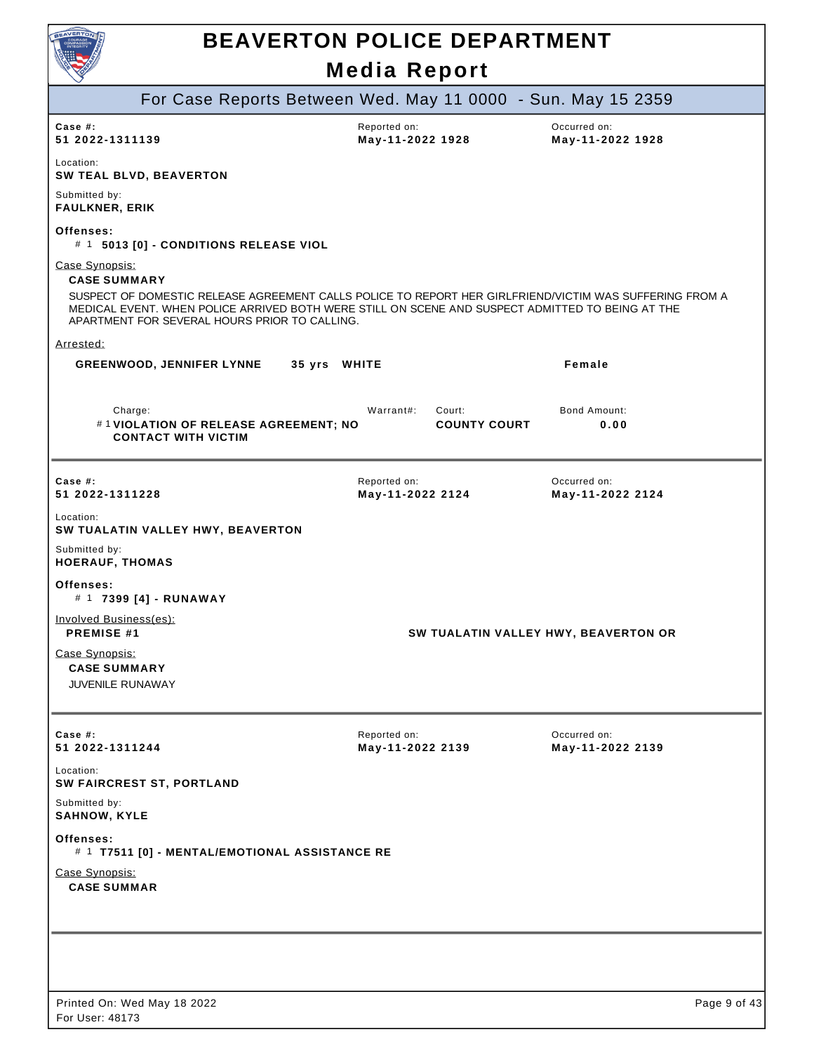# BEAVERTON POLICE DEPARTMENT

## Media Report

### For Case Reports Between Wed. May 11 0000 - Sun. May 15 2359

| Case #: | Reported on: | Occurred on: |
|---|---|---|
| **51 2022-1311139** | **May-11-2022 1928** | **May-11-2022 1928** |

Location:
**SW TEAL BLVD, BEAVERTON**

Submitted by:
**FAULKNER, ERIK**

**Offenses:**
- #1 **5013 [0] - CONDITIONS RELEASE VIOL**

Case Synopsis:

**CASE SUMMARY**

SUSPECT OF DOMESTIC RELEASE AGREEMENT CALLS POLICE TO REPORT HER GIRLFRIEND/VICTIM WAS SUFFERING FROM A MEDICAL EVENT. WHEN POLICE ARRIVED BOTH WERE STILL ON SCENE AND SUSPECT ADMITTED TO BEING AT THE APARTMENT FOR SEVERAL HOURS PRIOR TO CALLING.

Arrested:

**GREENWOOD, JENNIFER LYNNE** **35 yrs** **WHITE** **Female**

| Charge: | Warrant#: | Court: | Bond Amount: |
|---|---|---|---|
| #1 **VIOLATION OF RELEASE AGREEMENT; NO CONTACT WITH VICTIM** | | **COUNTY COURT** | **0.00** |

---

| Case #: | Reported on: | Occurred on: |
|---|---|---|
| **51 2022-1311228** | **May-11-2022 2124** | **May-11-2022 2124** |

Location:
**SW TUALATIN VALLEY HWY, BEAVERTON**

Submitted by:
**HOERAUF, THOMAS**

**Offenses:**
- #1 **7399 [4] - RUNAWAY**

Involved Business(es):

**PREMISE #1** **SW TUALATIN VALLEY HWY, BEAVERTON OR**

Case Synopsis:

**CASE SUMMARY**

JUVENILE RUNAWAY

---

| Case #: | Reported on: | Occurred on: |
|---|---|---|
| **51 2022-1311244** | **May-11-2022 2139** | **May-11-2022 2139** |

Location:
**SW FAIRCREST ST, PORTLAND**

Submitted by:
**SAHNOW, KYLE**

**Offenses:**
- #1 **T7511 [0] - MENTAL/EMOTIONAL ASSISTANCE RE**

Case Synopsis:

**CASE SUMMAR**

---

Printed On: Wed May 18 2022
For User: 48173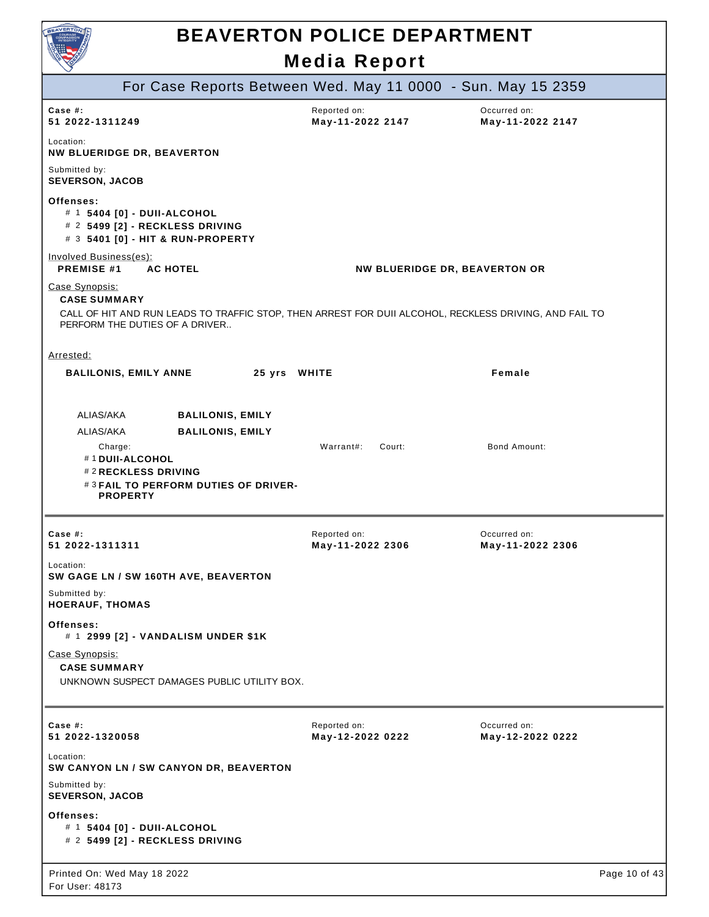# BEAVERTON POLICE DEPARTMENT

## Media Report

### For Case Reports Between Wed. May 11 0000 - Sun. May 15 2359

**Case #:** 51 2022-1311249
**Reported on:** May-11-2022 2147
**Occurred on:** May-11-2022 2147

**Location:**
**NW BLUERIDGE DR, BEAVERTON**

**Submitted by:**
**SEVERSON, JACOB**

**Offenses:**
- # 1 **5404 [0] - DUII-ALCOHOL**
- # 2 **5499 [2] - RECKLESS DRIVING**
- # 3 **5401 [0] - HIT & RUN-PROPERTY**

Involved Business(es):
**PREMISE #1** **AC HOTEL** **NW BLUERIDGE DR, BEAVERTON OR**

Case Synopsis:
**CASE SUMMARY**
CALL OF HIT AND RUN LEADS TO TRAFFIC STOP, THEN ARREST FOR DUII ALCOHOL, RECKLESS DRIVING, AND FAIL TO PERFORM THE DUTIES OF A DRIVER..

Arrested:
**BALILONIS, EMILY ANNE** **25 yrs** **WHITE** **Female**

ALIAS/AKA **BALILONIS, EMILY**
ALIAS/AKA **BALILONIS, EMILY**

| Charge: | Warrant#: | Court: | Bond Amount: |
|---|---|---|---|
| # 1 **DUII-ALCOHOL** | | | |
| # 2 **RECKLESS DRIVING** | | | |
| # 3 **FAIL TO PERFORM DUTIES OF DRIVER-PROPERTY** | | | |

---

**Case #:** 51 2022-1311311
**Reported on:** May-11-2022 2306
**Occurred on:** May-11-2022 2306

**Location:**
**SW GAGE LN / SW 160TH AVE, BEAVERTON**

**Submitted by:**
**HOERAUF, THOMAS**

**Offenses:**
- # 1 **2999 [2] - VANDALISM UNDER $1K**

Case Synopsis:
**CASE SUMMARY**
UNKNOWN SUSPECT DAMAGES PUBLIC UTILITY BOX.

---

**Case #:** 51 2022-1320058
**Reported on:** May-12-2022 0222
**Occurred on:** May-12-2022 0222

**Location:**
**SW CANYON LN / SW CANYON DR, BEAVERTON**

**Submitted by:**
**SEVERSON, JACOB**

**Offenses:**
- # 1 **5404 [0] - DUII-ALCOHOL**
- # 2 **5499 [2] - RECKLESS DRIVING**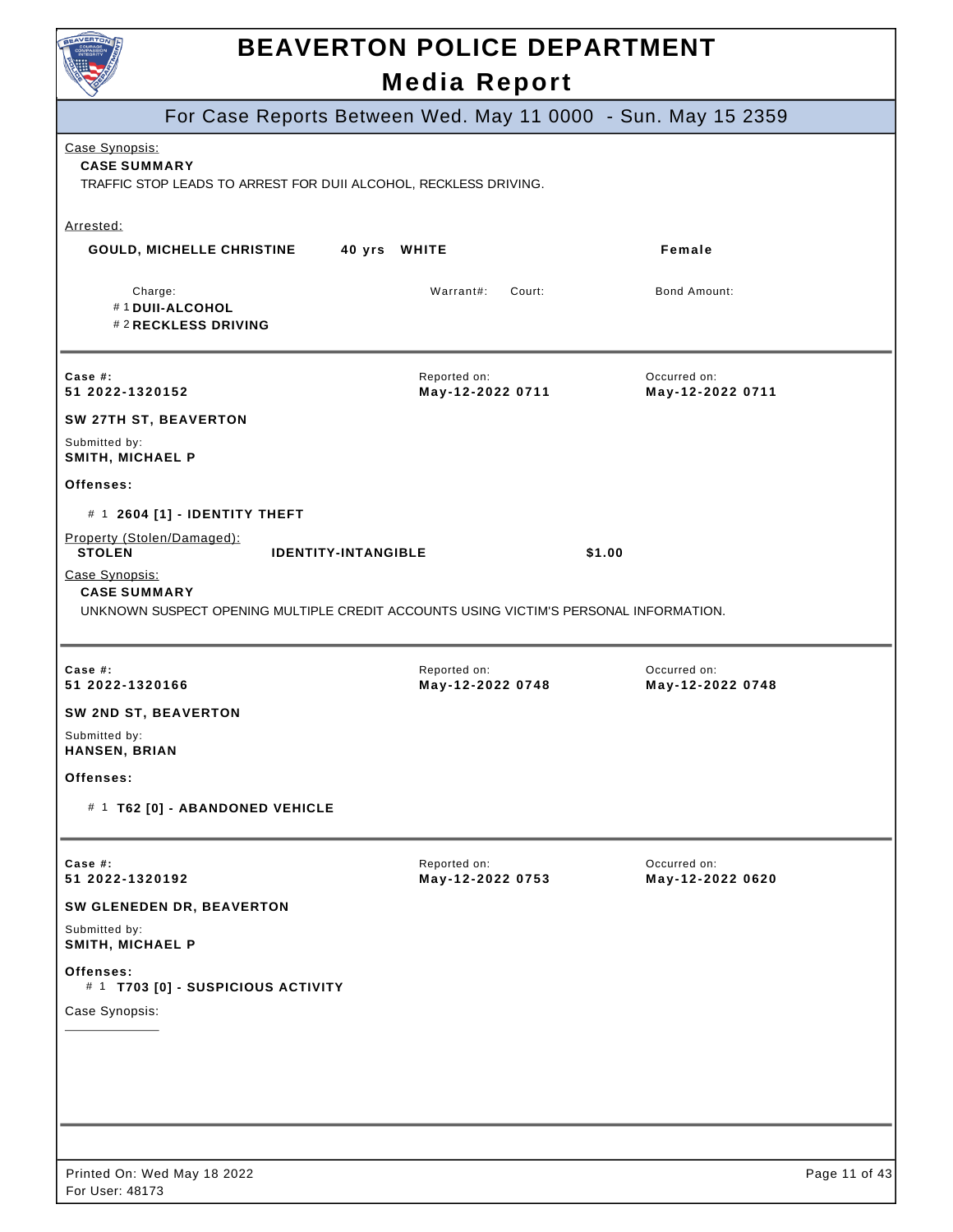# BEAVERTON POLICE DEPARTMENT

## Media Report

### For Case Reports Between Wed. May 11 0000 - Sun. May 15 2359

Case Synopsis:

**CASE SUMMARY**

TRAFFIC STOP LEADS TO ARREST FOR DUII ALCOHOL, RECKLESS DRIVING.

Arrested:

**GOULD, MICHELLE CHRISTINE** **40 yrs** **WHITE** **Female**

| Charge: | Warrant#: | Court: | Bond Amount: |
|---|---|---|---|
| # 1 **DUII-ALCOHOL** | | | |
| # 2 **RECKLESS DRIVING** | | | |

---

**Case #:** **51 2022-1320152**
Reported on: **May-12-2022 0711**
Occurred on: **May-12-2022 0711**

**SW 27TH ST, BEAVERTON**

Submitted by:
**SMITH, MICHAEL P**

**Offenses:**

# 1 **2604 [1] - IDENTITY THEFT**

Property (Stolen/Damaged):

| STOLEN | IDENTITY-INTANGIBLE | $1.00 |
|---|---|---|

Case Synopsis:

**CASE SUMMARY**

UNKNOWN SUSPECT OPENING MULTIPLE CREDIT ACCOUNTS USING VICTIM'S PERSONAL INFORMATION.

---

**Case #:** **51 2022-1320166**
Reported on: **May-12-2022 0748**
Occurred on: **May-12-2022 0748**

**SW 2ND ST, BEAVERTON**

Submitted by:
**HANSEN, BRIAN**

**Offenses:**

# 1 **T62 [0] - ABANDONED VEHICLE**

---

**Case #:** **51 2022-1320192**
Reported on: **May-12-2022 0753**
Occurred on: **May-12-2022 0620**

**SW GLENEDEN DR, BEAVERTON**

Submitted by:
**SMITH, MICHAEL P**

**Offenses:**

# 1 **T703 [0] - SUSPICIOUS ACTIVITY**

Case Synopsis:

---

Printed On: Wed May 18 2022
For User: 48173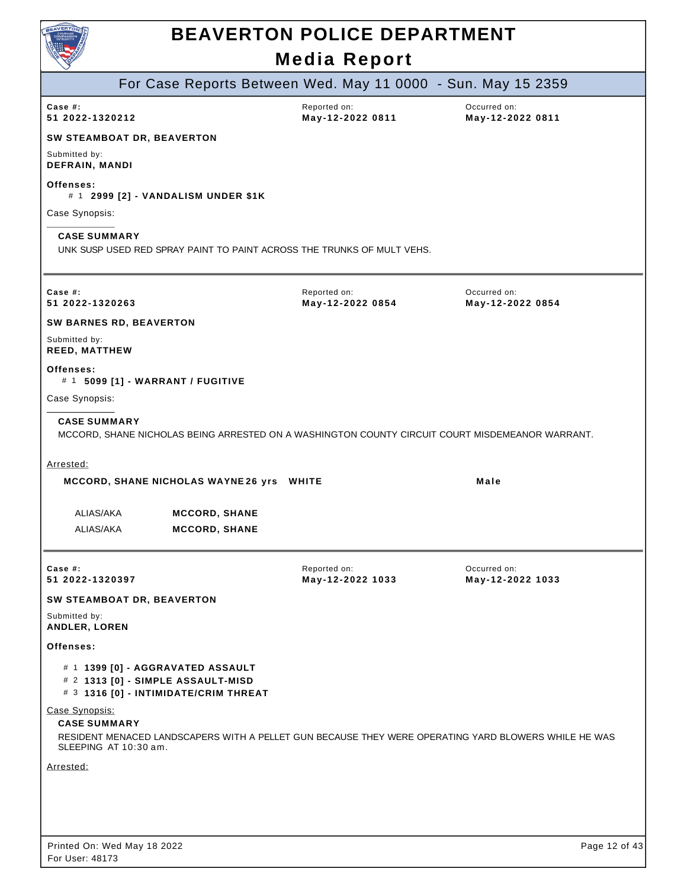# BEAVERTON POLICE DEPARTMENT

## Media Report

For Case Reports Between Wed. May 11 0000 - Sun. May 15 2359

---

**Case #:** 51 2022-1320212
Reported on: **May-12-2022 0811**
Occurred on: **May-12-2022 0811**

**SW STEAMBOAT DR, BEAVERTON**

Submitted by:
**DEFRAIN, MANDI**

**Offenses:**

- # 1 **2999 [2] - VANDALISM UNDER $1K**

Case Synopsis:

**CASE SUMMARY**

UNK SUSP USED RED SPRAY PAINT TO PAINT ACROSS THE TRUNKS OF MULT VEHS.

---

**Case #:** 51 2022-1320263
Reported on: **May-12-2022 0854**
Occurred on: **May-12-2022 0854**

**SW BARNES RD, BEAVERTON**

Submitted by:
**REED, MATTHEW**

**Offenses:**

- # 1 **5099 [1] - WARRANT / FUGITIVE**

Case Synopsis:

**CASE SUMMARY**

MCCORD, SHANE NICHOLAS BEING ARRESTED ON A WASHINGTON COUNTY CIRCUIT COURT MISDEMEANOR WARRANT.

Arrested:

**MCCORD, SHANE NICHOLAS WAYNE 26 yrs WHITE Male**

| | |
|---|---|
| ALIAS/AKA | **MCCORD, SHANE** |
| ALIAS/AKA | **MCCORD, SHANE** |

---

**Case #:** 51 2022-1320397
Reported on: **May-12-2022 1033**
Occurred on: **May-12-2022 1033**

**SW STEAMBOAT DR, BEAVERTON**

Submitted by:
**ANDLER, LOREN**

**Offenses:**

- # 1 **1399 [0] - AGGRAVATED ASSAULT**
- # 2 **1313 [0] - SIMPLE ASSAULT-MISD**
- # 3 **1316 [0] - INTIMIDATE/CRIM THREAT**

Case Synopsis:

**CASE SUMMARY**

RESIDENT MENACED LANDSCAPERS WITH A PELLET GUN BECAUSE THEY WERE OPERATING YARD BLOWERS WHILE HE WAS SLEEPING AT 10:30 am.

Arrested: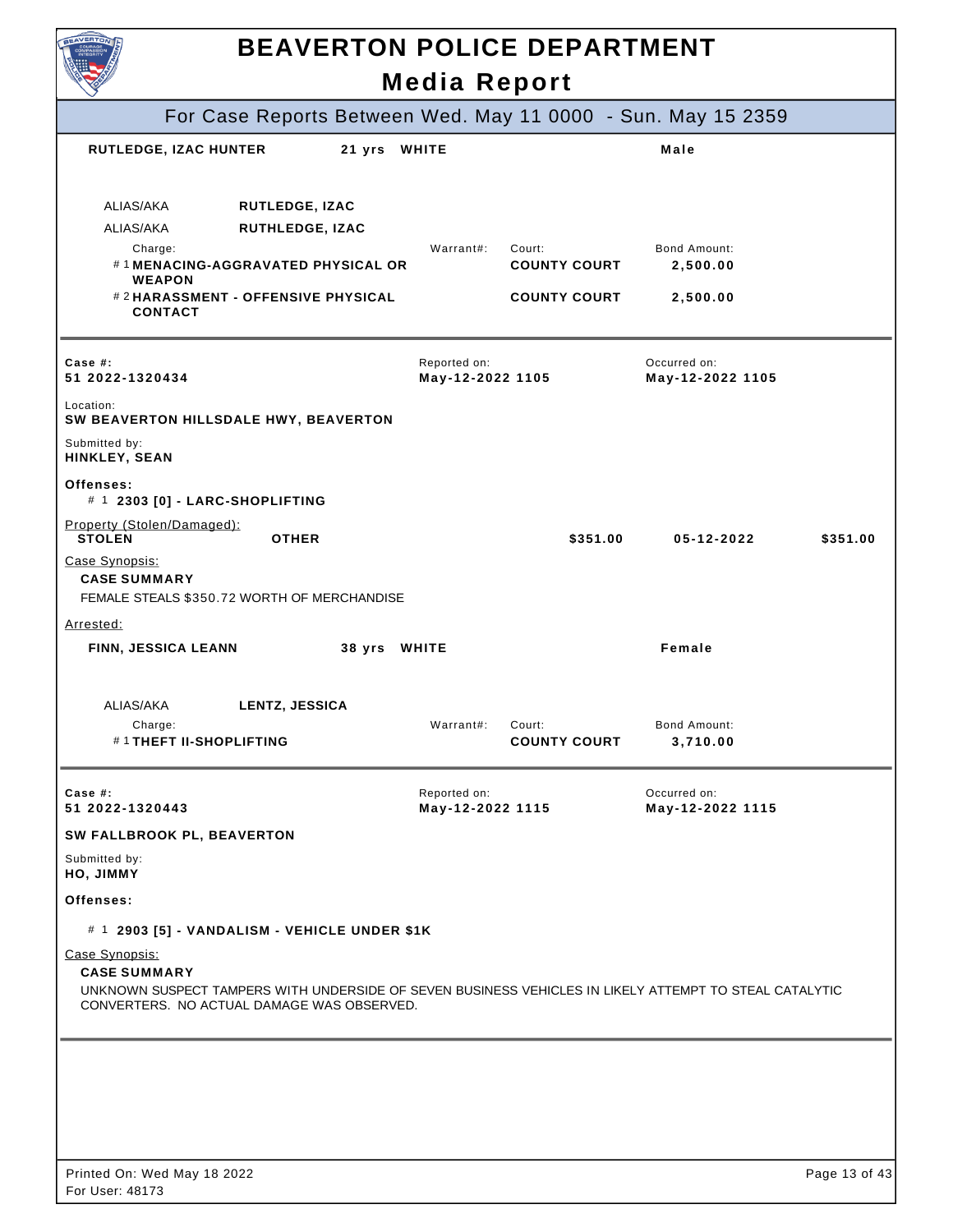# BEAVERTON POLICE DEPARTMENT

## Media Report

### For Case Reports Between Wed. May 11 0000 - Sun. May 15 2359

**RUTLEDGE, IZAC HUNTER** &nbsp;&nbsp; **21 yrs** &nbsp;&nbsp; **WHITE** &nbsp;&nbsp; **Male**

| ALIAS/AKA | |
|---|---|
| ALIAS/AKA | **RUTLEDGE, IZAC** |
| ALIAS/AKA | **RUTHLEDGE, IZAC** |

| Charge: | Warrant#: | Court: | Bond Amount: |
|---|---|---|---|
| # 1 **MENACING-AGGRAVATED PHYSICAL OR WEAPON** | | **COUNTY COURT** | **2,500.00** |
| # 2 **HARASSMENT - OFFENSIVE PHYSICAL CONTACT** | | **COUNTY COURT** | **2,500.00** |

---

| Case #: | Reported on: | Occurred on: |
|---|---|---|
| **51 2022-1320434** | **May-12-2022 1105** | **May-12-2022 1105** |

Location:
**SW BEAVERTON HILLSDALE HWY, BEAVERTON**

Submitted by:
**HINKLEY, SEAN**

**Offenses:**
- # 1 **2303 [0] - LARC-SHOPLIFTING**

Property (Stolen/Damaged):

| | | | | |
|---|---|---|---|---|
| **STOLEN** | **OTHER** | **$351.00** | **05-12-2022** | **$351.00** |

Case Synopsis:

**CASE SUMMARY**

FEMALE STEALS $350.72 WORTH OF MERCHANDISE

Arrested:

**FINN, JESSICA LEANN** &nbsp;&nbsp; **38 yrs** &nbsp;&nbsp; **WHITE** &nbsp;&nbsp; **Female**

| ALIAS/AKA | |
|---|---|
| ALIAS/AKA | **LENTZ, JESSICA** |

| Charge: | Warrant#: | Court: | Bond Amount: |
|---|---|---|---|
| # 1 **THEFT II-SHOPLIFTING** | | **COUNTY COURT** | **3,710.00** |

---

| Case #: | Reported on: | Occurred on: |
|---|---|---|
| **51 2022-1320443** | **May-12-2022 1115** | **May-12-2022 1115** |

**SW FALLBROOK PL, BEAVERTON**

Submitted by:
**HO, JIMMY**

**Offenses:**
- # 1 **2903 [5] - VANDALISM - VEHICLE UNDER $1K**

Case Synopsis:

**CASE SUMMARY**

UNKNOWN SUSPECT TAMPERS WITH UNDERSIDE OF SEVEN BUSINESS VEHICLES IN LIKELY ATTEMPT TO STEAL CATALYTIC CONVERTERS. NO ACTUAL DAMAGE WAS OBSERVED.

---

Printed On: Wed May 18 2022
For User: 48173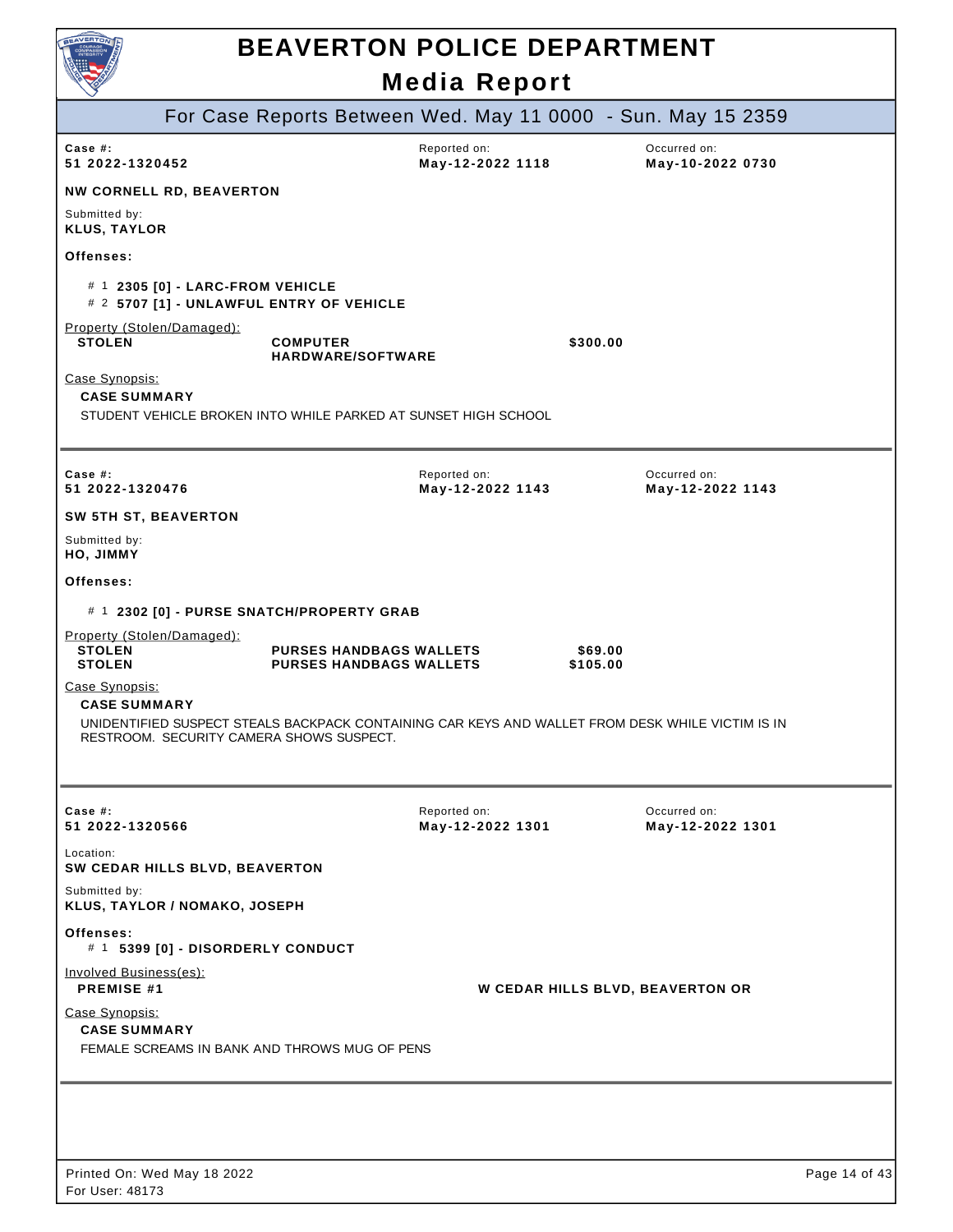# BEAVERTON POLICE DEPARTMENT

## Media Report

### For Case Reports Between Wed. May 11 0000 - Sun. May 15 2359

---

**Case #:** 51 2022-1320452
**Reported on:** May-12-2022 1118
**Occurred on:** May-10-2022 0730

**NW CORNELL RD, BEAVERTON**

Submitted by:
**KLUS, TAYLOR**

**Offenses:**

- # 1 **2305 [0] - LARC-FROM VEHICLE**
- # 2 **5707 [1] - UNLAWFUL ENTRY OF VEHICLE**

Property (Stolen/Damaged):

| | | |
|---|---|---|
| **STOLEN** | **COMPUTER HARDWARE/SOFTWARE** | **$300.00** |

Case Synopsis:

**CASE SUMMARY**

STUDENT VEHICLE BROKEN INTO WHILE PARKED AT SUNSET HIGH SCHOOL

---

**Case #:** 51 2022-1320476
**Reported on:** May-12-2022 1143
**Occurred on:** May-12-2022 1143

**SW 5TH ST, BEAVERTON**

Submitted by:
**HO, JIMMY**

**Offenses:**

- # 1 **2302 [0] - PURSE SNATCH/PROPERTY GRAB**

Property (Stolen/Damaged):

| | | |
|---|---|---|
| **STOLEN** | **PURSES HANDBAGS WALLETS** | **$69.00** |
| **STOLEN** | **PURSES HANDBAGS WALLETS** | **$105.00** |

Case Synopsis:

**CASE SUMMARY**

UNIDENTIFIED SUSPECT STEALS BACKPACK CONTAINING CAR KEYS AND WALLET FROM DESK WHILE VICTIM IS IN RESTROOM. SECURITY CAMERA SHOWS SUSPECT.

---

**Case #:** 51 2022-1320566
**Reported on:** May-12-2022 1301
**Occurred on:** May-12-2022 1301

Location:
**SW CEDAR HILLS BLVD, BEAVERTON**

Submitted by:
**KLUS, TAYLOR / NOMAKO, JOSEPH**

**Offenses:**

- # 1 **5399 [0] - DISORDERLY CONDUCT**

Involved Business(es):

| | |
|---|---|
| **PREMISE #1** | **W CEDAR HILLS BLVD, BEAVERTON OR** |

Case Synopsis:

**CASE SUMMARY**

FEMALE SCREAMS IN BANK AND THROWS MUG OF PENS

---

Printed On: Wed May 18 2022
For User: 48173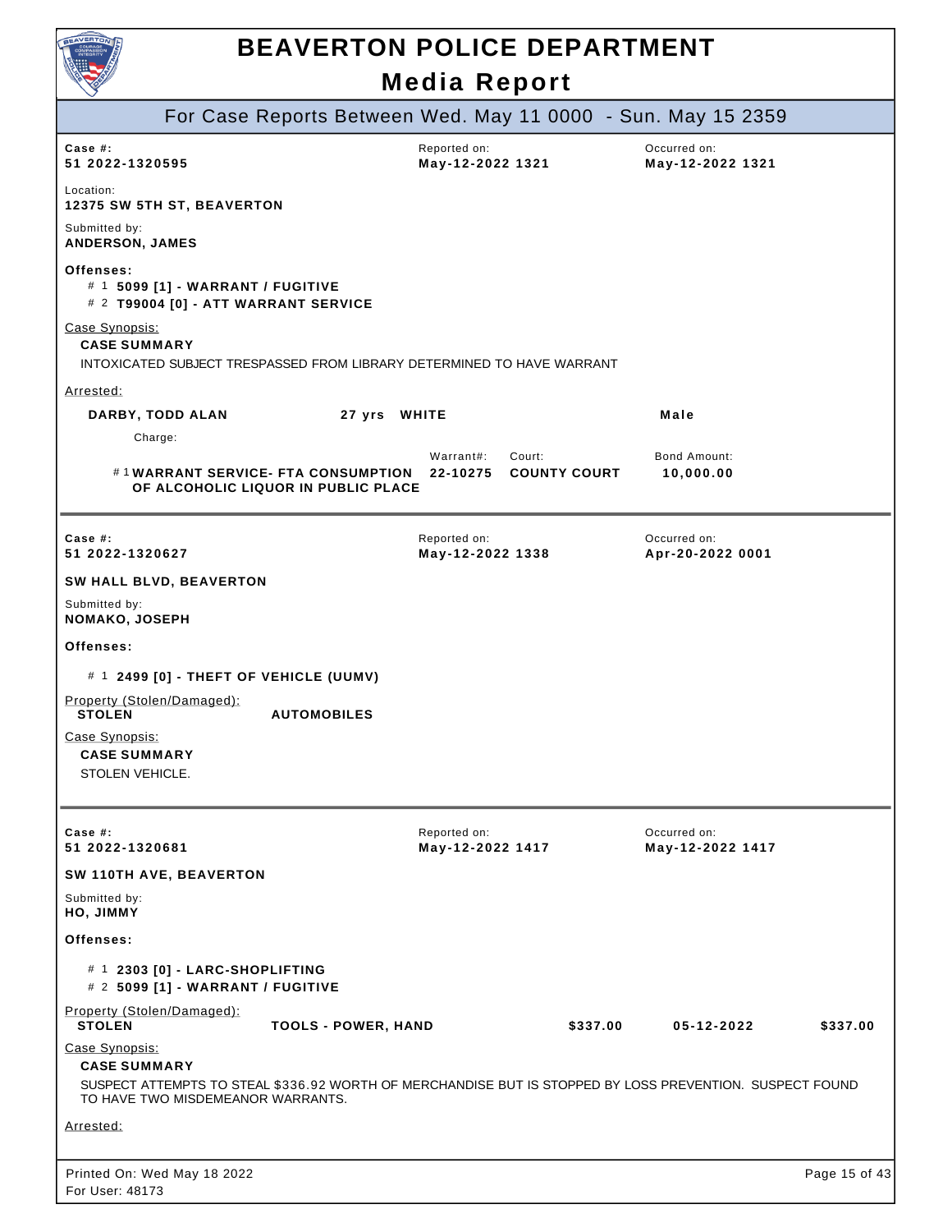# BEAVERTON POLICE DEPARTMENT

## Media Report

### For Case Reports Between Wed. May 11 0000 - Sun. May 15 2359

---

**Case #:** 51 2022-1320595
**Reported on:** May-12-2022 1321
**Occurred on:** May-12-2022 1321

**Location:** 12375 SW 5TH ST, BEAVERTON

**Submitted by:** ANDERSON, JAMES

**Offenses:**

- # 1 **5099 [1] - WARRANT / FUGITIVE**
- # 2 **T99004 [0] - ATT WARRANT SERVICE**

Case Synopsis:

**CASE SUMMARY**

INTOXICATED SUBJECT TRESPASSED FROM LIBRARY DETERMINED TO HAVE WARRANT

Arrested:

**DARBY, TODD ALAN** — 27 yrs — WHITE — Male

| Charge | Warrant#: | Court: | Bond Amount: |
| --- | --- | --- | --- |
| # 1 WARRANT SERVICE- FTA CONSUMPTION OF ALCOHOLIC LIQUOR IN PUBLIC PLACE | 22-10275 | COUNTY COURT | 10,000.00 |

---

**Case #:** 51 2022-1320627
**Reported on:** May-12-2022 1338
**Occurred on:** Apr-20-2022 0001

**SW HALL BLVD, BEAVERTON**

**Submitted by:** NOMAKO, JOSEPH

**Offenses:**

- # 1 **2499 [0] - THEFT OF VEHICLE (UUMV)**

Property (Stolen/Damaged):

| | |
| --- | --- |
| STOLEN | AUTOMOBILES |

Case Synopsis:

**CASE SUMMARY**

STOLEN VEHICLE.

---

**Case #:** 51 2022-1320681
**Reported on:** May-12-2022 1417
**Occurred on:** May-12-2022 1417

**SW 110TH AVE, BEAVERTON**

**Submitted by:** HO, JIMMY

**Offenses:**

- # 1 **2303 [0] - LARC-SHOPLIFTING**
- # 2 **5099 [1] - WARRANT / FUGITIVE**

Property (Stolen/Damaged):

| | | | | |
| --- | --- | --- | --- | --- |
| STOLEN | TOOLS - POWER, HAND | $337.00 | 05-12-2022 | $337.00 |

Case Synopsis:

**CASE SUMMARY**

SUSPECT ATTEMPTS TO STEAL $336.92 WORTH OF MERCHANDISE BUT IS STOPPED BY LOSS PREVENTION. SUSPECT FOUND TO HAVE TWO MISDEMEANOR WARRANTS.

Arrested: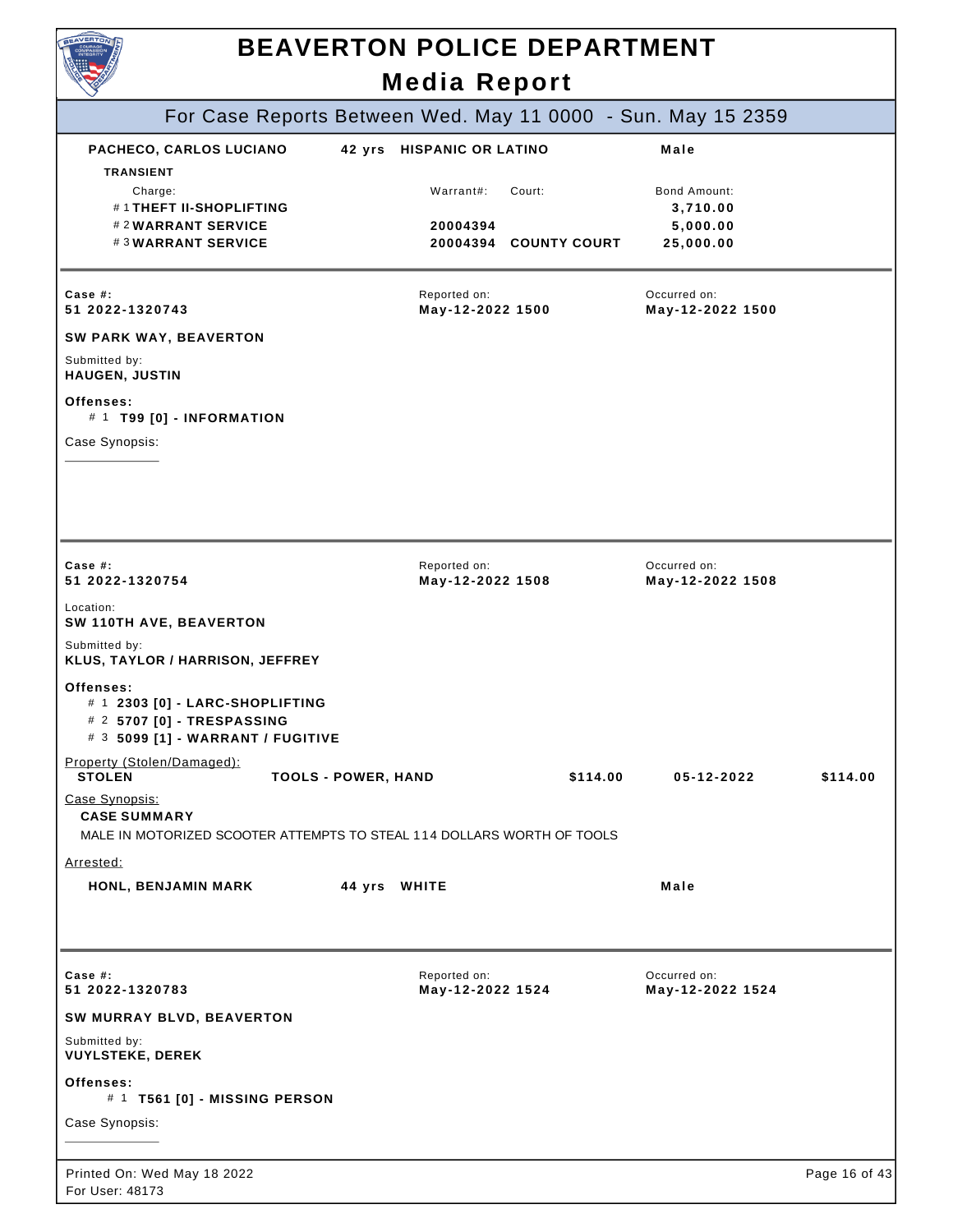# BEAVERTON POLICE DEPARTMENT

## Media Report

### For Case Reports Between Wed. May 11 0000 - Sun. May 15 2359

**PACHECO, CARLOS LUCIANO** | **42 yrs** | **HISPANIC OR LATINO** | **Male**

**TRANSIENT**

| Charge: | Warrant#: | Court: | Bond Amount: |
|---|---|---|---|
| #1 **THEFT II-SHOPLIFTING** | | | **3,710.00** |
| #2 **WARRANT SERVICE** | **20004394** | | **5,000.00** |
| #3 **WARRANT SERVICE** | **20004394** | **COUNTY COURT** | **25,000.00** |

---

**Case #:** 51 2022-1320743 | Reported on: **May-12-2022 1500** | Occurred on: **May-12-2022 1500**

**SW PARK WAY, BEAVERTON**

Submitted by:
**HAUGEN, JUSTIN**

**Offenses:**
- #1 **T99 [0] - INFORMATION**

Case Synopsis:

---

**Case #:** 51 2022-1320754 | Reported on: **May-12-2022 1508** | Occurred on: **May-12-2022 1508**

Location:
**SW 110TH AVE, BEAVERTON**

Submitted by:
**KLUS, TAYLOR / HARRISON, JEFFREY**

**Offenses:**
- #1 **2303 [0] - LARC-SHOPLIFTING**
- #2 **5707 [0] - TRESPASSING**
- #3 **5099 [1] - WARRANT / FUGITIVE**

Property (Stolen/Damaged):

| **STOLEN** | **TOOLS - POWER, HAND** | **$114.00** | **05-12-2022** | **$114.00** |
|---|---|---|---|---|

Case Synopsis:

**CASE SUMMARY**

MALE IN MOTORIZED SCOOTER ATTEMPTS TO STEAL 114 DOLLARS WORTH OF TOOLS

Arrested:

**HONL, BENJAMIN MARK** | **44 yrs** | **WHITE** | **Male**

---

**Case #:** 51 2022-1320783 | Reported on: **May-12-2022 1524** | Occurred on: **May-12-2022 1524**

**SW MURRAY BLVD, BEAVERTON**

Submitted by:
**VUYLSTEKE, DEREK**

**Offenses:**
- #1 **T561 [0] - MISSING PERSON**

Case Synopsis:

Printed On: Wed May 18 2022
For User: 48173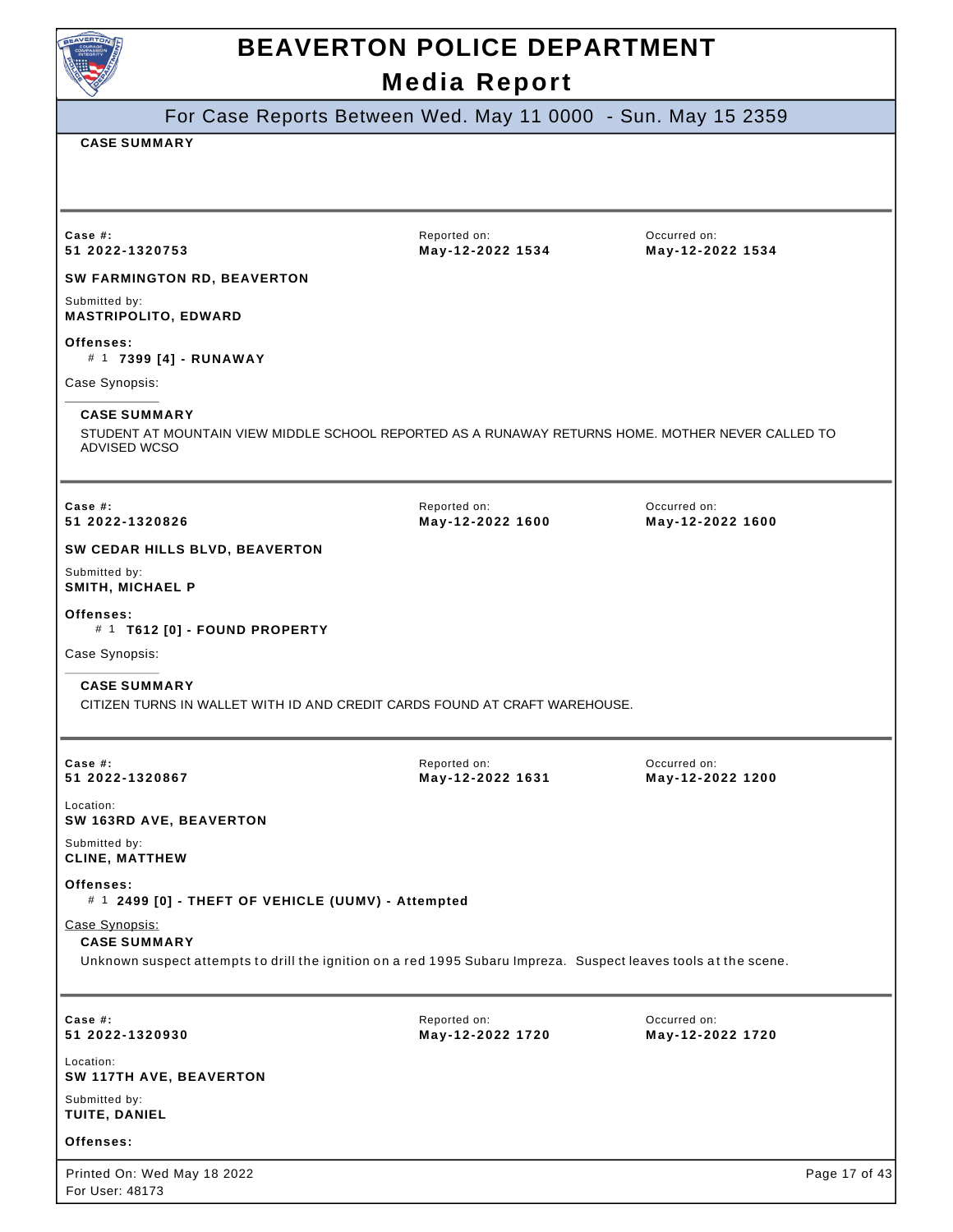**CASE SUMMARY**

---

**Case #:** 51 2022-1320753

**Reported on:** May-12-2022 1534

**Occurred on:** May-12-2022 1534

**SW FARMINGTON RD, BEAVERTON**

Submitted by:
**MASTRIPOLITO, EDWARD**

**Offenses:**
# 1 **7399 [4] - RUNAWAY**

Case Synopsis:

**CASE SUMMARY**

STUDENT AT MOUNTAIN VIEW MIDDLE SCHOOL REPORTED AS A RUNAWAY RETURNS HOME. MOTHER NEVER CALLED TO ADVISED WCSO

---

**Case #:** 51 2022-1320826

**Reported on:** May-12-2022 1600

**Occurred on:** May-12-2022 1600

**SW CEDAR HILLS BLVD, BEAVERTON**

Submitted by:
**SMITH, MICHAEL P**

**Offenses:**
# 1 **T612 [0] - FOUND PROPERTY**

Case Synopsis:

**CASE SUMMARY**

CITIZEN TURNS IN WALLET WITH ID AND CREDIT CARDS FOUND AT CRAFT WAREHOUSE.

---

**Case #:** 51 2022-1320867

**Reported on:** May-12-2022 1631

**Occurred on:** May-12-2022 1200

Location:
**SW 163RD AVE, BEAVERTON**

Submitted by:
**CLINE, MATTHEW**

**Offenses:**
# 1 **2499 [0] - THEFT OF VEHICLE (UUMV) - Attempted**

Case Synopsis:

**CASE SUMMARY**

Unknown suspect attempts to drill the ignition on a red 1995 Subaru Impreza. Suspect leaves tools at the scene.

---

**Case #:** 51 2022-1320930

**Reported on:** May-12-2022 1720

**Occurred on:** May-12-2022 1720

Location:
**SW 117TH AVE, BEAVERTON**

Submitted by:
**TUITE, DANIEL**

**Offenses:**

Printed On: Wed May 18 2022
For User: 48173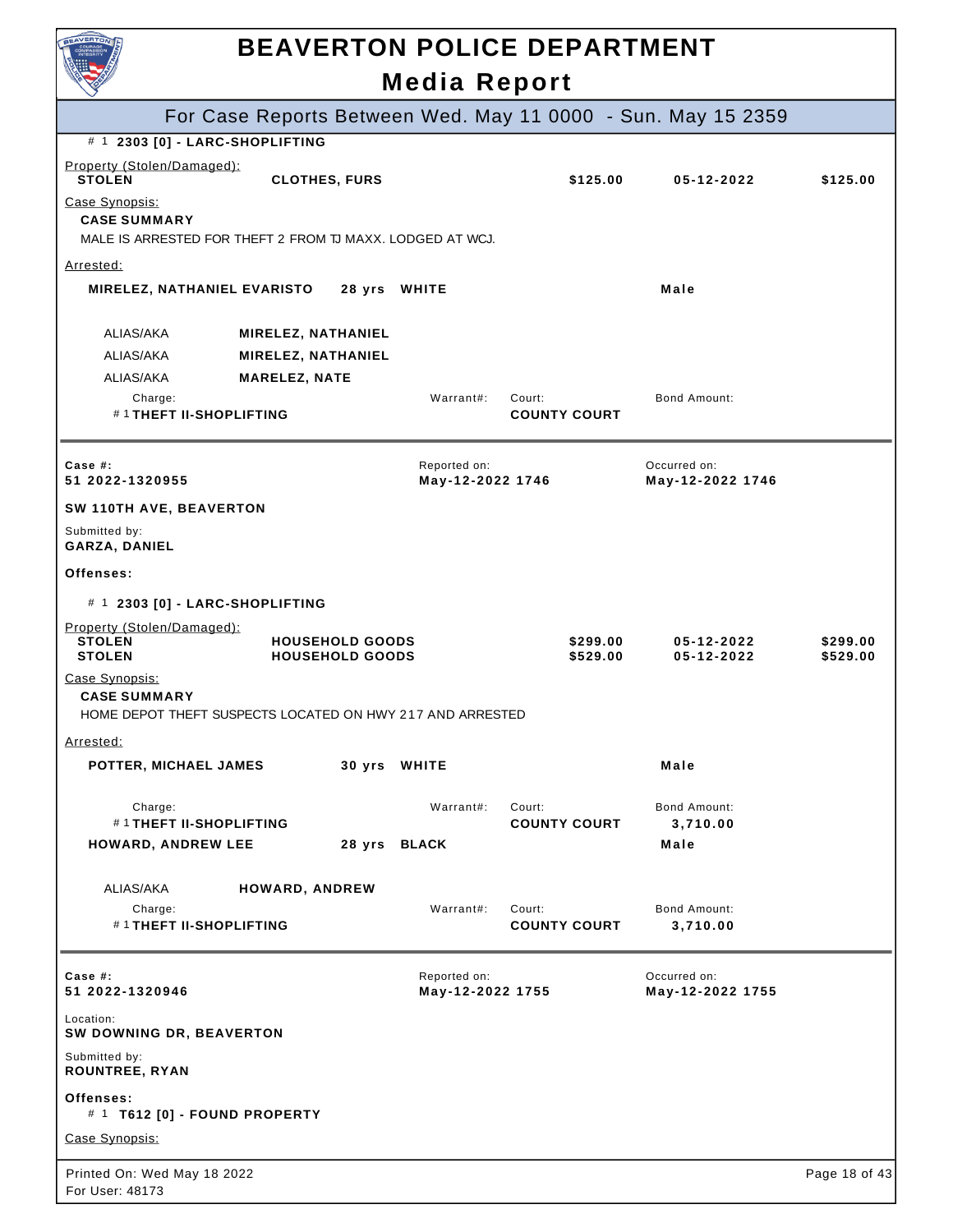# BEAVERTON POLICE DEPARTMENT

## Media Report

### For Case Reports Between Wed. May 11 0000 - Sun. May 15 2359

# 1 **2303 [0] - LARC-SHOPLIFTING**

Property (Stolen/Damaged):

| | | | | |
|---|---|---|---|---|
| **STOLEN** | **CLOTHES, FURS** | **$125.00** | **05-12-2022** | **$125.00** |

Case Synopsis:

**CASE SUMMARY**

MALE IS ARRESTED FOR THEFT 2 FROM TJ MAXX. LODGED AT WCJ.

Arrested:

**MIRELEZ, NATHANIEL EVARISTO** **28 yrs** **WHITE** **Male**

ALIAS/AKA **MIRELEZ, NATHANIEL**

ALIAS/AKA **MIRELEZ, NATHANIEL**

ALIAS/AKA **MARELEZ, NATE**

| Charge: | Warrant#: | Court: | Bond Amount: |
|---|---|---|---|
| # 1 **THEFT II-SHOPLIFTING** | | **COUNTY COURT** | |

---

**Case #:** **51 2022-1320955**

Reported on: **May-12-2022 1746**

Occurred on: **May-12-2022 1746**

**SW 110TH AVE, BEAVERTON**

Submitted by:
**GARZA, DANIEL**

**Offenses:**

# 1 **2303 [0] - LARC-SHOPLIFTING**

Property (Stolen/Damaged):

| | | | | |
|---|---|---|---|---|
| **STOLEN** | **HOUSEHOLD GOODS** | **$299.00** | **05-12-2022** | **$299.00** |
| **STOLEN** | **HOUSEHOLD GOODS** | **$529.00** | **05-12-2022** | **$529.00** |

Case Synopsis:

**CASE SUMMARY**

HOME DEPOT THEFT SUSPECTS LOCATED ON HWY 217 AND ARRESTED

Arrested:

**POTTER, MICHAEL JAMES** **30 yrs** **WHITE** **Male**

| Charge: | Warrant#: | Court: | Bond Amount: |
|---|---|---|---|
| # 1 **THEFT II-SHOPLIFTING** | | **COUNTY COURT** | **3,710.00** |

**HOWARD, ANDREW LEE** **28 yrs** **BLACK** **Male**

ALIAS/AKA **HOWARD, ANDREW**

| Charge: | Warrant#: | Court: | Bond Amount: |
|---|---|---|---|
| # 1 **THEFT II-SHOPLIFTING** | | **COUNTY COURT** | **3,710.00** |

---

**Case #:** **51 2022-1320946**

Reported on: **May-12-2022 1755**

Occurred on: **May-12-2022 1755**

Location:
**SW DOWNING DR, BEAVERTON**

Submitted by:
**ROUNTREE, RYAN**

**Offenses:**

# 1 **T612 [0] - FOUND PROPERTY**

Case Synopsis: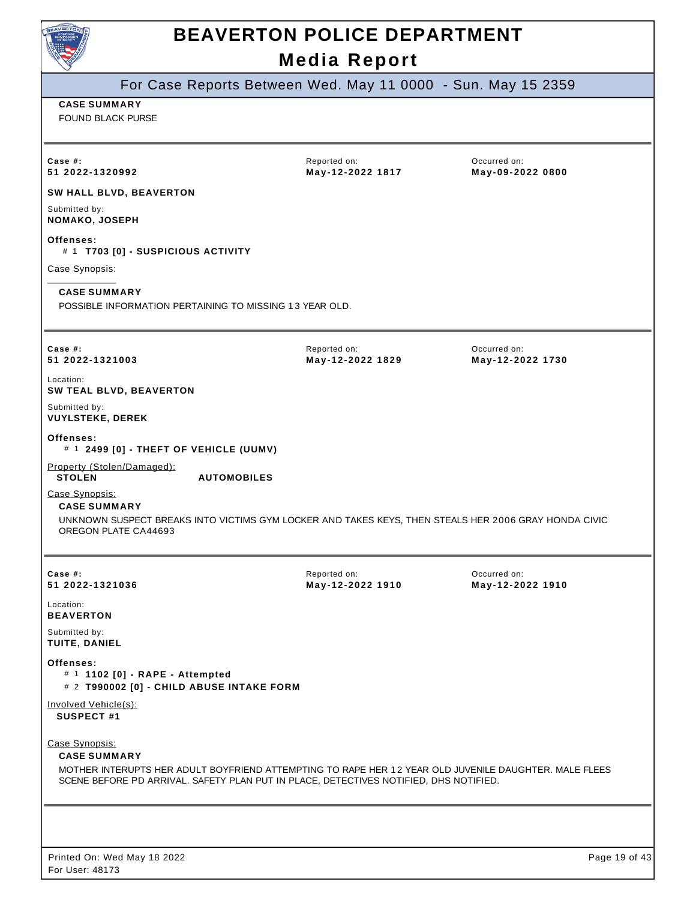**CASE SUMMARY**

FOUND BLACK PURSE

---

**Case #:** 51 2022-1320992
**Reported on:** May-12-2022 1817
**Occurred on:** May-09-2022 0800

**SW HALL BLVD, BEAVERTON**

Submitted by:
**NOMAKO, JOSEPH**

**Offenses:**
- # 1 **T703 [0] - SUSPICIOUS ACTIVITY**

Case Synopsis:

**CASE SUMMARY**

POSSIBLE INFORMATION PERTAINING TO MISSING 13 YEAR OLD.

---

**Case #:** 51 2022-1321003
**Reported on:** May-12-2022 1829
**Occurred on:** May-12-2022 1730

Location:
**SW TEAL BLVD, BEAVERTON**

Submitted by:
**VUYLSTEKE, DEREK**

**Offenses:**
- # 1 **2499 [0] - THEFT OF VEHICLE (UUMV)**

Property (Stolen/Damaged):
**STOLEN** **AUTOMOBILES**

Case Synopsis:

**CASE SUMMARY**

UNKNOWN SUSPECT BREAKS INTO VICTIMS GYM LOCKER AND TAKES KEYS, THEN STEALS HER 2006 GRAY HONDA CIVIC OREGON PLATE CA44693

---

**Case #:** 51 2022-1321036
**Reported on:** May-12-2022 1910
**Occurred on:** May-12-2022 1910

Location:
**BEAVERTON**

Submitted by:
**TUITE, DANIEL**

**Offenses:**
- # 1 **1102 [0] - RAPE - Attempted**
- # 2 **T990002 [0] - CHILD ABUSE INTAKE FORM**

Involved Vehicle(s):
**SUSPECT #1**

Case Synopsis:

**CASE SUMMARY**

MOTHER INTERUPTS HER ADULT BOYFRIEND ATTEMPTING TO RAPE HER 12 YEAR OLD JUVENILE DAUGHTER. MALE FLEES SCENE BEFORE PD ARRIVAL. SAFETY PLAN PUT IN PLACE, DETECTIVES NOTIFIED, DHS NOTIFIED.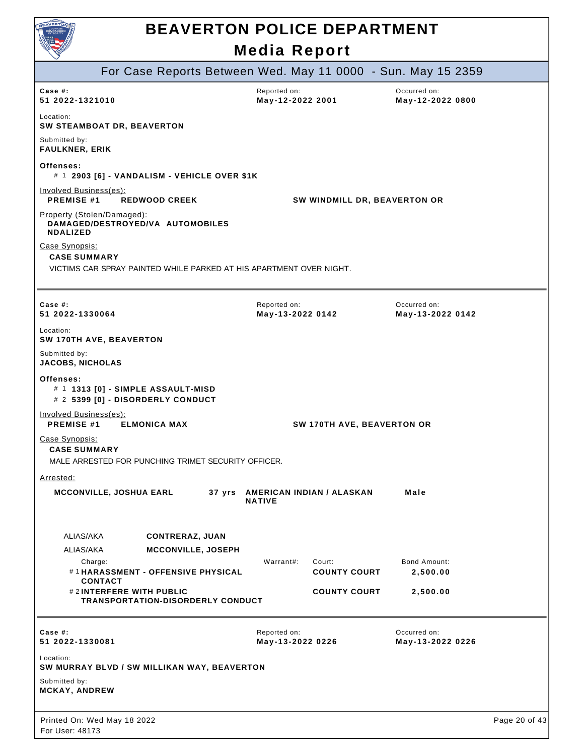# BEAVERTON POLICE DEPARTMENT

## Media Report

### For Case Reports Between Wed. May 11 0000 - Sun. May 15 2359

| Case #: | Reported on: | Occurred on: |
|---|---|---|
| **51 2022-1321010** | **May-12-2022 2001** | **May-12-2022 0800** |

Location:
**SW STEAMBOAT DR, BEAVERTON**

Submitted by:
**FAULKNER, ERIK**

**Offenses:**
- # 1 **2903 [6] - VANDALISM - VEHICLE OVER $1K**

Involved Business(es):
**PREMISE #1** **REDWOOD CREEK** **SW WINDMILL DR, BEAVERTON OR**

Property (Stolen/Damaged):
**DAMAGED/DESTROYED/VANDALIZED AUTOMOBILES**

Case Synopsis:
**CASE SUMMARY**
VICTIMS CAR SPRAY PAINTED WHILE PARKED AT HIS APARTMENT OVER NIGHT.

---

| Case #: | Reported on: | Occurred on: |
|---|---|---|
| **51 2022-1330064** | **May-13-2022 0142** | **May-13-2022 0142** |

Location:
**SW 170TH AVE, BEAVERTON**

Submitted by:
**JACOBS, NICHOLAS**

**Offenses:**
- # 1 **1313 [0] - SIMPLE ASSAULT-MISD**
- # 2 **5399 [0] - DISORDERLY CONDUCT**

Involved Business(es):
**PREMISE #1** **ELMONICA MAX** **SW 170TH AVE, BEAVERTON OR**

Case Synopsis:
**CASE SUMMARY**
MALE ARRESTED FOR PUNCHING TRIMET SECURITY OFFICER.

Arrested:

**MCCONVILLE, JOSHUA EARL** **37 yrs** **AMERICAN INDIAN / ALASKAN NATIVE** **Male**

ALIAS/AKA **CONTRERAZ, JUAN**
ALIAS/AKA **MCCONVILLE, JOSEPH**

| Charge: | Warrant#: | Court: | Bond Amount: |
|---|---|---|---|
| # 1 **HARASSMENT - OFFENSIVE PHYSICAL CONTACT** | | **COUNTY COURT** | **2,500.00** |
| # 2 **INTERFERE WITH PUBLIC TRANSPORTATION-DISORDERLY CONDUCT** | | **COUNTY COURT** | **2,500.00** |

---

| Case #: | Reported on: | Occurred on: |
|---|---|---|
| **51 2022-1330081** | **May-13-2022 0226** | **May-13-2022 0226** |

Location:
**SW MURRAY BLVD / SW MILLIKAN WAY, BEAVERTON**

Submitted by:
**MCKAY, ANDREW**

Printed On: Wed May 18 2022
For User: 48173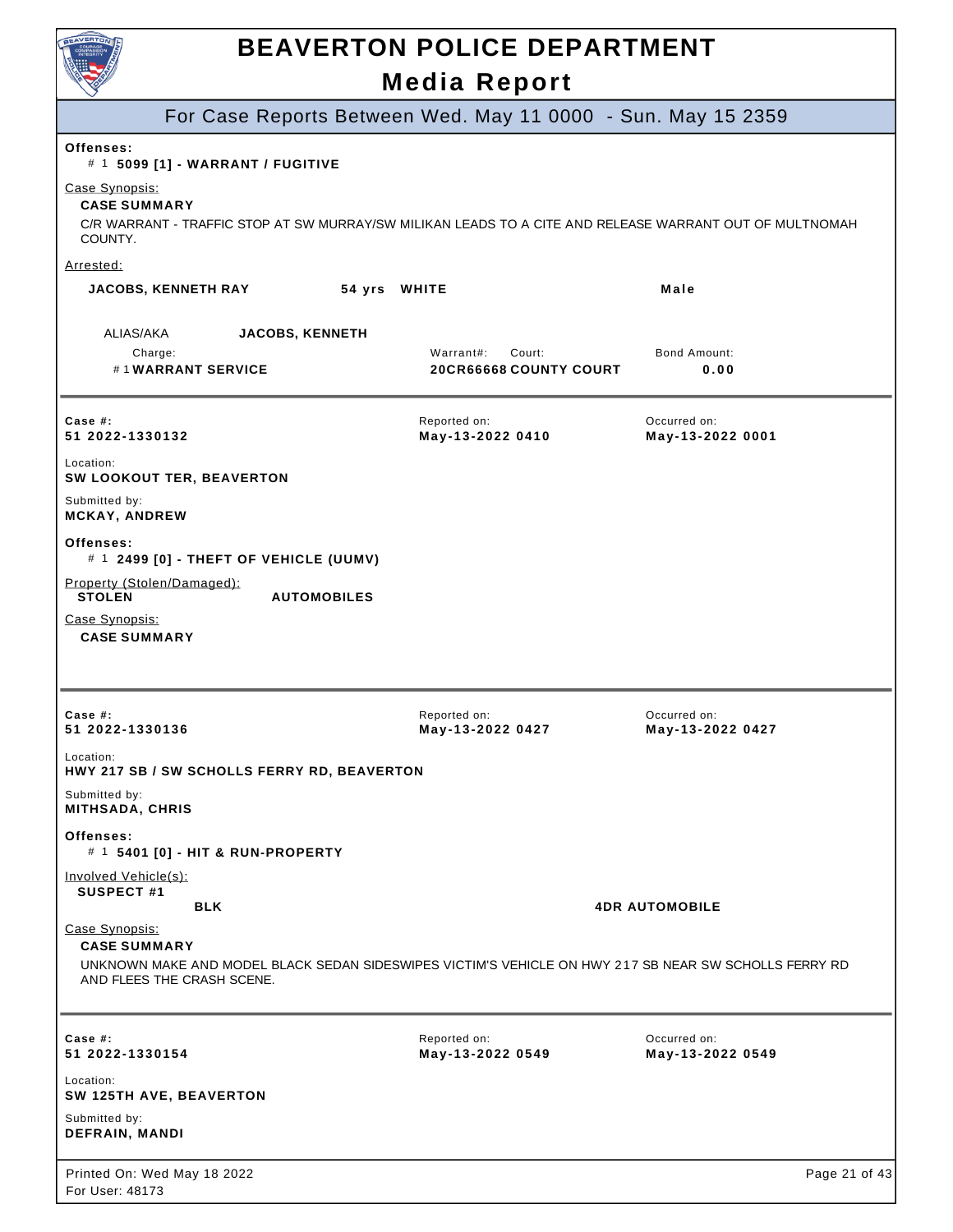# BEAVERTON POLICE DEPARTMENT

## Media Report

### For Case Reports Between Wed. May 11 0000 - Sun. May 15 2359

**Offenses:**
# 1 **5099 [1] - WARRANT / FUGITIVE**

Case Synopsis:

**CASE SUMMARY**

C/R WARRANT - TRAFFIC STOP AT SW MURRAY/SW MILIKAN LEADS TO A CITE AND RELEASE WARRANT OUT OF MULTNOMAH COUNTY.

Arrested:

| | | | |
|---|---|---|---|
| **JACOBS, KENNETH RAY** | **54 yrs** | **WHITE** | **Male** |

ALIAS/AKA **JACOBS, KENNETH**

| Charge: | Warrant#: | Court: | Bond Amount: |
|---|---|---|---|
| # 1 **WARRANT SERVICE** | **20CR66668** | **COUNTY COURT** | **0.00** |

---

| Case #: | Reported on: | Occurred on: |
|---|---|---|
| **51 2022-1330132** | **May-13-2022 0410** | **May-13-2022 0001** |

Location:
**SW LOOKOUT TER, BEAVERTON**

Submitted by:
**MCKAY, ANDREW**

**Offenses:**
# 1 **2499 [0] - THEFT OF VEHICLE (UUMV)**

Property (Stolen/Damaged):
**STOLEN** **AUTOMOBILES**

Case Synopsis:

**CASE SUMMARY**

---

| Case #: | Reported on: | Occurred on: |
|---|---|---|
| **51 2022-1330136** | **May-13-2022 0427** | **May-13-2022 0427** |

Location:
**HWY 217 SB / SW SCHOLLS FERRY RD, BEAVERTON**

Submitted by:
**MITHSADA, CHRIS**

**Offenses:**
# 1 **5401 [0] - HIT & RUN-PROPERTY**

Involved Vehicle(s):

**SUSPECT #1**
**BLK** **4DR AUTOMOBILE**

Case Synopsis:

**CASE SUMMARY**

UNKNOWN MAKE AND MODEL BLACK SEDAN SIDESWIPES VICTIM'S VEHICLE ON HWY 217 SB NEAR SW SCHOLLS FERRY RD AND FLEES THE CRASH SCENE.

---

| Case #: | Reported on: | Occurred on: |
|---|---|---|
| **51 2022-1330154** | **May-13-2022 0549** | **May-13-2022 0549** |

Location:
**SW 125TH AVE, BEAVERTON**

Submitted by:
**DEFRAIN, MANDI**

Printed On: Wed May 18 2022
For User: 48173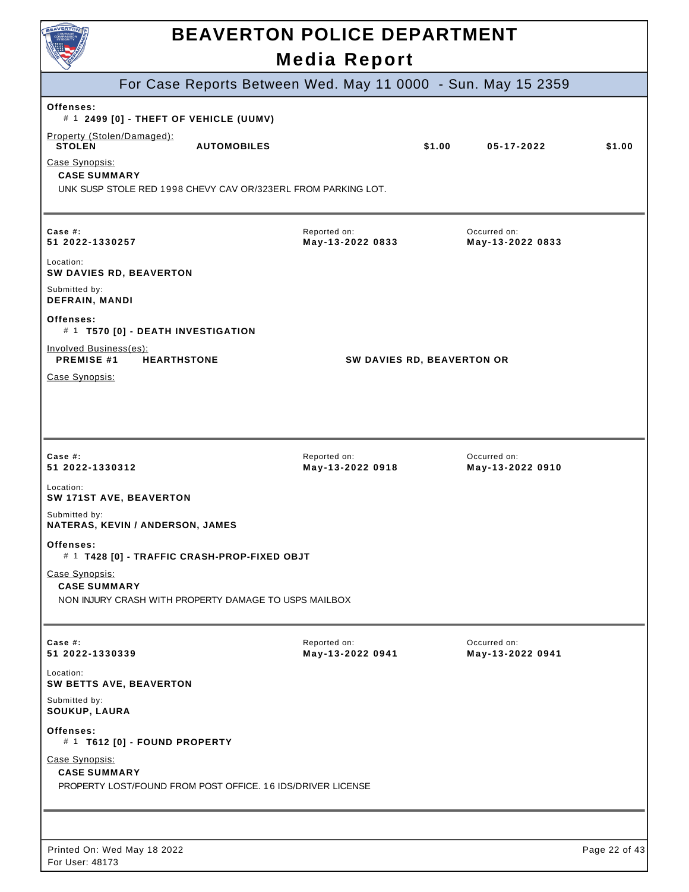# BEAVERTON POLICE DEPARTMENT

## Media Report

### For Case Reports Between Wed. May 11 0000 - Sun. May 15 2359

**Offenses:**
# 1 **2499 [0] - THEFT OF VEHICLE (UUMV)**

Property (Stolen/Damaged):

| | | | | |
|---|---|---|---|---|
| **STOLEN** | **AUTOMOBILES** | **$1.00** | **05-17-2022** | **$1.00** |

Case Synopsis:

**CASE SUMMARY**

UNK SUSP STOLE RED 1998 CHEVY CAV OR/323ERL FROM PARKING LOT.

---

| Case #: | Reported on: | Occurred on: |
|---|---|---|
| **51 2022-1330257** | **May-13-2022 0833** | **May-13-2022 0833** |

Location:
**SW DAVIES RD, BEAVERTON**

Submitted by:
**DEFRAIN, MANDI**

**Offenses:**
# 1 **T570 [0] - DEATH INVESTIGATION**

Involved Business(es):

| | | |
|---|---|---|
| **PREMISE #1** | **HEARTHSTONE** | **SW DAVIES RD, BEAVERTON OR** |

Case Synopsis:

---

| Case #: | Reported on: | Occurred on: |
|---|---|---|
| **51 2022-1330312** | **May-13-2022 0918** | **May-13-2022 0910** |

Location:
**SW 171ST AVE, BEAVERTON**

Submitted by:
**NATERAS, KEVIN / ANDERSON, JAMES**

**Offenses:**
# 1 **T428 [0] - TRAFFIC CRASH-PROP-FIXED OBJT**

Case Synopsis:

**CASE SUMMARY**

NON INJURY CRASH WITH PROPERTY DAMAGE TO USPS MAILBOX

---

| Case #: | Reported on: | Occurred on: |
|---|---|---|
| **51 2022-1330339** | **May-13-2022 0941** | **May-13-2022 0941** |

Location:
**SW BETTS AVE, BEAVERTON**

Submitted by:
**SOUKUP, LAURA**

**Offenses:**
# 1 **T612 [0] - FOUND PROPERTY**

Case Synopsis:

**CASE SUMMARY**

PROPERTY LOST/FOUND FROM POST OFFICE. 16 IDS/DRIVER LICENSE

---

Printed On: Wed May 18 2022
For User: 48173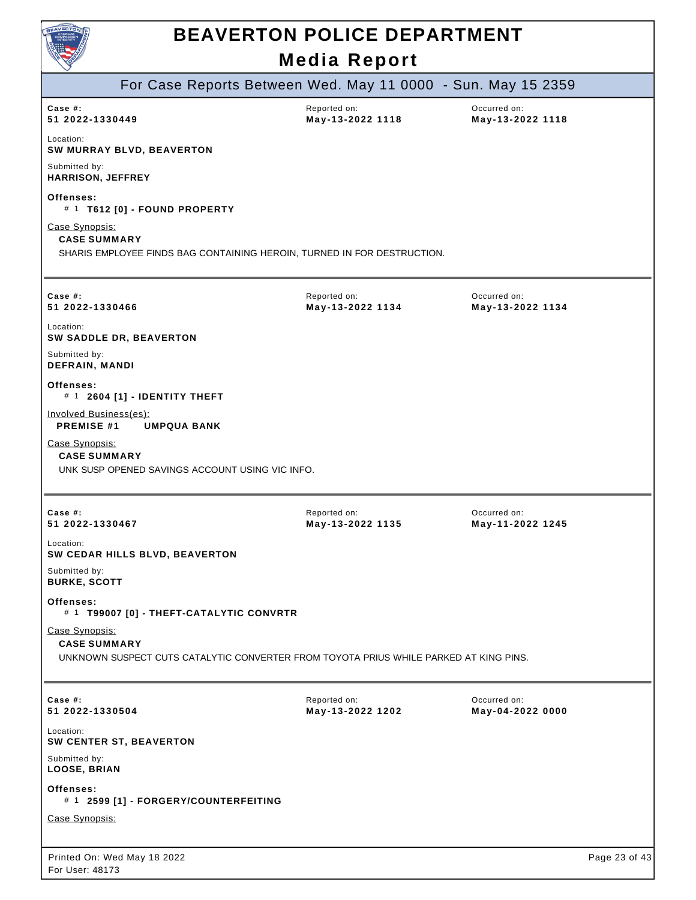# BEAVERTON POLICE DEPARTMENT

## Media Report

### For Case Reports Between Wed. May 11 0000 - Sun. May 15 2359

**Case #:** 51 2022-1330449
**Reported on:** May-13-2022 1118
**Occurred on:** May-13-2022 1118

Location:
**SW MURRAY BLVD, BEAVERTON**

Submitted by:
**HARRISON, JEFFREY**

**Offenses:**
# 1 **T612 [0] - FOUND PROPERTY**

Case Synopsis:
**CASE SUMMARY**
SHARIS EMPLOYEE FINDS BAG CONTAINING HEROIN, TURNED IN FOR DESTRUCTION.

---

**Case #:** 51 2022-1330466
**Reported on:** May-13-2022 1134
**Occurred on:** May-13-2022 1134

Location:
**SW SADDLE DR, BEAVERTON**

Submitted by:
**DEFRAIN, MANDI**

**Offenses:**
# 1 **2604 [1] - IDENTITY THEFT**

Involved Business(es):
**PREMISE #1** **UMPQUA BANK**

Case Synopsis:
**CASE SUMMARY**
UNK SUSP OPENED SAVINGS ACCOUNT USING VIC INFO.

---

**Case #:** 51 2022-1330467
**Reported on:** May-13-2022 1135
**Occurred on:** May-11-2022 1245

Location:
**SW CEDAR HILLS BLVD, BEAVERTON**

Submitted by:
**BURKE, SCOTT**

**Offenses:**
# 1 **T99007 [0] - THEFT-CATALYTIC CONVRTR**

Case Synopsis:
**CASE SUMMARY**
UNKNOWN SUSPECT CUTS CATALYTIC CONVERTER FROM TOYOTA PRIUS WHILE PARKED AT KING PINS.

---

**Case #:** 51 2022-1330504
**Reported on:** May-13-2022 1202
**Occurred on:** May-04-2022 0000

Location:
**SW CENTER ST, BEAVERTON**

Submitted by:
**LOOSE, BRIAN**

**Offenses:**
# 1 **2599 [1] - FORGERY/COUNTERFEITING**

Case Synopsis:

Printed On: Wed May 18 2022
For User: 48173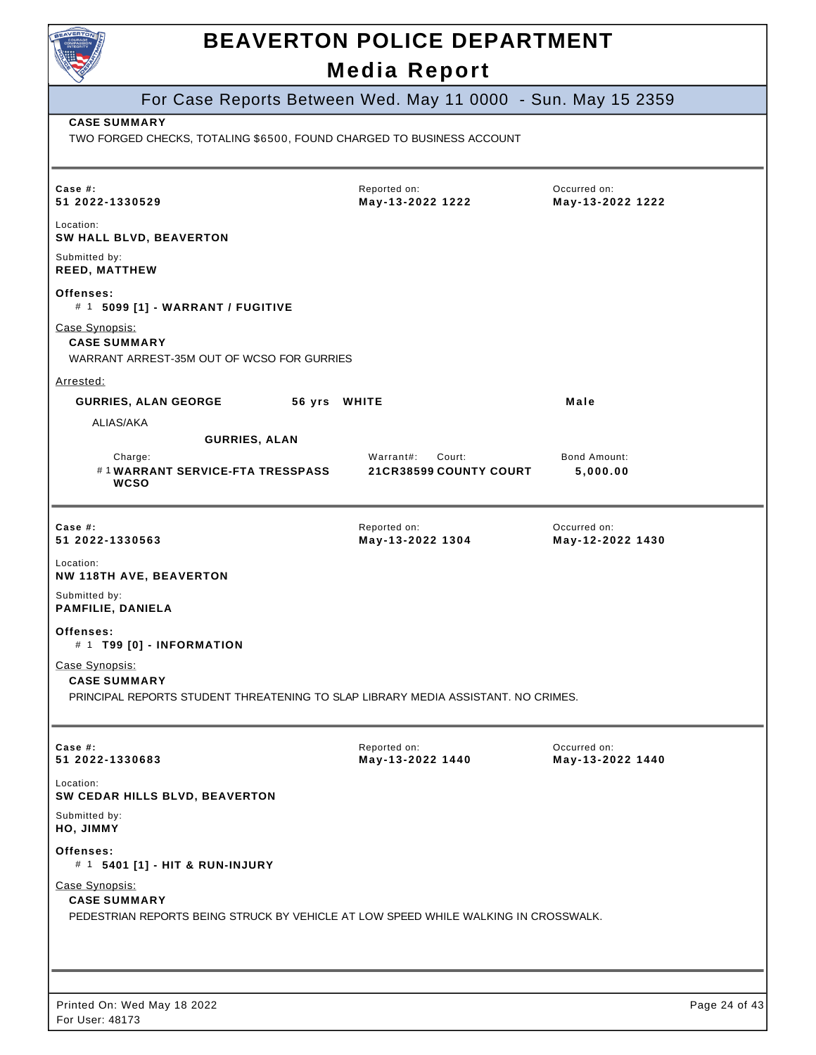# BEAVERTON POLICE DEPARTMENT

## Media Report

For Case Reports Between Wed. May 11 0000 - Sun. May 15 2359

**CASE SUMMARY**

TWO FORGED CHECKS, TOTALING $6500, FOUND CHARGED TO BUSINESS ACCOUNT

---

| Case #: | Reported on: | Occurred on: |
|---|---|---|
| **51 2022-1330529** | **May-13-2022 1222** | **May-13-2022 1222** |

Location:
**SW HALL BLVD, BEAVERTON**

Submitted by:
**REED, MATTHEW**

**Offenses:**
- # 1 **5099 [1] - WARRANT / FUGITIVE**

Case Synopsis:

**CASE SUMMARY**

WARRANT ARREST-35M OUT OF WCSO FOR GURRIES

Arrested:

**GURRIES, ALAN GEORGE** **56 yrs** **WHITE** **Male**

ALIAS/AKA

**GURRIES, ALAN**

| Charge: | Warrant#: | Court: | Bond Amount: |
|---|---|---|---|
| # 1 **WARRANT SERVICE-FTA TRESSPASS WCSO** | **21CR38599** | **COUNTY COURT** | **5,000.00** |

---

| Case #: | Reported on: | Occurred on: |
|---|---|---|
| **51 2022-1330563** | **May-13-2022 1304** | **May-12-2022 1430** |

Location:
**NW 118TH AVE, BEAVERTON**

Submitted by:
**PAMFILIE, DANIELA**

**Offenses:**
- # 1 **T99 [0] - INFORMATION**

Case Synopsis:

**CASE SUMMARY**

PRINCIPAL REPORTS STUDENT THREATENING TO SLAP LIBRARY MEDIA ASSISTANT. NO CRIMES.

---

| Case #: | Reported on: | Occurred on: |
|---|---|---|
| **51 2022-1330683** | **May-13-2022 1440** | **May-13-2022 1440** |

Location:
**SW CEDAR HILLS BLVD, BEAVERTON**

Submitted by:
**HO, JIMMY**

**Offenses:**
- # 1 **5401 [1] - HIT & RUN-INJURY**

Case Synopsis:

**CASE SUMMARY**

PEDESTRIAN REPORTS BEING STRUCK BY VEHICLE AT LOW SPEED WHILE WALKING IN CROSSWALK.

---

Printed On: Wed May 18 2022
For User: 48173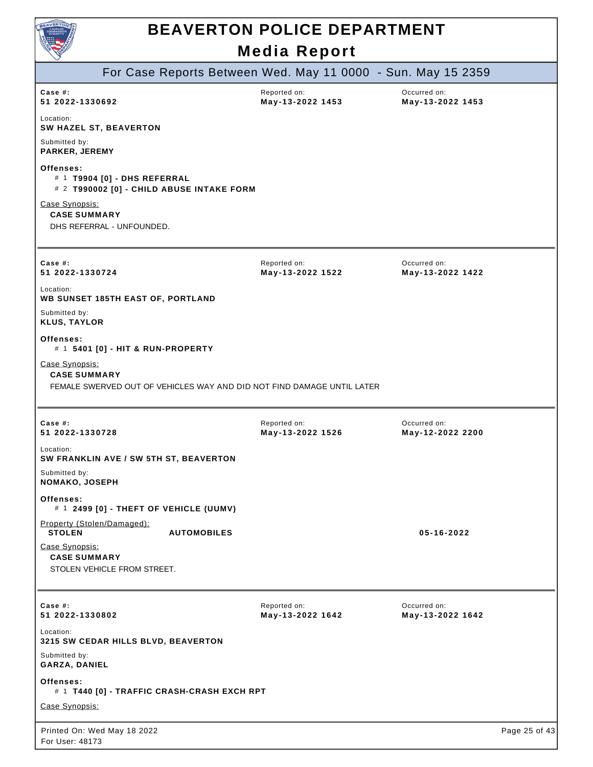# BEAVERTON POLICE DEPARTMENT

## Media Report

### For Case Reports Between Wed. May 11 0000 - Sun. May 15 2359

**Case #:** 51 2022-1330692
**Reported on:** May-13-2022 1453
**Occurred on:** May-13-2022 1453

Location:
**SW HAZEL ST, BEAVERTON**

Submitted by:
**PARKER, JEREMY**

**Offenses:**
- # 1 **T9904 [0] - DHS REFERRAL**
- # 2 **T990002 [0] - CHILD ABUSE INTAKE FORM**

Case Synopsis:
**CASE SUMMARY**
DHS REFERRAL - UNFOUNDED.

---

**Case #:** 51 2022-1330724
**Reported on:** May-13-2022 1522
**Occurred on:** May-13-2022 1422

Location:
**WB SUNSET 185TH EAST OF, PORTLAND**

Submitted by:
**KLUS, TAYLOR**

**Offenses:**
- # 1 **5401 [0] - HIT & RUN-PROPERTY**

Case Synopsis:
**CASE SUMMARY**
FEMALE SWERVED OUT OF VEHICLES WAY AND DID NOT FIND DAMAGE UNTIL LATER

---

**Case #:** 51 2022-1330728
**Reported on:** May-13-2022 1526
**Occurred on:** May-12-2022 2200

Location:
**SW FRANKLIN AVE / SW 5TH ST, BEAVERTON**

Submitted by:
**NOMAKO, JOSEPH**

**Offenses:**
- # 1 **2499 [0] - THEFT OF VEHICLE (UUMV)**

Property (Stolen/Damaged):
**STOLEN** **AUTOMOBILES** **05-16-2022**

Case Synopsis:
**CASE SUMMARY**
STOLEN VEHICLE FROM STREET.

---

**Case #:** 51 2022-1330802
**Reported on:** May-13-2022 1642
**Occurred on:** May-13-2022 1642

Location:
**3215 SW CEDAR HILLS BLVD, BEAVERTON**

Submitted by:
**GARZA, DANIEL**

**Offenses:**
- # 1 **T440 [0] - TRAFFIC CRASH-CRASH EXCH RPT**

Case Synopsis:

Printed On: Wed May 18 2022
For User: 48173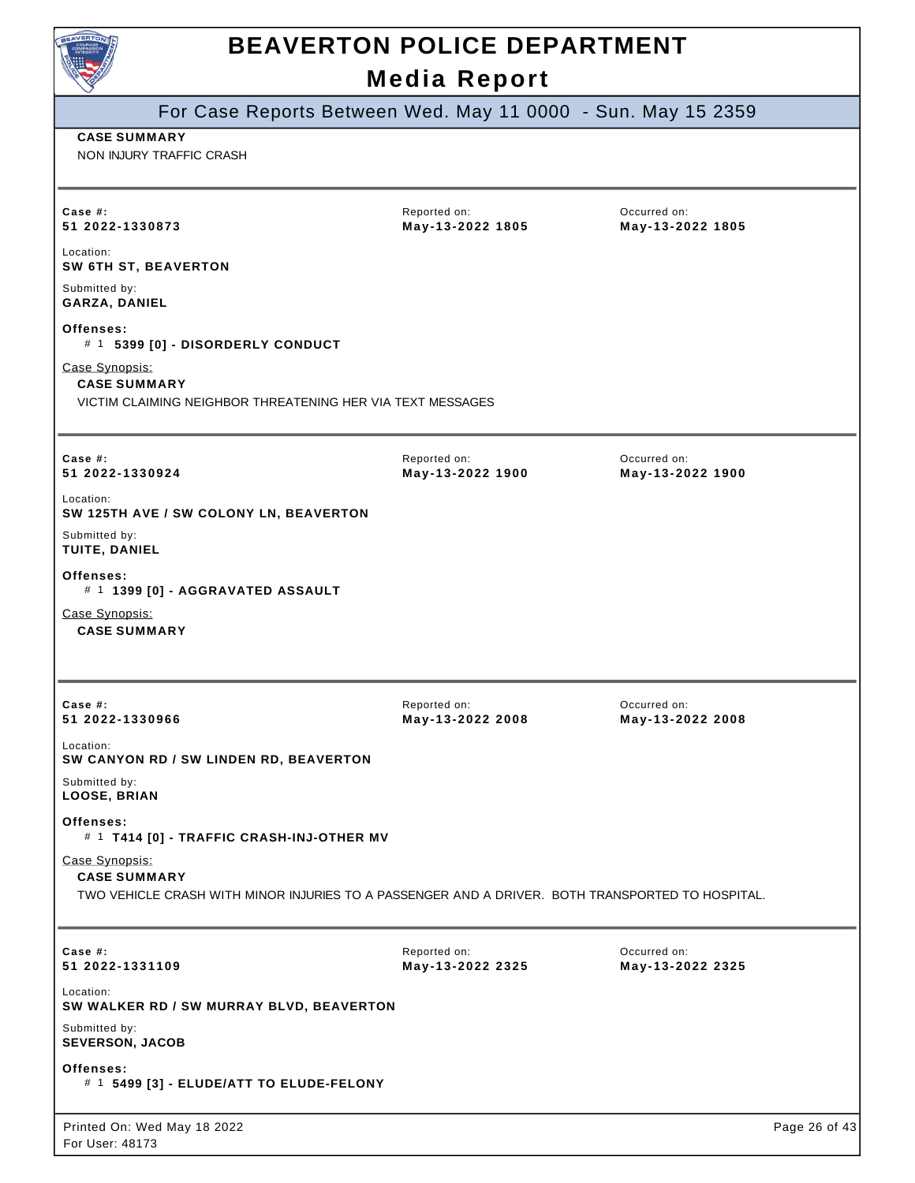**CASE SUMMARY**

NON INJURY TRAFFIC CRASH

---

| Case #: | Reported on: | Occurred on: |
|---|---|---|
| **51 2022-1330873** | **May-13-2022 1805** | **May-13-2022 1805** |

Location:
**SW 6TH ST, BEAVERTON**

Submitted by:
**GARZA, DANIEL**

**Offenses:**

# 1 **5399 [0] - DISORDERLY CONDUCT**

Case Synopsis:

**CASE SUMMARY**

VICTIM CLAIMING NEIGHBOR THREATENING HER VIA TEXT MESSAGES

---

| Case #: | Reported on: | Occurred on: |
|---|---|---|
| **51 2022-1330924** | **May-13-2022 1900** | **May-13-2022 1900** |

Location:
**SW 125TH AVE / SW COLONY LN, BEAVERTON**

Submitted by:
**TUITE, DANIEL**

**Offenses:**

# 1 **1399 [0] - AGGRAVATED ASSAULT**

Case Synopsis:

**CASE SUMMARY**

---

| Case #: | Reported on: | Occurred on: |
|---|---|---|
| **51 2022-1330966** | **May-13-2022 2008** | **May-13-2022 2008** |

Location:
**SW CANYON RD / SW LINDEN RD, BEAVERTON**

Submitted by:
**LOOSE, BRIAN**

**Offenses:**

# 1 **T414 [0] - TRAFFIC CRASH-INJ-OTHER MV**

Case Synopsis:

**CASE SUMMARY**

TWO VEHICLE CRASH WITH MINOR INJURIES TO A PASSENGER AND A DRIVER. BOTH TRANSPORTED TO HOSPITAL.

---

| Case #: | Reported on: | Occurred on: |
|---|---|---|
| **51 2022-1331109** | **May-13-2022 2325** | **May-13-2022 2325** |

Location:
**SW WALKER RD / SW MURRAY BLVD, BEAVERTON**

Submitted by:
**SEVERSON, JACOB**

**Offenses:**

# 1 **5499 [3] - ELUDE/ATT TO ELUDE-FELONY**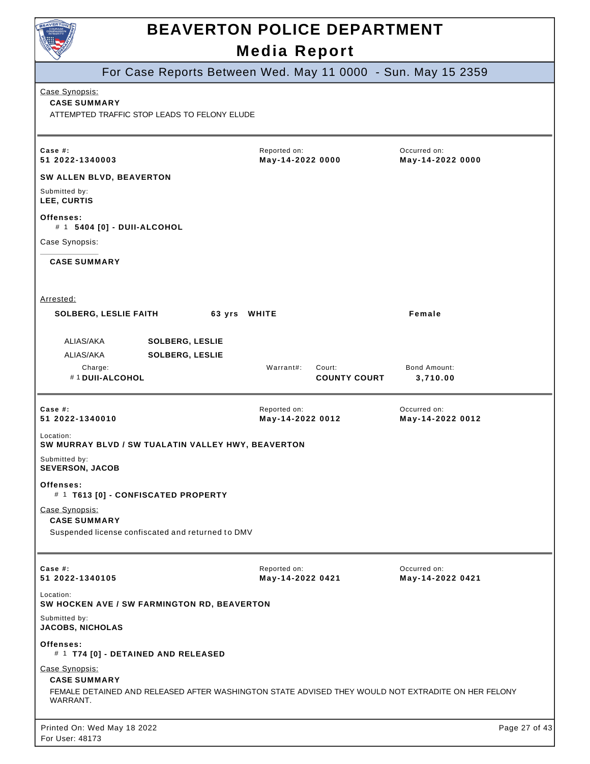# BEAVERTON POLICE DEPARTMENT

## Media Report

### For Case Reports Between Wed. May 11 0000 - Sun. May 15 2359

Case Synopsis:

**CASE SUMMARY**

ATTEMPTED TRAFFIC STOP LEADS TO FELONY ELUDE

---

**Case #:** 51 2022-1340003

Reported on: **May-14-2022 0000**

Occurred on: **May-14-2022 0000**

**SW ALLEN BLVD, BEAVERTON**

Submitted by:
**LEE, CURTIS**

**Offenses:**
# 1 **5404 [0] - DUII-ALCOHOL**

Case Synopsis:

**CASE SUMMARY**

Arrested:

**SOLBERG, LESLIE FAITH** 63 yrs **WHITE** **Female**

| ALIAS/AKA | SOLBERG, LESLIE |
|---|---|
| ALIAS/AKA | SOLBERG, LESLIE |

| Charge: | Warrant#: | Court: | Bond Amount: |
|---|---|---|---|
| # 1 **DUII-ALCOHOL** | | **COUNTY COURT** | **3,710.00** |

---

**Case #:** 51 2022-1340010

Reported on: **May-14-2022 0012**

Occurred on: **May-14-2022 0012**

Location:
**SW MURRAY BLVD / SW TUALATIN VALLEY HWY, BEAVERTON**

Submitted by:
**SEVERSON, JACOB**

**Offenses:**
# 1 **T613 [0] - CONFISCATED PROPERTY**

Case Synopsis:

**CASE SUMMARY**

Suspended license confiscated and returned to DMV

---

**Case #:** 51 2022-1340105

Reported on: **May-14-2022 0421**

Occurred on: **May-14-2022 0421**

Location:
**SW HOCKEN AVE / SW FARMINGTON RD, BEAVERTON**

Submitted by:
**JACOBS, NICHOLAS**

**Offenses:**
# 1 **T74 [0] - DETAINED AND RELEASED**

Case Synopsis:

**CASE SUMMARY**

FEMALE DETAINED AND RELEASED AFTER WASHINGTON STATE ADVISED THEY WOULD NOT EXTRADITE ON HER FELONY WARRANT.

Printed On: Wed May 18 2022
For User: 48173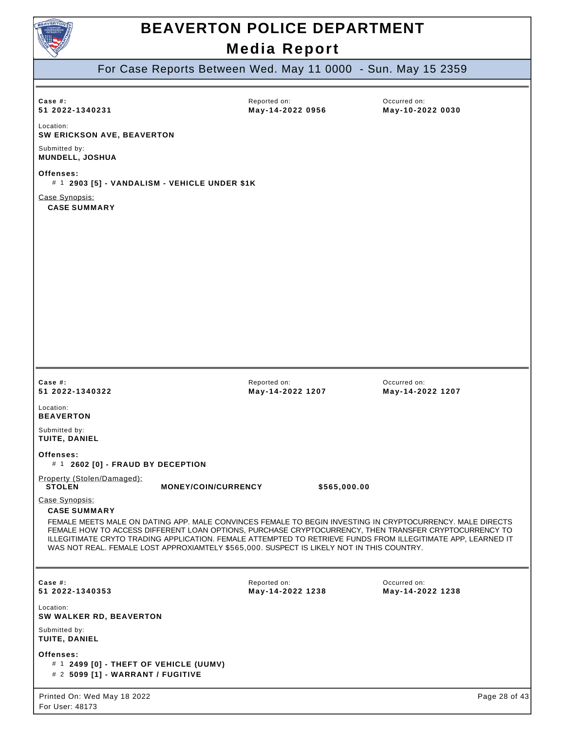# BEAVERTON POLICE DEPARTMENT
## Media Report

For Case Reports Between Wed. May 11 0000 - Sun. May 15 2359

---

**Case #:** 51 2022-1340231
**Reported on:** May-14-2022 0956
**Occurred on:** May-10-2022 0030

**Location:**
SW ERICKSON AVE, BEAVERTON

**Submitted by:**
MUNDELL, JOSHUA

**Offenses:**
- # 1 **2903 [5] - VANDALISM - VEHICLE UNDER $1K**

Case Synopsis:
**CASE SUMMARY**

---

**Case #:** 51 2022-1340322
**Reported on:** May-14-2022 1207
**Occurred on:** May-14-2022 1207

**Location:**
BEAVERTON

**Submitted by:**
TUITE, DANIEL

**Offenses:**
- # 1 **2602 [0] - FRAUD BY DECEPTION**

Property (Stolen/Damaged):

| STOLEN | MONEY/COIN/CURRENCY | $565,000.00 |
|---|---|---|

Case Synopsis:
**CASE SUMMARY**

FEMALE MEETS MALE ON DATING APP. MALE CONVINCES FEMALE TO BEGIN INVESTING IN CRYPTOCURRENCY. MALE DIRECTS FEMALE HOW TO ACCESS DIFFERENT LOAN OPTIONS, PURCHASE CRYPTOCURRENCY, THEN TRANSFER CRYPTOCURRENCY TO ILLEGITIMATE CRYTO TRADING APPLICATION. FEMALE ATTEMPTED TO RETRIEVE FUNDS FROM ILLEGITIMATE APP, LEARNED IT WAS NOT REAL. FEMALE LOST APPROXIAMTELY $565,000. SUSPECT IS LIKELY NOT IN THIS COUNTRY.

---

**Case #:** 51 2022-1340353
**Reported on:** May-14-2022 1238
**Occurred on:** May-14-2022 1238

**Location:**
SW WALKER RD, BEAVERTON

**Submitted by:**
TUITE, DANIEL

**Offenses:**
- # 1 **2499 [0] - THEFT OF VEHICLE (UUMV)**
- # 2 **5099 [1] - WARRANT / FUGITIVE**

Printed On: Wed May 18 2022
For User: 48173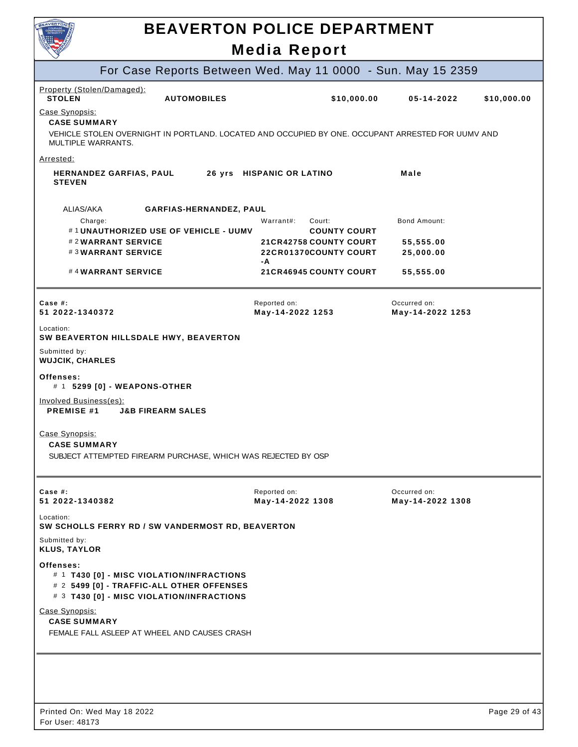# BEAVERTON POLICE DEPARTMENT

## Media Report

### For Case Reports Between Wed. May 11 0000 - Sun. May 15 2359

Property (Stolen/Damaged):

| | | | | |
|---|---|---|---|---|
| **STOLEN** | **AUTOMOBILES** | **$10,000.00** | **05-14-2022** | **$10,000.00** |

Case Synopsis:

**CASE SUMMARY**

VEHICLE STOLEN OVERNIGHT IN PORTLAND. LOCATED AND OCCUPIED BY ONE. OCCUPANT ARRESTED FOR UUMV AND MULTIPLE WARRANTS.

Arrested:

**HERNANDEZ GARFIAS, PAUL STEVEN** **26 yrs** **HISPANIC OR LATINO** **Male**

ALIAS/AKA **GARFIAS-HERNANDEZ, PAUL**

| Charge: | Warrant#: | Court: | Bond Amount: |
|---|---|---|---|
| # 1 **UNAUTHORIZED USE OF VEHICLE - UUMV** | | **COUNTY COURT** | |
| # 2 **WARRANT SERVICE** | **21CR42758** | **COUNTY COURT** | **55,555.00** |
| # 3 **WARRANT SERVICE** | **22CR01370-A** | **COUNTY COURT** | **25,000.00** |
| # 4 **WARRANT SERVICE** | **21CR46945** | **COUNTY COURT** | **55,555.00** |

---

**Case #:** 51 2022-1340372

Reported on: **May-14-2022 1253**

Occurred on: **May-14-2022 1253**

Location:
**SW BEAVERTON HILLSDALE HWY, BEAVERTON**

Submitted by:
**WUJCIK, CHARLES**

**Offenses:**
- # 1 **5299 [0] - WEAPONS-OTHER**

Involved Business(es):
**PREMISE #1** **J&B FIREARM SALES**

Case Synopsis:

**CASE SUMMARY**

SUBJECT ATTEMPTED FIREARM PURCHASE, WHICH WAS REJECTED BY OSP

---

**Case #:** 51 2022-1340382

Reported on: **May-14-2022 1308**

Occurred on: **May-14-2022 1308**

Location:
**SW SCHOLLS FERRY RD / SW VANDERMOST RD, BEAVERTON**

Submitted by:
**KLUS, TAYLOR**

**Offenses:**
- # 1 **T430 [0] - MISC VIOLATION/INFRACTIONS**
- # 2 **5499 [0] - TRAFFIC-ALL OTHER OFFENSES**
- # 3 **T430 [0] - MISC VIOLATION/INFRACTIONS**

Case Synopsis:

**CASE SUMMARY**

FEMALE FALL ASLEEP AT WHEEL AND CAUSES CRASH

---

Printed On: Wed May 18 2022
For User: 48173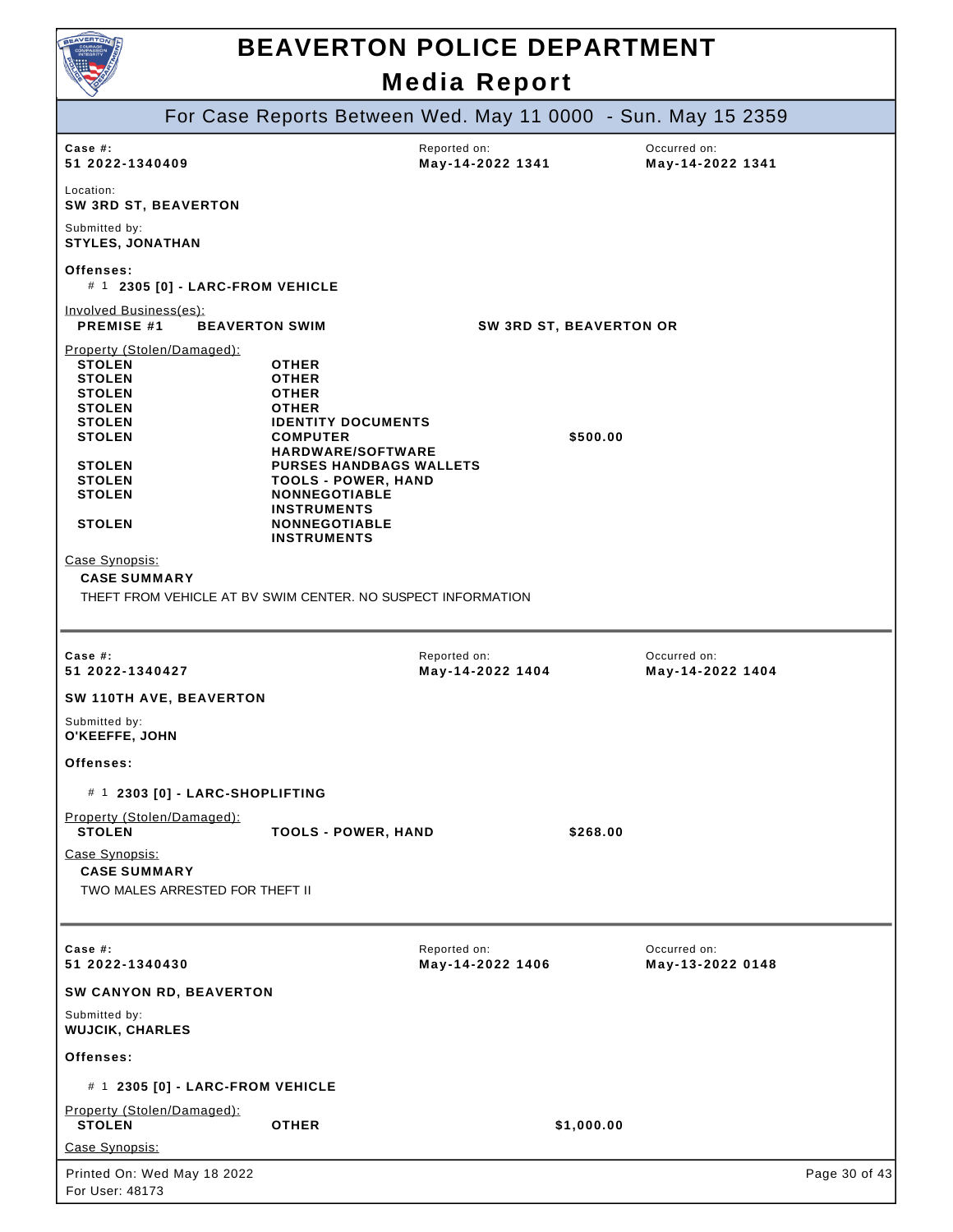# BEAVERTON POLICE DEPARTMENT

## Media Report

### For Case Reports Between Wed. May 11 0000 - Sun. May 15 2359

| Case #: | Reported on: | Occurred on: |
|---|---|---|
| **51 2022-1340409** | **May-14-2022 1341** | **May-14-2022 1341** |

Location:
**SW 3RD ST, BEAVERTON**

Submitted by:
**STYLES, JONATHAN**

**Offenses:**

# 1 **2305 [0] - LARC-FROM VEHICLE**

Involved Business(es):

**PREMISE #1** **BEAVERTON SWIM** **SW 3RD ST, BEAVERTON OR**

Property (Stolen/Damaged):

| | | |
|---|---|---|
| **STOLEN** | **OTHER** | |
| **STOLEN** | **OTHER** | |
| **STOLEN** | **OTHER** | |
| **STOLEN** | **OTHER** | |
| **STOLEN** | **IDENTITY DOCUMENTS** | |
| **STOLEN** | **COMPUTER HARDWARE/SOFTWARE** | **$500.00** |
| **STOLEN** | **PURSES HANDBAGS WALLETS** | |
| **STOLEN** | **TOOLS - POWER, HAND** | |
| **STOLEN** | **NONNEGOTIABLE INSTRUMENTS** | |
| **STOLEN** | **NONNEGOTIABLE INSTRUMENTS** | |

Case Synopsis:

**CASE SUMMARY**

THEFT FROM VEHICLE AT BV SWIM CENTER. NO SUSPECT INFORMATION

---

| Case #: | Reported on: | Occurred on: |
|---|---|---|
| **51 2022-1340427** | **May-14-2022 1404** | **May-14-2022 1404** |

**SW 110TH AVE, BEAVERTON**

Submitted by:
**O'KEEFFE, JOHN**

**Offenses:**

# 1 **2303 [0] - LARC-SHOPLIFTING**

Property (Stolen/Damaged):

| | | |
|---|---|---|
| **STOLEN** | **TOOLS - POWER, HAND** | **$268.00** |

Case Synopsis:

**CASE SUMMARY**

TWO MALES ARRESTED FOR THEFT II

---

| Case #: | Reported on: | Occurred on: |
|---|---|---|
| **51 2022-1340430** | **May-14-2022 1406** | **May-13-2022 0148** |

**SW CANYON RD, BEAVERTON**

Submitted by:
**WUJCIK, CHARLES**

**Offenses:**

# 1 **2305 [0] - LARC-FROM VEHICLE**

Property (Stolen/Damaged):

| | | |
|---|---|---|
| **STOLEN** | **OTHER** | **$1,000.00** |

Case Synopsis: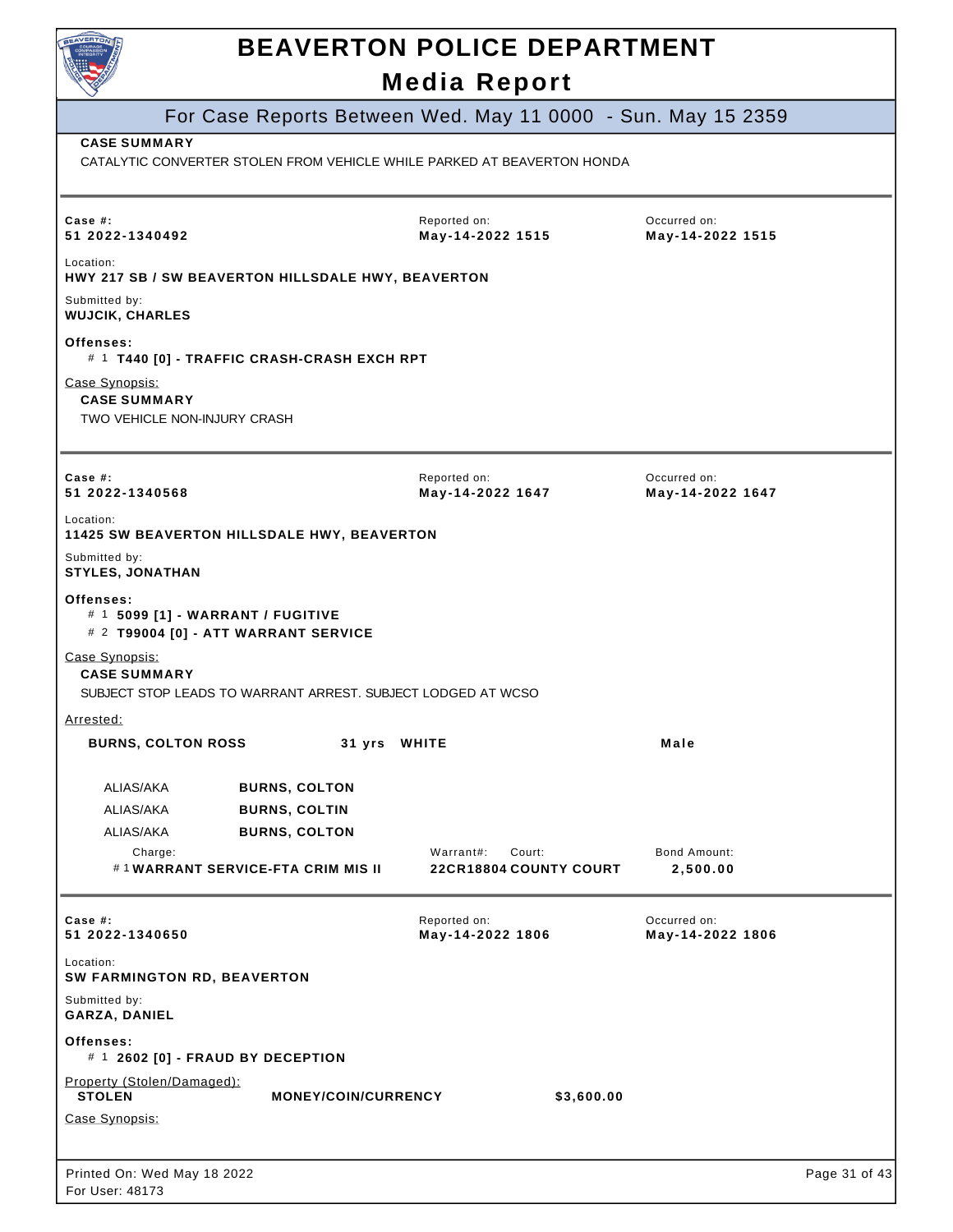**CASE SUMMARY**

CATALYTIC CONVERTER STOLEN FROM VEHICLE WHILE PARKED AT BEAVERTON HONDA

---

**Case #:** 51 2022-1340492
**Reported on:** May-14-2022 1515
**Occurred on:** May-14-2022 1515

Location:
**HWY 217 SB / SW BEAVERTON HILLSDALE HWY, BEAVERTON**

Submitted by:
**WUJCIK, CHARLES**

**Offenses:**
- # 1 **T440 [0] - TRAFFIC CRASH-CRASH EXCH RPT**

Case Synopsis:

**CASE SUMMARY**

TWO VEHICLE NON-INJURY CRASH

---

**Case #:** 51 2022-1340568
**Reported on:** May-14-2022 1647
**Occurred on:** May-14-2022 1647

Location:
**11425 SW BEAVERTON HILLSDALE HWY, BEAVERTON**

Submitted by:
**STYLES, JONATHAN**

**Offenses:**
- # 1 **5099 [1] - WARRANT / FUGITIVE**
- # 2 **T99004 [0] - ATT WARRANT SERVICE**

Case Synopsis:

**CASE SUMMARY**

SUBJECT STOP LEADS TO WARRANT ARREST. SUBJECT LODGED AT WCSO

Arrested:

**BURNS, COLTON ROSS** — **31 yrs** — **WHITE** — **Male**

| | |
|---|---|
| ALIAS/AKA | **BURNS, COLTON** |
| ALIAS/AKA | **BURNS, COLTIN** |
| ALIAS/AKA | **BURNS, COLTON** |

| Charge: | Warrant#: | Court: | Bond Amount: |
|---|---|---|---|
| # 1 **WARRANT SERVICE-FTA CRIM MIS II** | **22CR18804** | **COUNTY COURT** | **2,500.00** |

---

**Case #:** 51 2022-1340650
**Reported on:** May-14-2022 1806
**Occurred on:** May-14-2022 1806

Location:
**SW FARMINGTON RD, BEAVERTON**

Submitted by:
**GARZA, DANIEL**

**Offenses:**
- # 1 **2602 [0] - FRAUD BY DECEPTION**

Property (Stolen/Damaged):

| | | |
|---|---|---|
| **STOLEN** | **MONEY/COIN/CURRENCY** | **$3,600.00** |

Case Synopsis: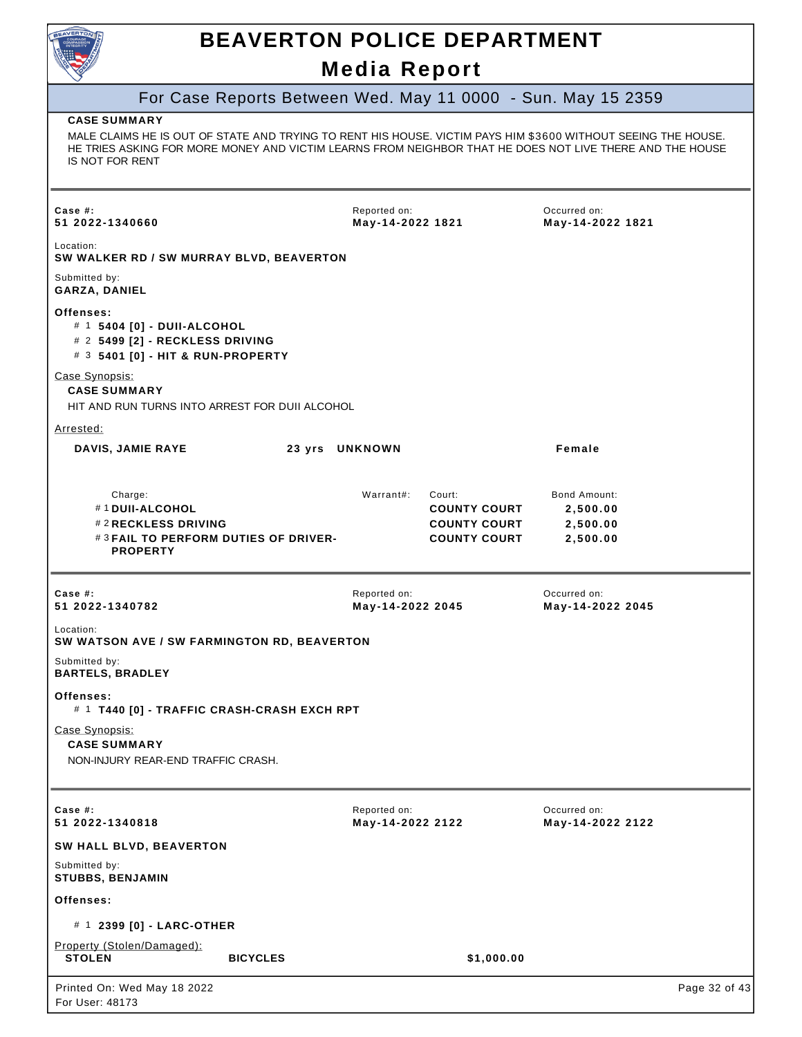**CASE SUMMARY**

MALE CLAIMS HE IS OUT OF STATE AND TRYING TO RENT HIS HOUSE. VICTIM PAYS HIM $3600 WITHOUT SEEING THE HOUSE. HE TRIES ASKING FOR MORE MONEY AND VICTIM LEARNS FROM NEIGHBOR THAT HE DOES NOT LIVE THERE AND THE HOUSE IS NOT FOR RENT

---

| Case #: | Reported on: | Occurred on: |
|---|---|---|
| **51 2022-1340660** | **May-14-2022 1821** | **May-14-2022 1821** |

Location:
**SW WALKER RD / SW MURRAY BLVD, BEAVERTON**

Submitted by:
**GARZA, DANIEL**

**Offenses:**
- # 1 **5404 [0] - DUII-ALCOHOL**
- # 2 **5499 [2] - RECKLESS DRIVING**
- # 3 **5401 [0] - HIT & RUN-PROPERTY**

Case Synopsis:

**CASE SUMMARY**

HIT AND RUN TURNS INTO ARREST FOR DUII ALCOHOL

Arrested:

**DAVIS, JAMIE RAYE** — **23 yrs** — **UNKNOWN** — **Female**

| Charge: | Warrant#: | Court: | Bond Amount: |
|---|---|---|---|
| # 1 **DUII-ALCOHOL** | | **COUNTY COURT** | **2,500.00** |
| # 2 **RECKLESS DRIVING** | | **COUNTY COURT** | **2,500.00** |
| # 3 **FAIL TO PERFORM DUTIES OF DRIVER-PROPERTY** | | **COUNTY COURT** | **2,500.00** |

---

| Case #: | Reported on: | Occurred on: |
|---|---|---|
| **51 2022-1340782** | **May-14-2022 2045** | **May-14-2022 2045** |

Location:
**SW WATSON AVE / SW FARMINGTON RD, BEAVERTON**

Submitted by:
**BARTELS, BRADLEY**

**Offenses:**
- # 1 **T440 [0] - TRAFFIC CRASH-CRASH EXCH RPT**

Case Synopsis:

**CASE SUMMARY**

NON-INJURY REAR-END TRAFFIC CRASH.

---

| Case #: | Reported on: | Occurred on: |
|---|---|---|
| **51 2022-1340818** | **May-14-2022 2122** | **May-14-2022 2122** |

**SW HALL BLVD, BEAVERTON**

Submitted by:
**STUBBS, BENJAMIN**

**Offenses:**
- # 1 **2399 [0] - LARC-OTHER**

Property (Stolen/Damaged):

| | | |
|---|---|---|
| **STOLEN** | **BICYCLES** | **$1,000.00** |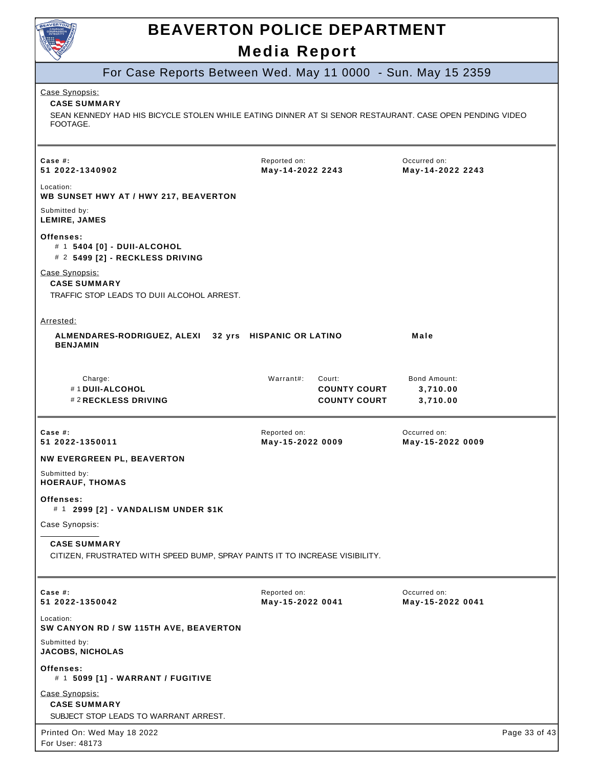Case Synopsis:

**CASE SUMMARY**

SEAN KENNEDY HAD HIS BICYCLE STOLEN WHILE EATING DINNER AT SI SENOR RESTAURANT. CASE OPEN PENDING VIDEO FOOTAGE.

---

| Case #: | Reported on: | Occurred on: |
|---|---|---|
| **51 2022-1340902** | **May-14-2022 2243** | **May-14-2022 2243** |

Location:
**WB SUNSET HWY AT / HWY 217, BEAVERTON**

Submitted by:
**LEMIRE, JAMES**

**Offenses:**
- # 1 **5404 [0] - DUII-ALCOHOL**
- # 2 **5499 [2] - RECKLESS DRIVING**

Case Synopsis:

**CASE SUMMARY**

TRAFFIC STOP LEADS TO DUII ALCOHOL ARREST.

Arrested:

**ALMENDARES-RODRIGUEZ, ALEXI BENJAMIN** **32 yrs** **HISPANIC OR LATINO** **Male**

| Charge: | Warrant#: | Court: | Bond Amount: |
|---|---|---|---|
| # 1 **DUII-ALCOHOL** | | **COUNTY COURT** | **3,710.00** |
| # 2 **RECKLESS DRIVING** | | **COUNTY COURT** | **3,710.00** |

---

| Case #: | Reported on: | Occurred on: |
|---|---|---|
| **51 2022-1350011** | **May-15-2022 0009** | **May-15-2022 0009** |

**NW EVERGREEN PL, BEAVERTON**

Submitted by:
**HOERAUF, THOMAS**

**Offenses:**
- # 1 **2999 [2] - VANDALISM UNDER $1K**

Case Synopsis:

**CASE SUMMARY**

CITIZEN, FRUSTRATED WITH SPEED BUMP, SPRAY PAINTS IT TO INCREASE VISIBILITY.

---

| Case #: | Reported on: | Occurred on: |
|---|---|---|
| **51 2022-1350042** | **May-15-2022 0041** | **May-15-2022 0041** |

Location:
**SW CANYON RD / SW 115TH AVE, BEAVERTON**

Submitted by:
**JACOBS, NICHOLAS**

**Offenses:**
- # 1 **5099 [1] - WARRANT / FUGITIVE**

Case Synopsis:

**CASE SUMMARY**

SUBJECT STOP LEADS TO WARRANT ARREST.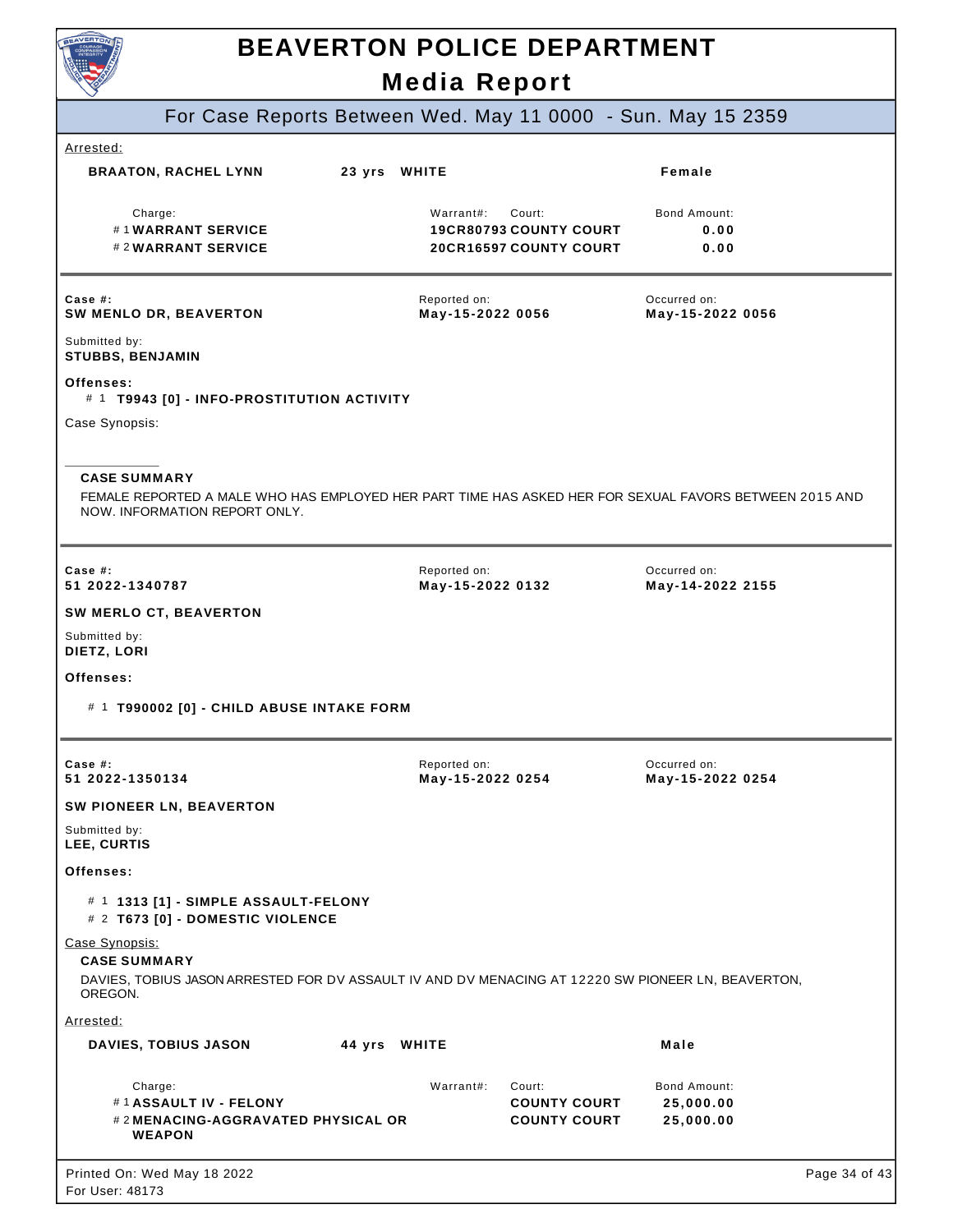# BEAVERTON POLICE DEPARTMENT

## Media Report

### For Case Reports Between Wed. May 11 0000 - Sun. May 15 2359

Arrested:

| Name | Age | Race | Sex |
|---|---|---|---|
| **BRAATON, RACHEL LYNN** | **23 yrs** | **WHITE** | **Female** |

| Charge: | Warrant#: | Court: | Bond Amount: |
|---|---|---|---|
| # 1 **WARRANT SERVICE** | **19CR80793** | **COUNTY COURT** | **0.00** |
| # 2 **WARRANT SERVICE** | **20CR16597** | **COUNTY COURT** | **0.00** |

---

**Case #:**
**SW MENLO DR, BEAVERTON**

Reported on: **May-15-2022 0056**

Occurred on: **May-15-2022 0056**

Submitted by:
**STUBBS, BENJAMIN**

**Offenses:**

# 1 **T9943 [0] - INFO-PROSTITUTION ACTIVITY**

Case Synopsis:

**CASE SUMMARY**

FEMALE REPORTED A MALE WHO HAS EMPLOYED HER PART TIME HAS ASKED HER FOR SEXUAL FAVORS BETWEEN 2015 AND NOW. INFORMATION REPORT ONLY.

---

**Case #:**
**51 2022-1340787**

Reported on: **May-15-2022 0132**

Occurred on: **May-14-2022 2155**

**SW MERLO CT, BEAVERTON**

Submitted by:
**DIETZ, LORI**

**Offenses:**

# 1 **T990002 [0] - CHILD ABUSE INTAKE FORM**

---

**Case #:**
**51 2022-1350134**

Reported on: **May-15-2022 0254**

Occurred on: **May-15-2022 0254**

**SW PIONEER LN, BEAVERTON**

Submitted by:
**LEE, CURTIS**

**Offenses:**

# 1 **1313 [1] - SIMPLE ASSAULT-FELONY**
# 2 **T673 [0] - DOMESTIC VIOLENCE**

Case Synopsis:

**CASE SUMMARY**

DAVIES, TOBIUS JASON ARRESTED FOR DV ASSAULT IV AND DV MENACING AT 12220 SW PIONEER LN, BEAVERTON, OREGON.

Arrested:

| Name | Age | Race | Sex |
|---|---|---|---|
| **DAVIES, TOBIUS JASON** | **44 yrs** | **WHITE** | **Male** |

| Charge: | Warrant#: | Court: | Bond Amount: |
|---|---|---|---|
| # 1 **ASSAULT IV - FELONY** | | **COUNTY COURT** | **25,000.00** |
| # 2 **MENACING-AGGRAVATED PHYSICAL OR WEAPON** | | **COUNTY COURT** | **25,000.00** |

Printed On: Wed May 18 2022
For User: 48173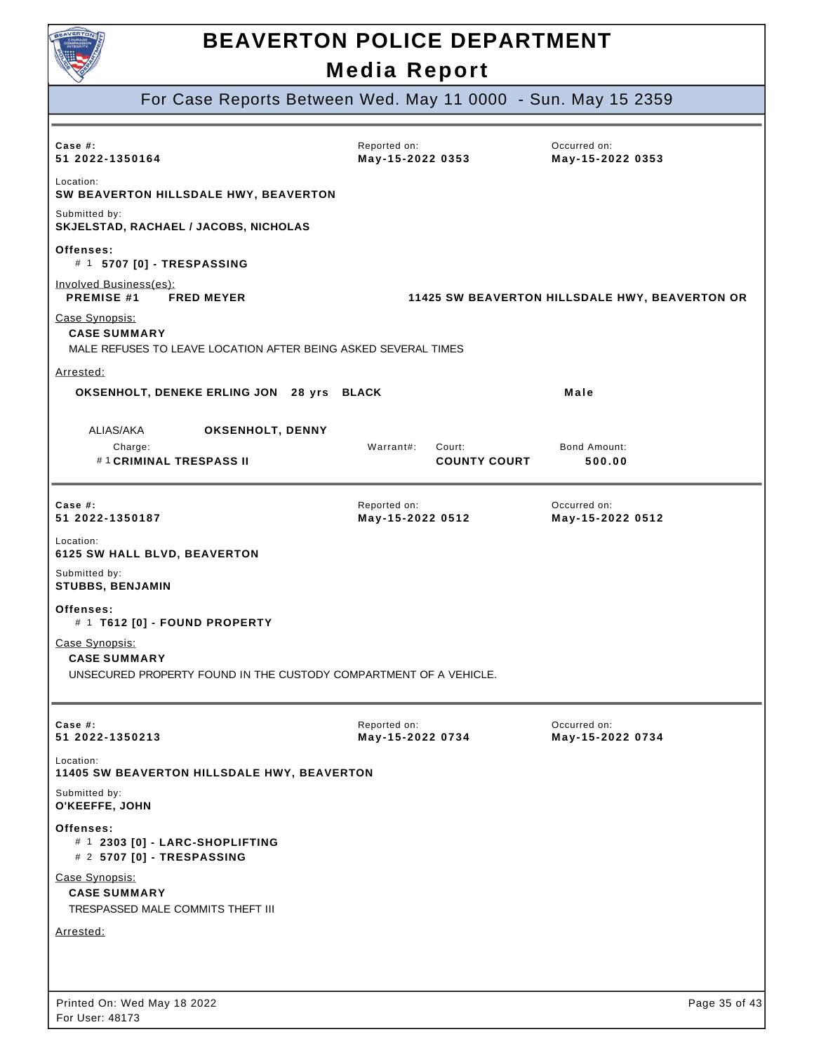# BEAVERTON POLICE DEPARTMENT

## Media Report

For Case Reports Between Wed. May 11 0000 - Sun. May 15 2359

---

**Case #:** 51 2022-1350164
**Reported on:** May-15-2022 0353
**Occurred on:** May-15-2022 0353

**Location:**
SW BEAVERTON HILLSDALE HWY, BEAVERTON

**Submitted by:**
SKJELSTAD, RACHAEL / JACOBS, NICHOLAS

**Offenses:**
# 1 **5707 [0] - TRESPASSING**

Involved Business(es):
**PREMISE #1** **FRED MEYER** **11425 SW BEAVERTON HILLSDALE HWY, BEAVERTON OR**

Case Synopsis:
**CASE SUMMARY**
MALE REFUSES TO LEAVE LOCATION AFTER BEING ASKED SEVERAL TIMES

Arrested:
**OKSENHOLT, DENEKE ERLING JON** **28 yrs** **BLACK** **Male**

ALIAS/AKA **OKSENHOLT, DENNY**

| Charge: | Warrant#: | Court: | Bond Amount: |
|---|---|---|---|
| # 1 **CRIMINAL TRESPASS II** | | **COUNTY COURT** | **500.00** |

---

**Case #:** 51 2022-1350187
**Reported on:** May-15-2022 0512
**Occurred on:** May-15-2022 0512

**Location:**
6125 SW HALL BLVD, BEAVERTON

**Submitted by:**
STUBBS, BENJAMIN

**Offenses:**
# 1 **T612 [0] - FOUND PROPERTY**

Case Synopsis:
**CASE SUMMARY**
UNSECURED PROPERTY FOUND IN THE CUSTODY COMPARTMENT OF A VEHICLE.

---

**Case #:** 51 2022-1350213
**Reported on:** May-15-2022 0734
**Occurred on:** May-15-2022 0734

**Location:**
11405 SW BEAVERTON HILLSDALE HWY, BEAVERTON

**Submitted by:**
O'KEEFFE, JOHN

**Offenses:**
# 1 **2303 [0] - LARC-SHOPLIFTING**
# 2 **5707 [0] - TRESPASSING**

Case Synopsis:
**CASE SUMMARY**
TRESPASSED MALE COMMITS THEFT III

Arrested:

Printed On: Wed May 18 2022
For User: 48173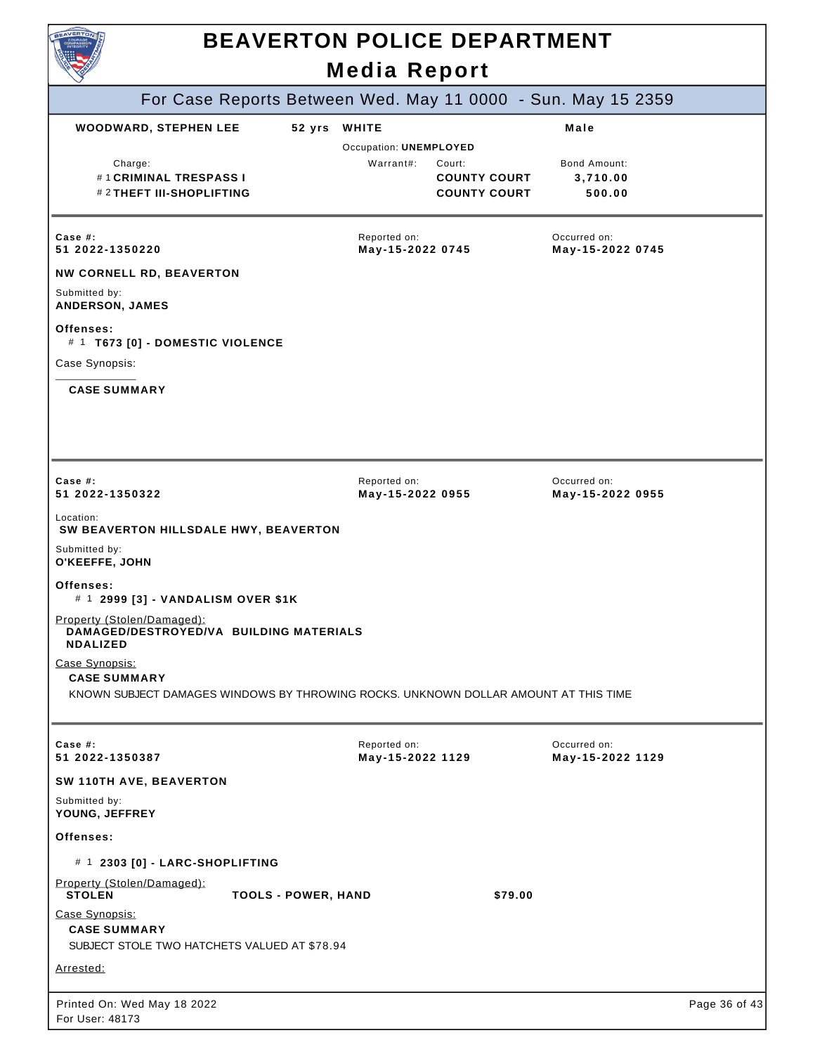# BEAVERTON POLICE DEPARTMENT

## Media Report

### For Case Reports Between Wed. May 11 0000 - Sun. May 15 2359

**WOODWARD, STEPHEN LEE** **52 yrs** **WHITE** **Male**

Occupation: **UNEMPLOYED**

| Charge: | Warrant#: | Court: | Bond Amount: |
|---|---|---|---|
| # 1 **CRIMINAL TRESPASS I** | | **COUNTY COURT** | **3,710.00** |
| # 2 **THEFT III-SHOPLIFTING** | | **COUNTY COURT** | **500.00** |

---

| Case #: | Reported on: | Occurred on: |
|---|---|---|
| **51 2022-1350220** | **May-15-2022 0745** | **May-15-2022 0745** |

**NW CORNELL RD, BEAVERTON**

Submitted by:
**ANDERSON, JAMES**

**Offenses:**

# 1 **T673 [0] - DOMESTIC VIOLENCE**

Case Synopsis:

**CASE SUMMARY**

---

| Case #: | Reported on: | Occurred on: |
|---|---|---|
| **51 2022-1350322** | **May-15-2022 0955** | **May-15-2022 0955** |

Location:
**SW BEAVERTON HILLSDALE HWY, BEAVERTON**

Submitted by:
**O'KEEFFE, JOHN**

**Offenses:**

# 1 **2999 [3] - VANDALISM OVER $1K**

Property (Stolen/Damaged):
**DAMAGED/DESTROYED/VANDALIZED** **BUILDING MATERIALS**

Case Synopsis:

**CASE SUMMARY**

KNOWN SUBJECT DAMAGES WINDOWS BY THROWING ROCKS. UNKNOWN DOLLAR AMOUNT AT THIS TIME

---

| Case #: | Reported on: | Occurred on: |
|---|---|---|
| **51 2022-1350387** | **May-15-2022 1129** | **May-15-2022 1129** |

**SW 110TH AVE, BEAVERTON**

Submitted by:
**YOUNG, JEFFREY**

**Offenses:**

# 1 **2303 [0] - LARC-SHOPLIFTING**

Property (Stolen/Damaged):

| | | |
|---|---|---|
| **STOLEN** | **TOOLS - POWER, HAND** | **$79.00** |

Case Synopsis:

**CASE SUMMARY**

SUBJECT STOLE TWO HATCHETS VALUED AT $78.94

Arrested:

Printed On: Wed May 18 2022
For User: 48173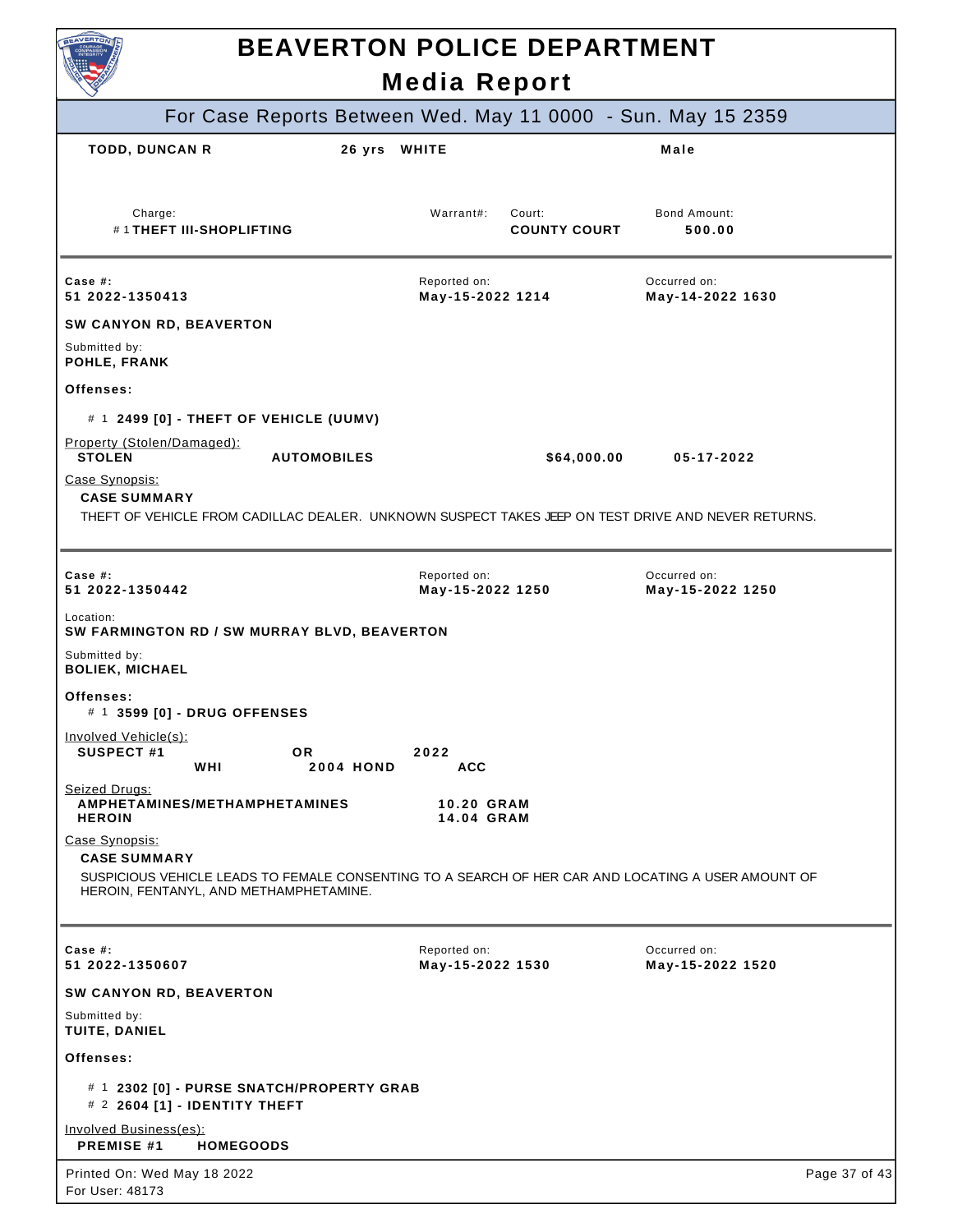# BEAVERTON POLICE DEPARTMENT

## Media Report

### For Case Reports Between Wed. May 11 0000 - Sun. May 15 2359

**TODD, DUNCAN R** | **26 yrs** | **WHITE** | **Male**

| Charge: | Warrant#: | Court: | Bond Amount: |
|---|---|---|---|
| # 1 **THEFT III-SHOPLIFTING** | | **COUNTY COURT** | **500.00** |

---

**Case #:** 51 2022-1350413 | **Reported on:** May-15-2022 1214 | **Occurred on:** May-14-2022 1630

**SW CANYON RD, BEAVERTON**

Submitted by:
**POHLE, FRANK**

**Offenses:**

# 1 **2499 [0] - THEFT OF VEHICLE (UUMV)**

Property (Stolen/Damaged):

| | | | |
|---|---|---|---|
| **STOLEN** | **AUTOMOBILES** | **$64,000.00** | **05-17-2022** |

Case Synopsis:

**CASE SUMMARY**

THEFT OF VEHICLE FROM CADILLAC DEALER. UNKNOWN SUSPECT TAKES JEEP ON TEST DRIVE AND NEVER RETURNS.

---

**Case #:** 51 2022-1350442 | **Reported on:** May-15-2022 1250 | **Occurred on:** May-15-2022 1250

Location:
**SW FARMINGTON RD / SW MURRAY BLVD, BEAVERTON**

Submitted by:
**BOLIEK, MICHAEL**

**Offenses:**

# 1 **3599 [0] - DRUG OFFENSES**

Involved Vehicle(s):

| | | |
|---|---|---|
| **SUSPECT #1** | **OR** | **2022** |
| **WHI** | **2004 HOND** | **ACC** |

Seized Drugs:

| | |
|---|---|
| **AMPHETAMINES/METHAMPHETAMINES** | **10.20 GRAM** |
| **HEROIN** | **14.04 GRAM** |

Case Synopsis:

**CASE SUMMARY**

SUSPICIOUS VEHICLE LEADS TO FEMALE CONSENTING TO A SEARCH OF HER CAR AND LOCATING A USER AMOUNT OF HEROIN, FENTANYL, AND METHAMPHETAMINE.

---

**Case #:** 51 2022-1350607 | **Reported on:** May-15-2022 1530 | **Occurred on:** May-15-2022 1520

**SW CANYON RD, BEAVERTON**

Submitted by:
**TUITE, DANIEL**

**Offenses:**

# 1 **2302 [0] - PURSE SNATCH/PROPERTY GRAB**
# 2 **2604 [1] - IDENTITY THEFT**

Involved Business(es):

**PREMISE #1** **HOMEGOODS**

Printed On: Wed May 18 2022
For User: 48173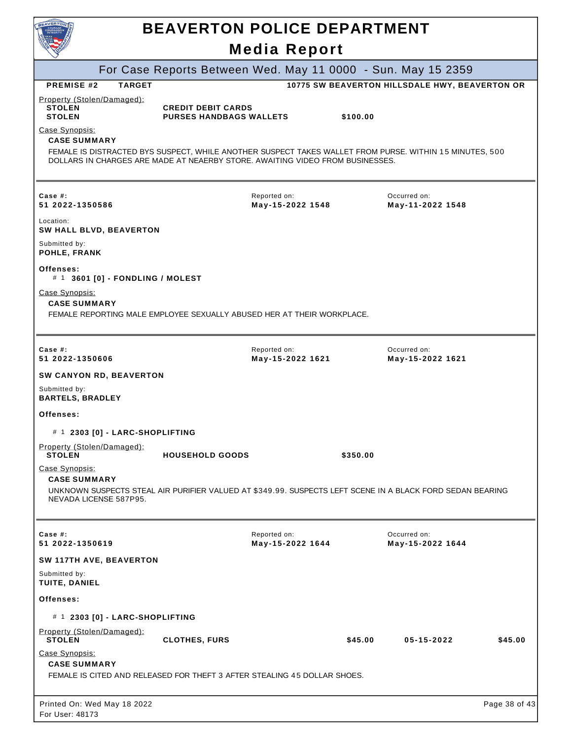# BEAVERTON POLICE DEPARTMENT

## Media Report

### For Case Reports Between Wed. May 11 0000 - Sun. May 15 2359

**PREMISE #2** **TARGET** **10775 SW BEAVERTON HILLSDALE HWY, BEAVERTON OR**

Property (Stolen/Damaged):

| | | |
|---|---|---|
| **STOLEN** | **CREDIT DEBIT CARDS** | |
| **STOLEN** | **PURSES HANDBAGS WALLETS** | **$100.00** |

Case Synopsis:

**CASE SUMMARY**

FEMALE IS DISTRACTED BYS SUSPECT, WHILE ANOTHER SUSPECT TAKES WALLET FROM PURSE. WITHIN 15 MINUTES, 500 DOLLARS IN CHARGES ARE MADE AT NEAERBY STORE. AWAITING VIDEO FROM BUSINESSES.

---

| Case #: | Reported on: | Occurred on: |
|---|---|---|
| **51 2022-1350586** | **May-15-2022 1548** | **May-11-2022 1548** |

Location:
**SW HALL BLVD, BEAVERTON**

Submitted by:
**POHLE, FRANK**

**Offenses:**

\# 1 **3601 [0] - FONDLING / MOLEST**

Case Synopsis:

**CASE SUMMARY**

FEMALE REPORTING MALE EMPLOYEE SEXUALLY ABUSED HER AT THEIR WORKPLACE.

---

| Case #: | Reported on: | Occurred on: |
|---|---|---|
| **51 2022-1350606** | **May-15-2022 1621** | **May-15-2022 1621** |

**SW CANYON RD, BEAVERTON**

Submitted by:
**BARTELS, BRADLEY**

**Offenses:**

\# 1 **2303 [0] - LARC-SHOPLIFTING**

Property (Stolen/Damaged):

| | | |
|---|---|---|
| **STOLEN** | **HOUSEHOLD GOODS** | **$350.00** |

Case Synopsis:

**CASE SUMMARY**

UNKNOWN SUSPECTS STEAL AIR PURIFIER VALUED AT $349.99. SUSPECTS LEFT SCENE IN A BLACK FORD SEDAN BEARING NEVADA LICENSE 587P95.

---

| Case #: | Reported on: | Occurred on: |
|---|---|---|
| **51 2022-1350619** | **May-15-2022 1644** | **May-15-2022 1644** |

**SW 117TH AVE, BEAVERTON**

Submitted by:
**TUITE, DANIEL**

**Offenses:**

\# 1 **2303 [0] - LARC-SHOPLIFTING**

Property (Stolen/Damaged):

| | | | | |
|---|---|---|---|---|
| **STOLEN** | **CLOTHES, FURS** | **$45.00** | **05-15-2022** | **$45.00** |

Case Synopsis:

**CASE SUMMARY**

FEMALE IS CITED AND RELEASED FOR THEFT 3 AFTER STEALING 45 DOLLAR SHOES.

Printed On: Wed May 18 2022
For User: 48173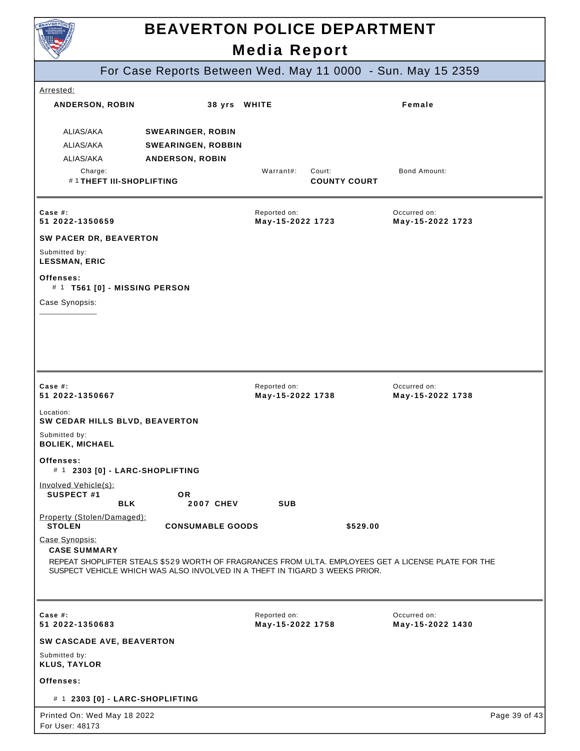# BEAVERTON POLICE DEPARTMENT

## Media Report

### For Case Reports Between Wed. May 11 0000 - Sun. May 15 2359

Arrested:

**ANDERSON, ROBIN** | **38 yrs** | **WHITE** | **Female**

| | |
|---|---|
| ALIAS/AKA | **SWEARINGER, ROBIN** |
| ALIAS/AKA | **SWEARINGEN, ROBBIN** |
| ALIAS/AKA | **ANDERSON, ROBIN** |

| Charge: | Warrant#: | Court: | Bond Amount: |
|---|---|---|---|
| # 1 **THEFT III-SHOPLIFTING** | | **COUNTY COURT** | |

---

| Case #: | Reported on: | Occurred on: |
|---|---|---|
| **51 2022-1350659** | **May-15-2022 1723** | **May-15-2022 1723** |

**SW PACER DR, BEAVERTON**

Submitted by:
**LESSMAN, ERIC**

**Offenses:**
# 1 **T561 [0] - MISSING PERSON**

Case Synopsis:

---

| Case #: | Reported on: | Occurred on: |
|---|---|---|
| **51 2022-1350667** | **May-15-2022 1738** | **May-15-2022 1738** |

Location:
**SW CEDAR HILLS BLVD, BEAVERTON**

Submitted by:
**BOLIEK, MICHAEL**

**Offenses:**
# 1 **2303 [0] - LARC-SHOPLIFTING**

Involved Vehicle(s):

| | | | |
|---|---|---|---|
| **SUSPECT #1** | | **OR** | |
| | **BLK** | **2007 CHEV** | **SUB** |

Property (Stolen/Damaged):

| | | |
|---|---|---|
| **STOLEN** | **CONSUMABLE GOODS** | **$529.00** |

Case Synopsis:

**CASE SUMMARY**

REPEAT SHOPLIFTER STEALS $529 WORTH OF FRAGRANCES FROM ULTA. EMPLOYEES GET A LICENSE PLATE FOR THE SUSPECT VEHICLE WHICH WAS ALSO INVOLVED IN A THEFT IN TIGARD 3 WEEKS PRIOR.

---

| Case #: | Reported on: | Occurred on: |
|---|---|---|
| **51 2022-1350683** | **May-15-2022 1758** | **May-15-2022 1430** |

**SW CASCADE AVE, BEAVERTON**

Submitted by:
**KLUS, TAYLOR**

**Offenses:**

# 1 **2303 [0] - LARC-SHOPLIFTING**

Printed On: Wed May 18 2022
For User: 48173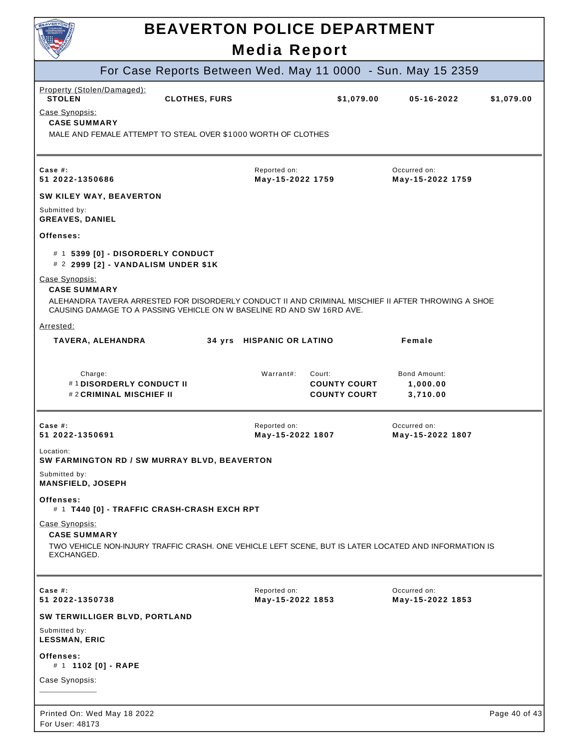# BEAVERTON POLICE DEPARTMENT

## Media Report

### For Case Reports Between Wed. May 11 0000 - Sun. May 15 2359

Property (Stolen/Damaged):

| | | | | |
|---|---|---|---|---|
| **STOLEN** | **CLOTHES, FURS** | **$1,079.00** | **05-16-2022** | **$1,079.00** |

Case Synopsis:

**CASE SUMMARY**

MALE AND FEMALE ATTEMPT TO STEAL OVER $1000 WORTH OF CLOTHES

---

| Case #: | Reported on: | Occurred on: |
|---|---|---|
| **51 2022-1350686** | **May-15-2022 1759** | **May-15-2022 1759** |

**SW KILEY WAY, BEAVERTON**

Submitted by:
**GREAVES, DANIEL**

**Offenses:**

- # 1 **5399 [0] - DISORDERLY CONDUCT**
- # 2 **2999 [2] - VANDALISM UNDER $1K**

Case Synopsis:

**CASE SUMMARY**

ALEHANDRA TAVERA ARRESTED FOR DISORDERLY CONDUCT II AND CRIMINAL MISCHIEF II AFTER THROWING A SHOE CAUSING DAMAGE TO A PASSING VEHICLE ON W BASELINE RD AND SW 16RD AVE.

Arrested:

| | | | |
|---|---|---|---|
| **TAVERA, ALEHANDRA** | **34 yrs** | **HISPANIC OR LATINO** | **Female** |

| Charge: | Warrant#: | Court: | Bond Amount: |
|---|---|---|---|
| # 1 **DISORDERLY CONDUCT II** | | **COUNTY COURT** | **1,000.00** |
| # 2 **CRIMINAL MISCHIEF II** | | **COUNTY COURT** | **3,710.00** |

---

| Case #: | Reported on: | Occurred on: |
|---|---|---|
| **51 2022-1350691** | **May-15-2022 1807** | **May-15-2022 1807** |

Location:
**SW FARMINGTON RD / SW MURRAY BLVD, BEAVERTON**

Submitted by:
**MANSFIELD, JOSEPH**

**Offenses:**

- # 1 **T440 [0] - TRAFFIC CRASH-CRASH EXCH RPT**

Case Synopsis:

**CASE SUMMARY**

TWO VEHICLE NON-INJURY TRAFFIC CRASH. ONE VEHICLE LEFT SCENE, BUT IS LATER LOCATED AND INFORMATION IS EXCHANGED.

---

| Case #: | Reported on: | Occurred on: |
|---|---|---|
| **51 2022-1350738** | **May-15-2022 1853** | **May-15-2022 1853** |

**SW TERWILLIGER BLVD, PORTLAND**

Submitted by:
**LESSMAN, ERIC**

**Offenses:**

- # 1 **1102 [0] - RAPE**

Case Synopsis:

Printed On: Wed May 18 2022
For User: 48173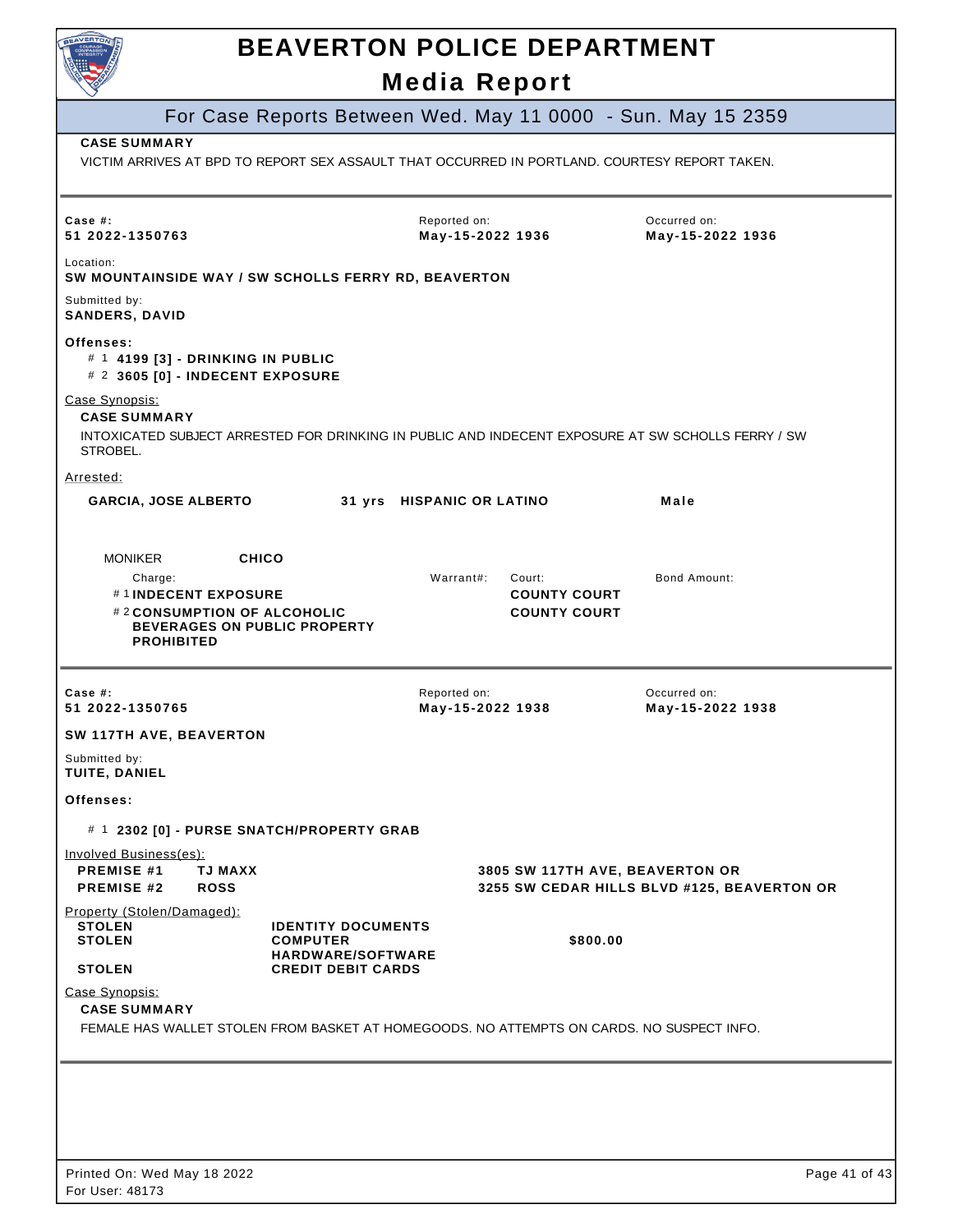# BEAVERTON POLICE DEPARTMENT

## Media Report

### For Case Reports Between Wed. May 11 0000 - Sun. May 15 2359

**CASE SUMMARY**

VICTIM ARRIVES AT BPD TO REPORT SEX ASSAULT THAT OCCURRED IN PORTLAND. COURTESY REPORT TAKEN.

---

**Case #:** 51 2022-1350763
**Reported on:** May-15-2022 1936
**Occurred on:** May-15-2022 1936

Location:
**SW MOUNTAINSIDE WAY / SW SCHOLLS FERRY RD, BEAVERTON**

Submitted by:
**SANDERS, DAVID**

**Offenses:**

- # 1 **4199 [3] - DRINKING IN PUBLIC**
- # 2 **3605 [0] - INDECENT EXPOSURE**

Case Synopsis:

**CASE SUMMARY**

INTOXICATED SUBJECT ARRESTED FOR DRINKING IN PUBLIC AND INDECENT EXPOSURE AT SW SCHOLLS FERRY / SW STROBEL.

Arrested:

**GARCIA, JOSE ALBERTO** | **31 yrs** | **HISPANIC OR LATINO** | **Male**

MONIKER **CHICO**

| Charge: | Warrant#: | Court: | Bond Amount: |
|---|---|---|---|
| # 1 INDECENT EXPOSURE | | COUNTY COURT | |
| # 2 CONSUMPTION OF ALCOHOLIC BEVERAGES ON PUBLIC PROPERTY PROHIBITED | | COUNTY COURT | |

---

**Case #:** 51 2022-1350765
**Reported on:** May-15-2022 1938
**Occurred on:** May-15-2022 1938

**SW 117TH AVE, BEAVERTON**

Submitted by:
**TUITE, DANIEL**

**Offenses:**

- # 1 **2302 [0] - PURSE SNATCH/PROPERTY GRAB**

Involved Business(es):

| | | |
|---|---|---|
| **PREMISE #1** | **TJ MAXX** | **3805 SW 117TH AVE, BEAVERTON OR** |
| **PREMISE #2** | **ROSS** | **3255 SW CEDAR HILLS BLVD #125, BEAVERTON OR** |

Property (Stolen/Damaged):

| | | |
|---|---|---|
| **STOLEN** | **IDENTITY DOCUMENTS** | |
| **STOLEN** | **COMPUTER HARDWARE/SOFTWARE** | **$800.00** |
| **STOLEN** | **CREDIT DEBIT CARDS** | |

Case Synopsis:

**CASE SUMMARY**

FEMALE HAS WALLET STOLEN FROM BASKET AT HOMEGOODS. NO ATTEMPTS ON CARDS. NO SUSPECT INFO.

---

Printed On: Wed May 18 2022
For User: 48173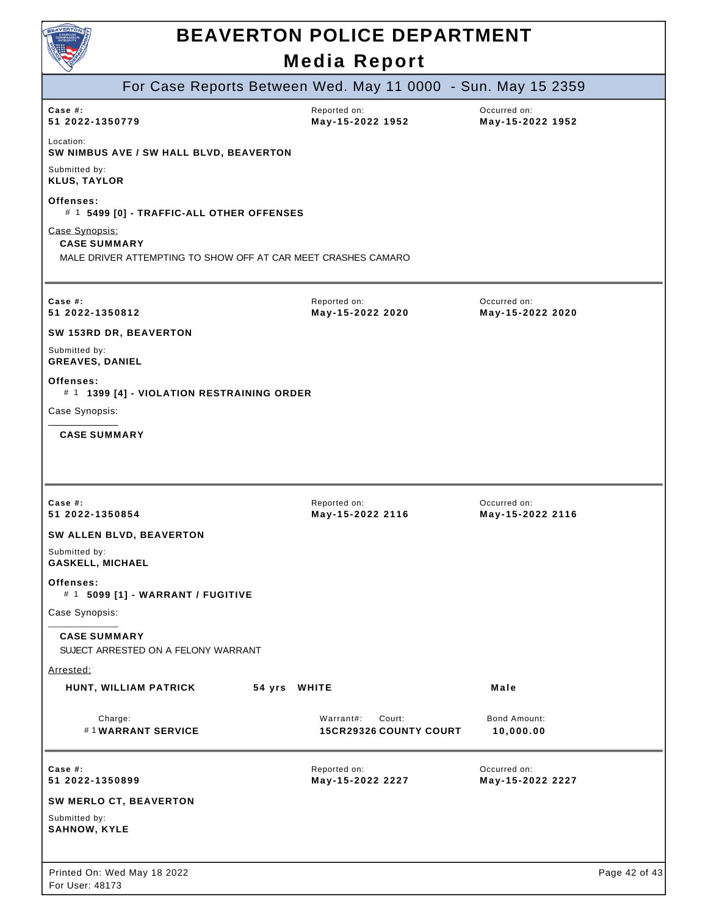# BEAVERTON POLICE DEPARTMENT

## Media Report

### For Case Reports Between Wed. May 11 0000 - Sun. May 15 2359

**Case #:** 51 2022-1350779
**Reported on:** May-15-2022 1952
**Occurred on:** May-15-2022 1952

**Location:**
SW NIMBUS AVE / SW HALL BLVD, BEAVERTON

**Submitted by:**
KLUS, TAYLOR

**Offenses:**
# 1 **5499 [0] - TRAFFIC-ALL OTHER OFFENSES**

Case Synopsis:

**CASE SUMMARY**

MALE DRIVER ATTEMPTING TO SHOW OFF AT CAR MEET CRASHES CAMARO

---

**Case #:** 51 2022-1350812
**Reported on:** May-15-2022 2020
**Occurred on:** May-15-2022 2020

SW 153RD DR, BEAVERTON

**Submitted by:**
GREAVES, DANIEL

**Offenses:**
# 1 **1399 [4] - VIOLATION RESTRAINING ORDER**

Case Synopsis:

**CASE SUMMARY**

---

**Case #:** 51 2022-1350854
**Reported on:** May-15-2022 2116
**Occurred on:** May-15-2022 2116

SW ALLEN BLVD, BEAVERTON

**Submitted by:**
GASKELL, MICHAEL

**Offenses:**
# 1 **5099 [1] - WARRANT / FUGITIVE**

Case Synopsis:

**CASE SUMMARY**

SUJECT ARRESTED ON A FELONY WARRANT

Arrested:

| Name | Age | Race | Sex |
|---|---|---|---|
| HUNT, WILLIAM PATRICK | 54 yrs | WHITE | Male |

| Charge | Warrant# | Court | Bond Amount |
|---|---|---|---|
| # 1 WARRANT SERVICE | 15CR29326 | COUNTY COURT | 10,000.00 |

---

**Case #:** 51 2022-1350899
**Reported on:** May-15-2022 2227
**Occurred on:** May-15-2022 2227

SW MERLO CT, BEAVERTON

**Submitted by:**
SAHNOW, KYLE

Printed On: Wed May 18 2022
For User: 48173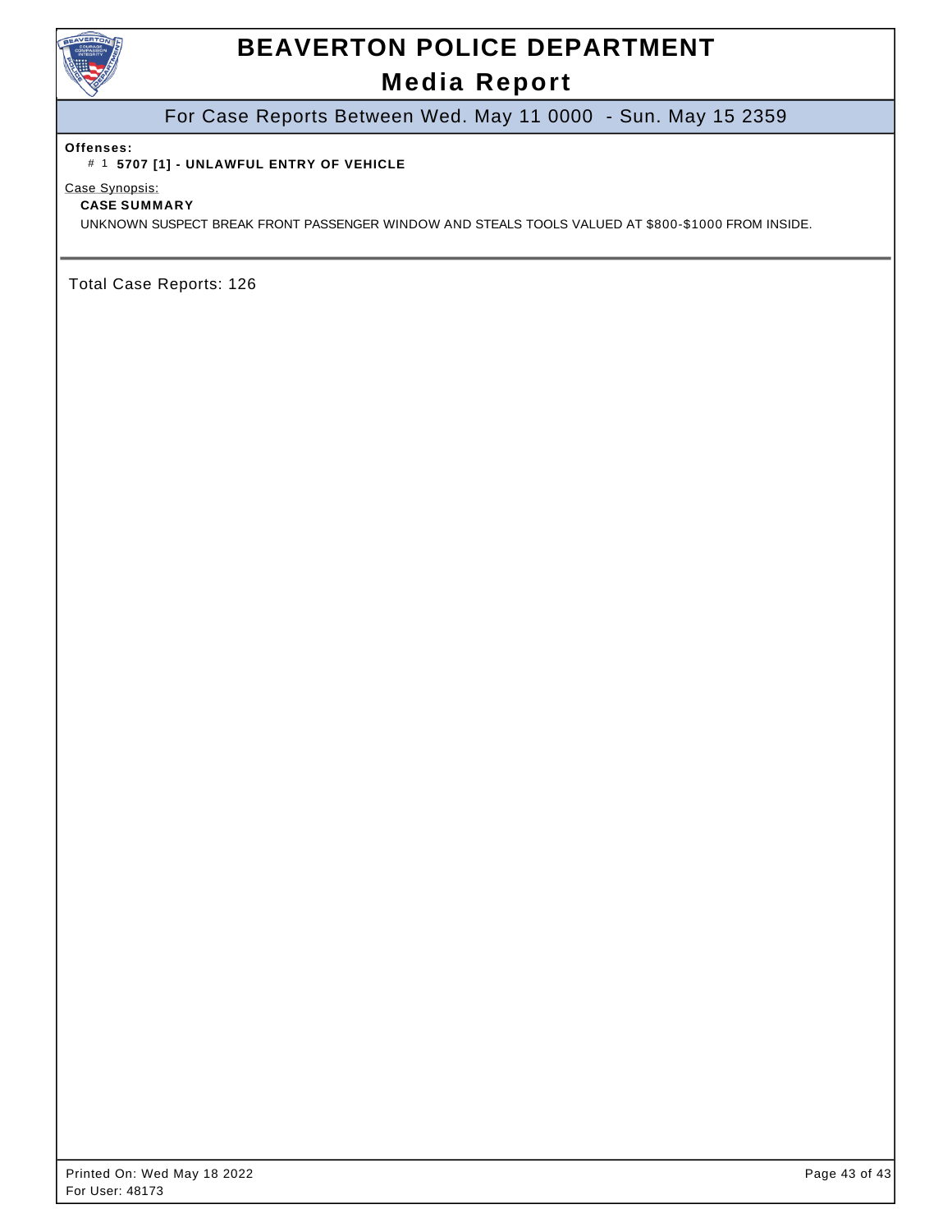**Offenses:**

\# 1 **5707 [1] - UNLAWFUL ENTRY OF VEHICLE**

Case Synopsis:

**CASE SUMMARY**

UNKNOWN SUSPECT BREAK FRONT PASSENGER WINDOW AND STEALS TOOLS VALUED AT $800-$1000 FROM INSIDE.

---

Total Case Reports: 126